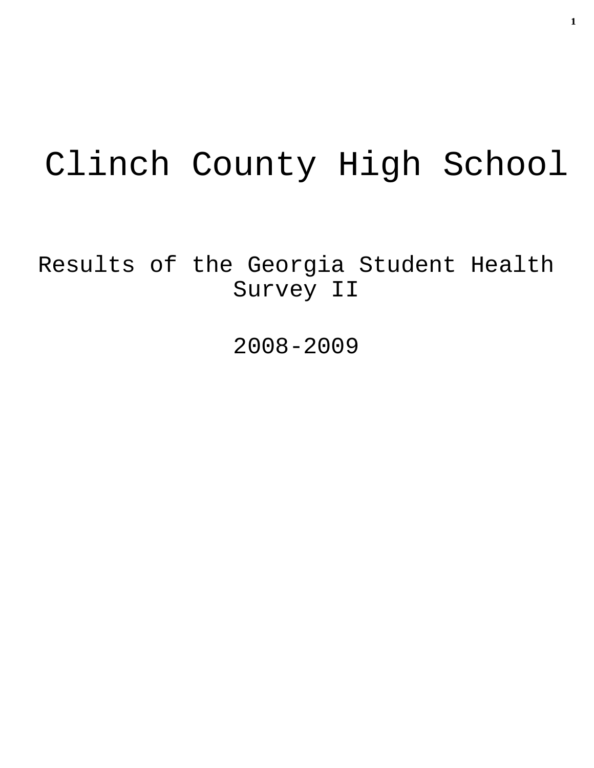# Clinch County High School

## Results of the Georgia Student Health Survey II

## 2008-2009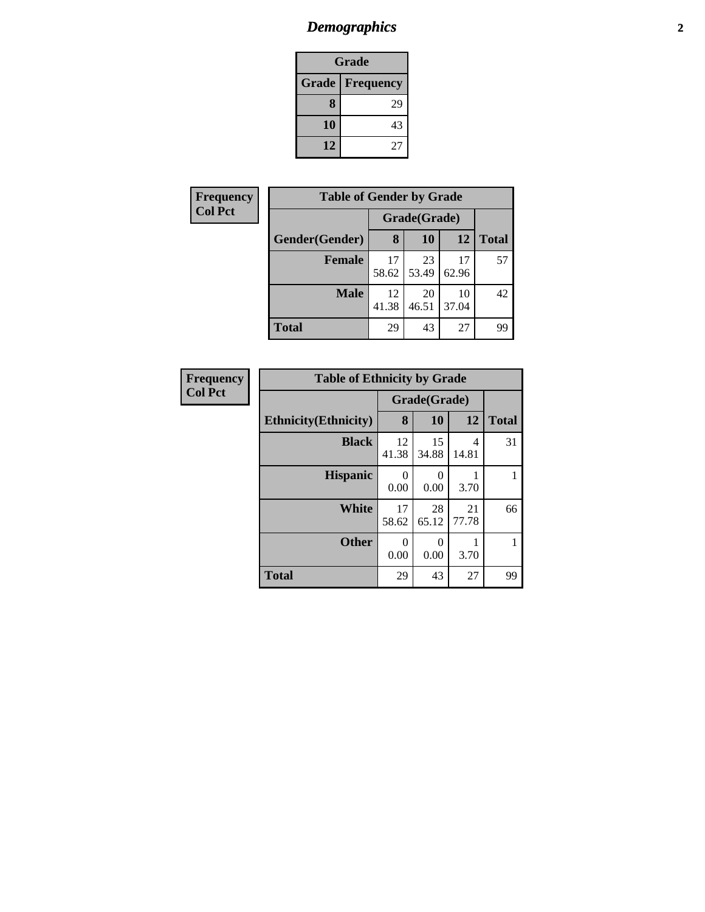# *Demographics*

| Grade | |
|---|---|
| **Grade** | **Frequency** |
| **8** | 29 |
| **10** | 43 |
| **12** | 27 |

**Frequency**
**Col Pct**

| Table of Gender by Grade | | | | |
|---|---|---|---|---|
| | Grade(Grade) | | | |
| **Gender(Gender)** | **8** | **10** | **12** | **Total** |
| **Female** | 17<br>58.62 | 23<br>53.49 | 17<br>62.96 | 57 |
| **Male** | 12<br>41.38 | 20<br>46.51 | 10<br>37.04 | 42 |
| **Total** | 29 | 43 | 27 | 99 |

**Frequency**
**Col Pct**

| Table of Ethnicity by Grade | | | | |
|---|---|---|---|---|
| | Grade(Grade) | | | |
| **Ethnicity(Ethnicity)** | **8** | **10** | **12** | **Total** |
| **Black** | 12<br>41.38 | 15<br>34.88 | 4<br>14.81 | 31 |
| **Hispanic** | 0<br>0.00 | 0<br>0.00 | 1<br>3.70 | 1 |
| **White** | 17<br>58.62 | 28<br>65.12 | 21<br>77.78 | 66 |
| **Other** | 0<br>0.00 | 0<br>0.00 | 1<br>3.70 | 1 |
| **Total** | 29 | 43 | 27 | 99 |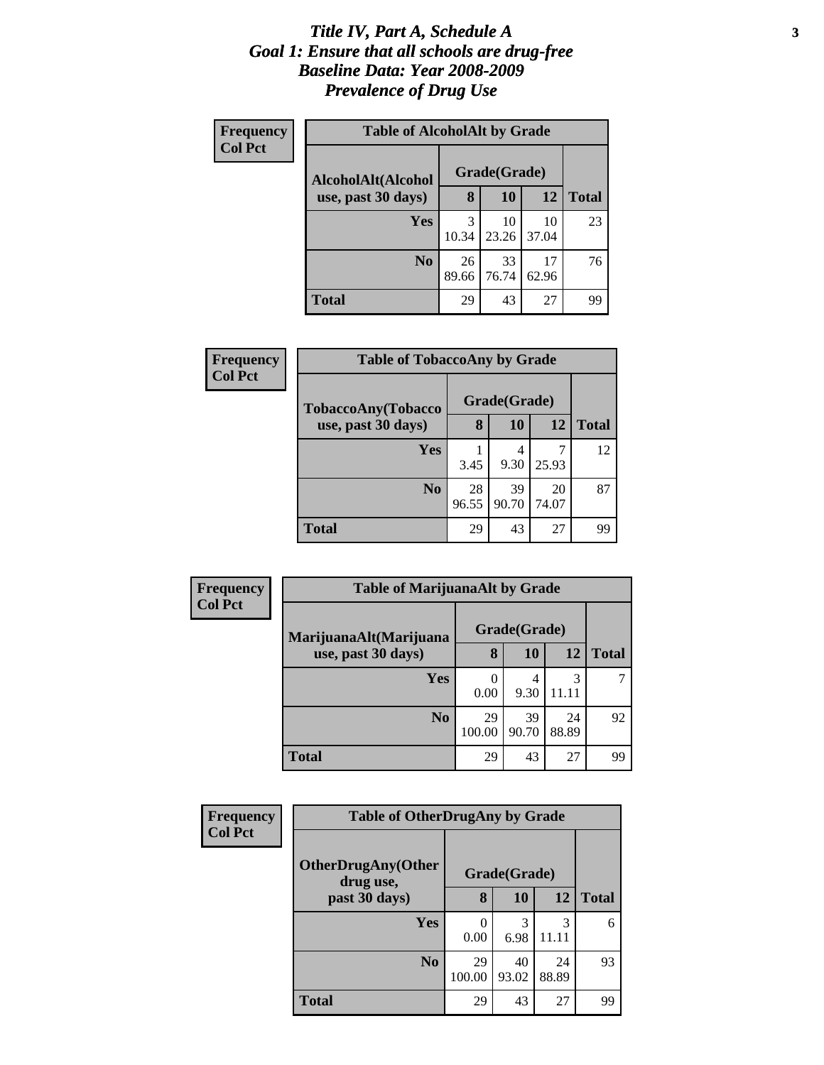# *Title IV, Part A, Schedule A*
# *Goal 1: Ensure that all schools are drug-free*
# *Baseline Data: Year 2008-2009*
# *Prevalence of Drug Use*

**Frequency**
**Col Pct**

**Table of AlcoholAlt by Grade**

| AlcoholAlt(Alcohol use, past 30 days) | Grade(Grade) | | | |
|---|---|---|---|---|
| | **8** | **10** | **12** | **Total** |
| **Yes** | 3<br>10.34 | 10<br>23.26 | 10<br>37.04 | 23 |
| **No** | 26<br>89.66 | 33<br>76.74 | 17<br>62.96 | 76 |
| **Total** | 29 | 43 | 27 | 99 |

**Frequency**
**Col Pct**

**Table of TobaccoAny by Grade**

| TobaccoAny(Tobacco use, past 30 days) | Grade(Grade) | | | |
|---|---|---|---|---|
| | **8** | **10** | **12** | **Total** |
| **Yes** | 1<br>3.45 | 4<br>9.30 | 7<br>25.93 | 12 |
| **No** | 28<br>96.55 | 39<br>90.70 | 20<br>74.07 | 87 |
| **Total** | 29 | 43 | 27 | 99 |

**Frequency**
**Col Pct**

**Table of MarijuanaAlt by Grade**

| MarijuanaAlt(Marijuana use, past 30 days) | Grade(Grade) | | | |
|---|---|---|---|---|
| | **8** | **10** | **12** | **Total** |
| **Yes** | 0<br>0.00 | 4<br>9.30 | 3<br>11.11 | 7 |
| **No** | 29<br>100.00 | 39<br>90.70 | 24<br>88.89 | 92 |
| **Total** | 29 | 43 | 27 | 99 |

**Frequency**
**Col Pct**

**Table of OtherDrugAny by Grade**

| OtherDrugAny(Other drug use, past 30 days) | Grade(Grade) | | | |
|---|---|---|---|---|
| | **8** | **10** | **12** | **Total** |
| **Yes** | 0<br>0.00 | 3<br>6.98 | 3<br>11.11 | 6 |
| **No** | 29<br>100.00 | 40<br>93.02 | 24<br>88.89 | 93 |
| **Total** | 29 | 43 | 27 | 99 |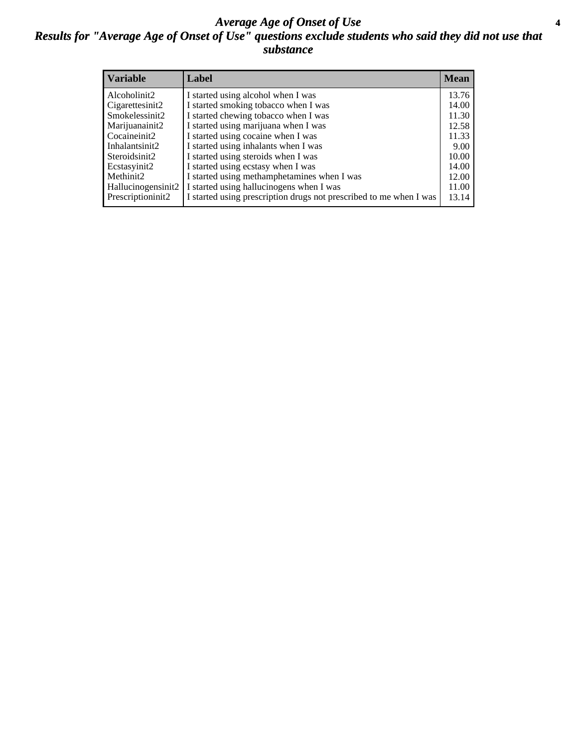# *Average Age of Onset of Use*

## *Results for "Average Age of Onset of Use" questions exclude students who said they did not use that substance*

| Variable | Label | Mean |
|---|---|---|
| Alcoholinit2 | I started using alcohol when I was | 13.76 |
| Cigarettesinit2 | I started smoking tobacco when I was | 14.00 |
| Smokelessinit2 | I started chewing tobacco when I was | 11.30 |
| Marijuanainit2 | I started using marijuana when I was | 12.58 |
| Cocaineinit2 | I started using cocaine when I was | 11.33 |
| Inhalantsinit2 | I started using inhalants when I was | 9.00 |
| Steroidsinit2 | I started using steroids when I was | 10.00 |
| Ecstasyinit2 | I started using ecstasy when I was | 14.00 |
| Methinit2 | I started using methamphetamines when I was | 12.00 |
| Hallucinogensinit2 | I started using hallucinogens when I was | 11.00 |
| Prescriptioninit2 | I started using prescription drugs not prescribed to me when I was | 13.14 |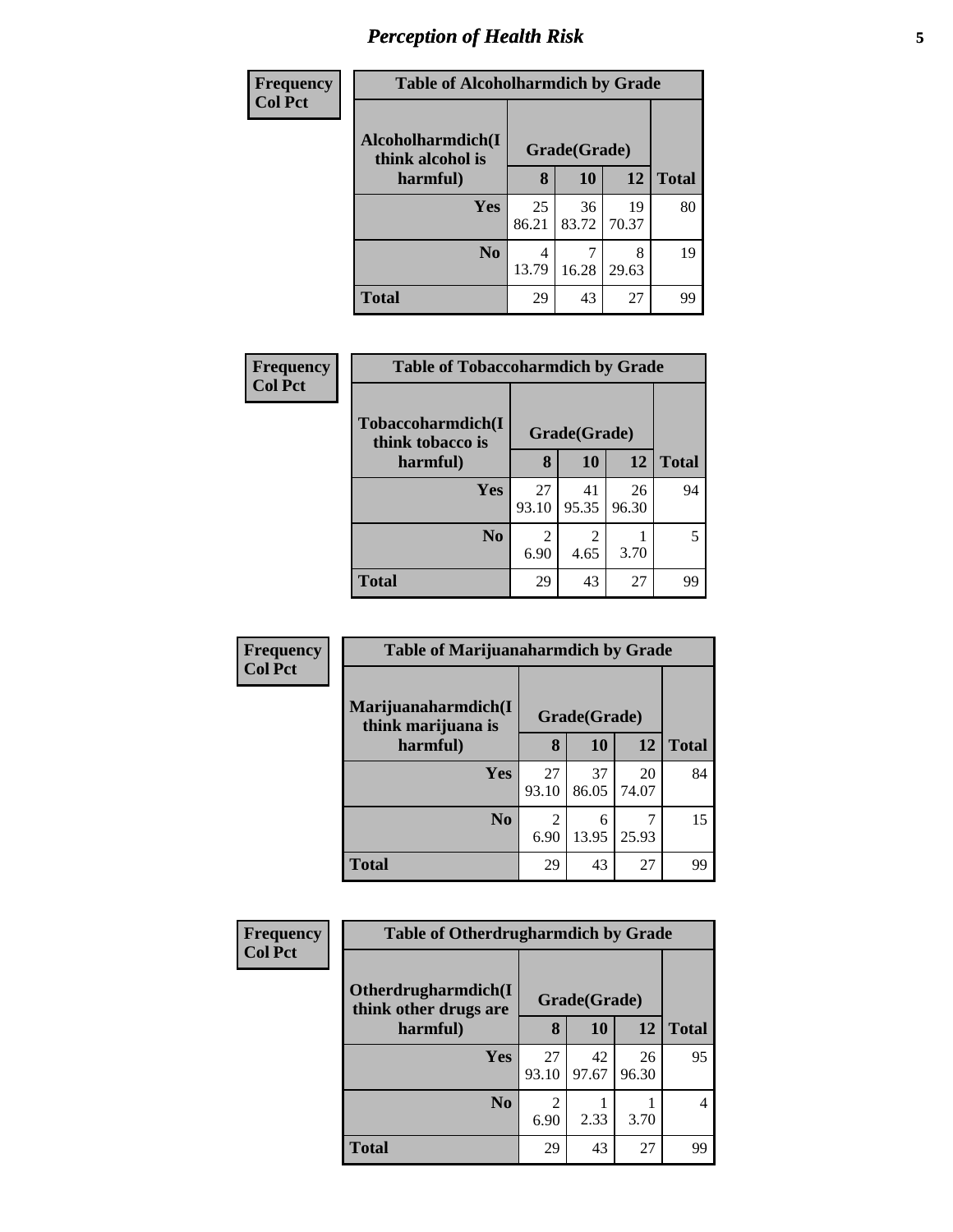# Perception of Health Risk

| Frequency Col Pct | Table of Alcoholharmdich by Grade | | | |
|---|---|---|---|---|
| Alcoholharmdich(I think alcohol is harmful) | Grade(Grade) | | | |
| | 8 | 10 | 12 | Total |
| Yes | 25<br>86.21 | 36<br>83.72 | 19<br>70.37 | 80 |
| No | 4<br>13.79 | 7<br>16.28 | 8<br>29.63 | 19 |
| Total | 29 | 43 | 27 | 99 |

| Frequency Col Pct | Table of Tobaccoharmdich by Grade | | | |
|---|---|---|---|---|
| Tobaccoharmdich(I think tobacco is harmful) | Grade(Grade) | | | |
| | 8 | 10 | 12 | Total |
| Yes | 27<br>93.10 | 41<br>95.35 | 26<br>96.30 | 94 |
| No | 2<br>6.90 | 2<br>4.65 | 1<br>3.70 | 5 |
| Total | 29 | 43 | 27 | 99 |

| Frequency Col Pct | Table of Marijuanaharmdich by Grade | | | |
|---|---|---|---|---|
| Marijuanaharmdich(I think marijuana is harmful) | Grade(Grade) | | | |
| | 8 | 10 | 12 | Total |
| Yes | 27<br>93.10 | 37<br>86.05 | 20<br>74.07 | 84 |
| No | 2<br>6.90 | 6<br>13.95 | 7<br>25.93 | 15 |
| Total | 29 | 43 | 27 | 99 |

| Frequency Col Pct | Table of Otherdrugharmdich by Grade | | | |
|---|---|---|---|---|
| Otherdrugharmdich(I think other drugs are harmful) | Grade(Grade) | | | |
| | 8 | 10 | 12 | Total |
| Yes | 27<br>93.10 | 42<br>97.67 | 26<br>96.30 | 95 |
| No | 2<br>6.90 | 1<br>2.33 | 1<br>3.70 | 4 |
| Total | 29 | 43 | 27 | 99 |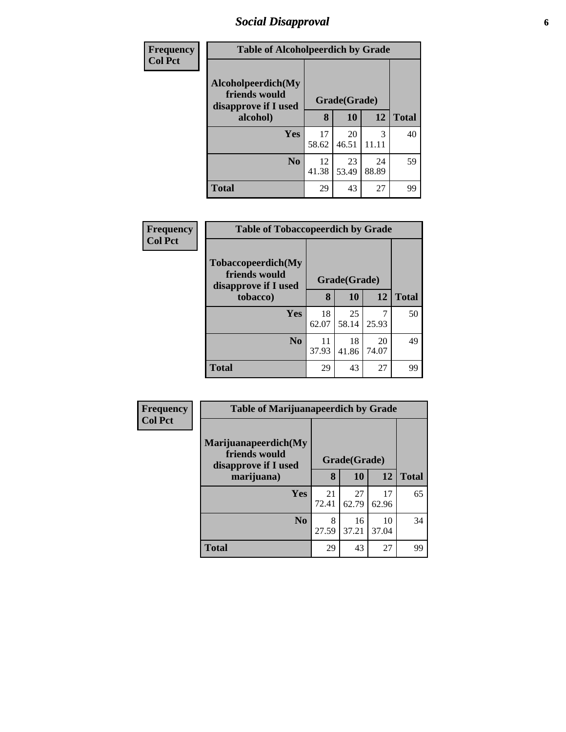## Social Disapproval

**Frequency**
**Col Pct**

**Table of Alcoholpeerdich by Grade**

| Alcoholpeerdich(My friends would disapprove if I used alcohol) | Grade(Grade) | | | Total |
|---|---|---|---|---|
| | 8 | 10 | 12 | |
| **Yes** | 17<br>58.62 | 20<br>46.51 | 3<br>11.11 | 40 |
| **No** | 12<br>41.38 | 23<br>53.49 | 24<br>88.89 | 59 |
| **Total** | 29 | 43 | 27 | 99 |

**Frequency**
**Col Pct**

**Table of Tobaccopeerdich by Grade**

| Tobaccopeerdich(My friends would disapprove if I used tobacco) | Grade(Grade) | | | Total |
|---|---|---|---|---|
| | 8 | 10 | 12 | |
| **Yes** | 18<br>62.07 | 25<br>58.14 | 7<br>25.93 | 50 |
| **No** | 11<br>37.93 | 18<br>41.86 | 20<br>74.07 | 49 |
| **Total** | 29 | 43 | 27 | 99 |

**Frequency**
**Col Pct**

**Table of Marijuanapeerdich by Grade**

| Marijuanapeerdich(My friends would disapprove if I used marijuana) | Grade(Grade) | | | Total |
|---|---|---|---|---|
| | 8 | 10 | 12 | |
| **Yes** | 21<br>72.41 | 27<br>62.79 | 17<br>62.96 | 65 |
| **No** | 8<br>27.59 | 16<br>37.21 | 10<br>37.04 | 34 |
| **Total** | 29 | 43 | 27 | 99 |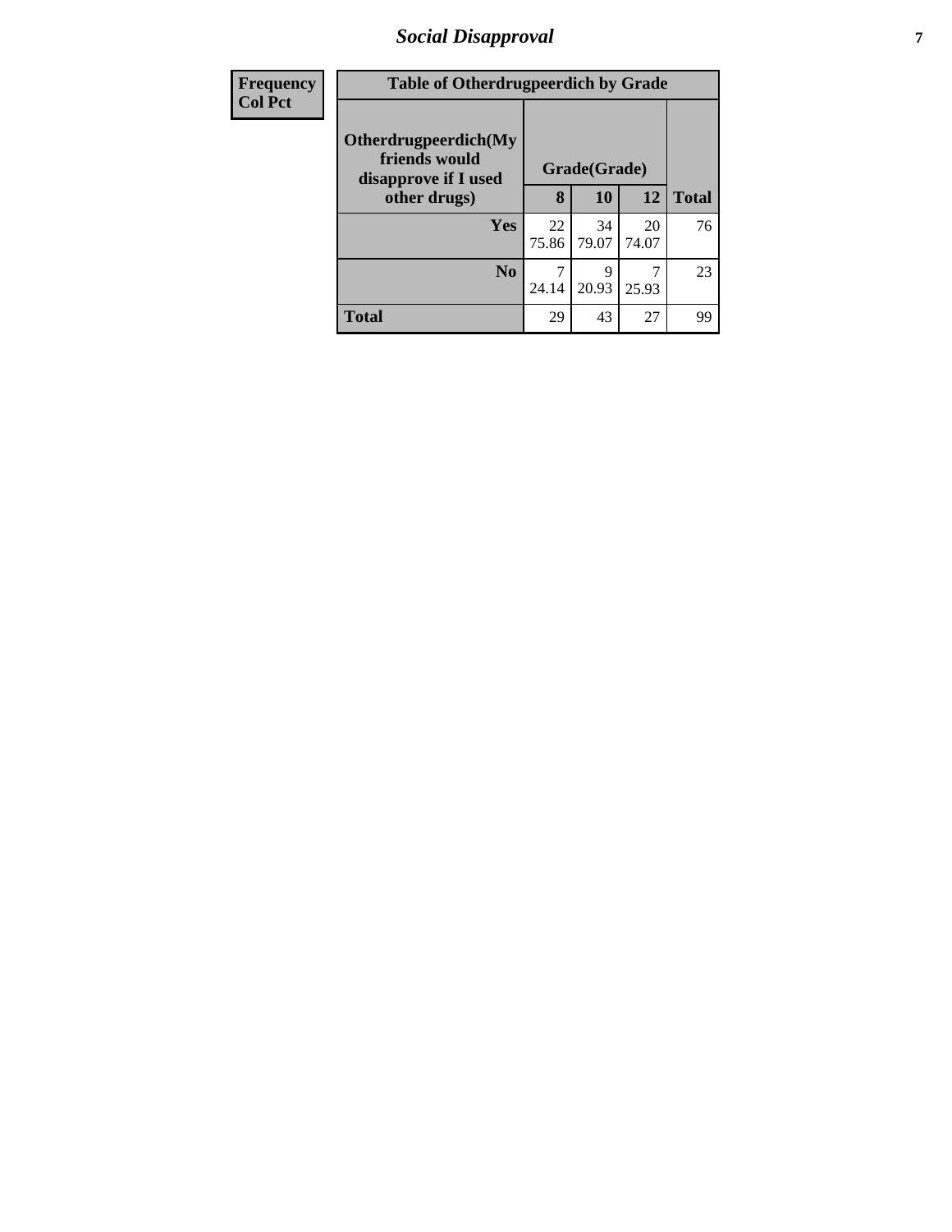# Social Disapproval

| Frequency Col Pct | Table of Otherdrugpeerdich by Grade | | | |
|---|---|---|---|---|
| Otherdrugpeerdich(My friends would disapprove if I used other drugs) | Grade(Grade) | | | |
| | 8 | 10 | 12 | Total |
| Yes | 22<br>75.86 | 34<br>79.07 | 20<br>74.07 | 76 |
| No | 7<br>24.14 | 9<br>20.93 | 7<br>25.93 | 23 |
| Total | 29 | 43 | 27 | 99 |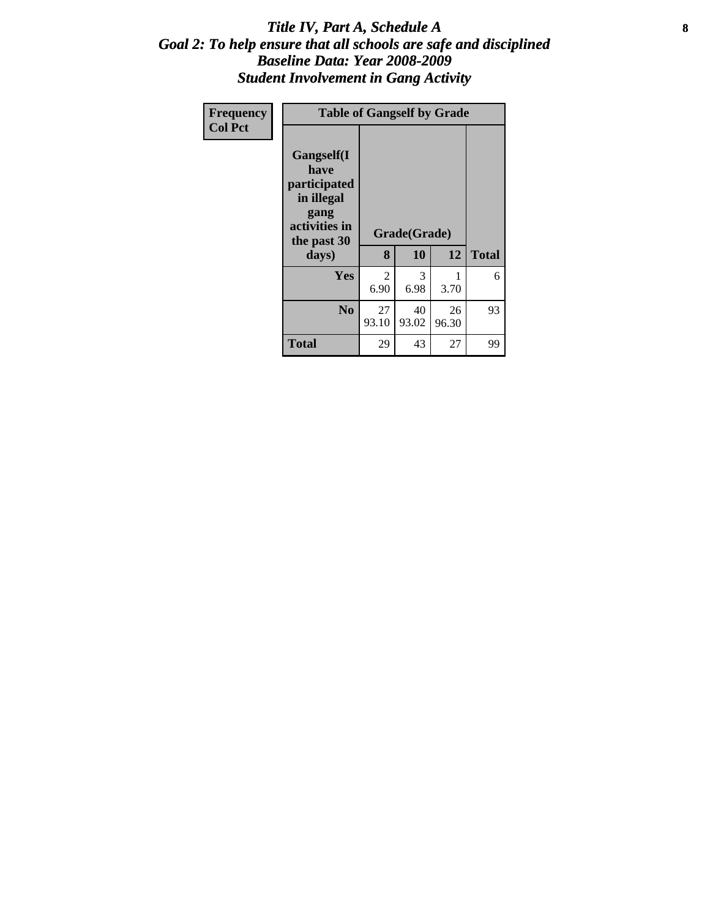# *Title IV, Part A, Schedule A*
## *Goal 2: To help ensure that all schools are safe and disciplined*
## *Baseline Data: Year 2008-2009*
## *Student Involvement in Gang Activity*

| Frequency<br>Col Pct |
|---|

| Table of Gangself by Grade | | | | |
|---|---|---|---|---|
| Gangself(I have participated in illegal gang activities in the past 30 days) | Grade(Grade) | | | |
| | 8 | 10 | 12 | Total |
| Yes | 2<br>6.90 | 3<br>6.98 | 1<br>3.70 | 6 |
| No | 27<br>93.10 | 40<br>93.02 | 26<br>96.30 | 93 |
| Total | 29 | 43 | 27 | 99 |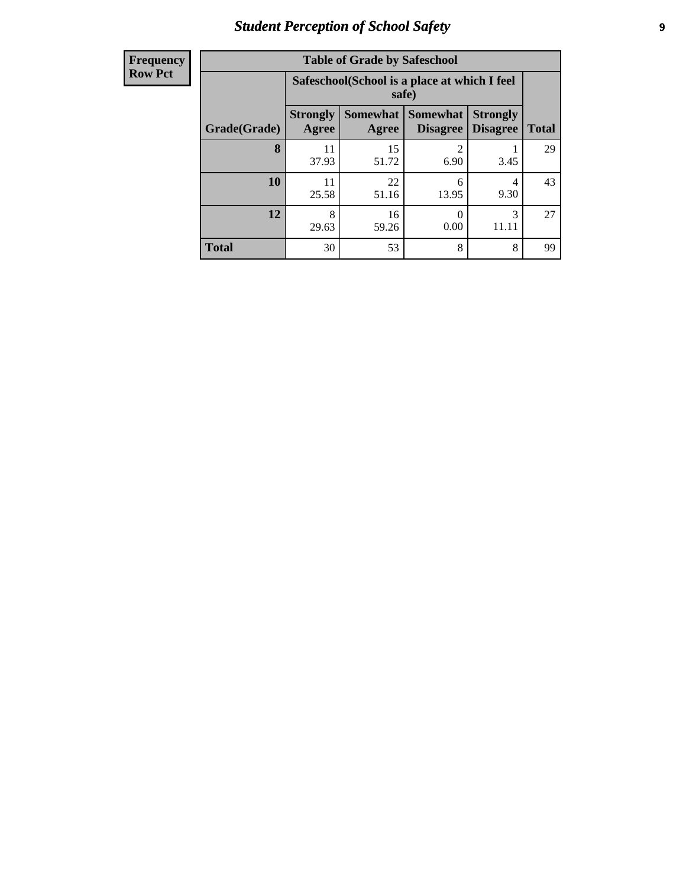# Student Perception of School Safety

| Frequency<br>Row Pct | | | | | |
|---|---|---|---|---|---|

**Table of Grade by Safeschool**

| | Safeschool(School is a place at which I feel safe) | | | | |
|---|---|---|---|---|---|
| Grade(Grade) | Strongly Agree | Somewhat Agree | Somewhat Disagree | Strongly Disagree | Total |
| **8** | 11<br>37.93 | 15<br>51.72 | 2<br>6.90 | 1<br>3.45 | 29 |
| **10** | 11<br>25.58 | 22<br>51.16 | 6<br>13.95 | 4<br>9.30 | 43 |
| **12** | 8<br>29.63 | 16<br>59.26 | 0<br>0.00 | 3<br>11.11 | 27 |
| **Total** | 30 | 53 | 8 | 8 | 99 |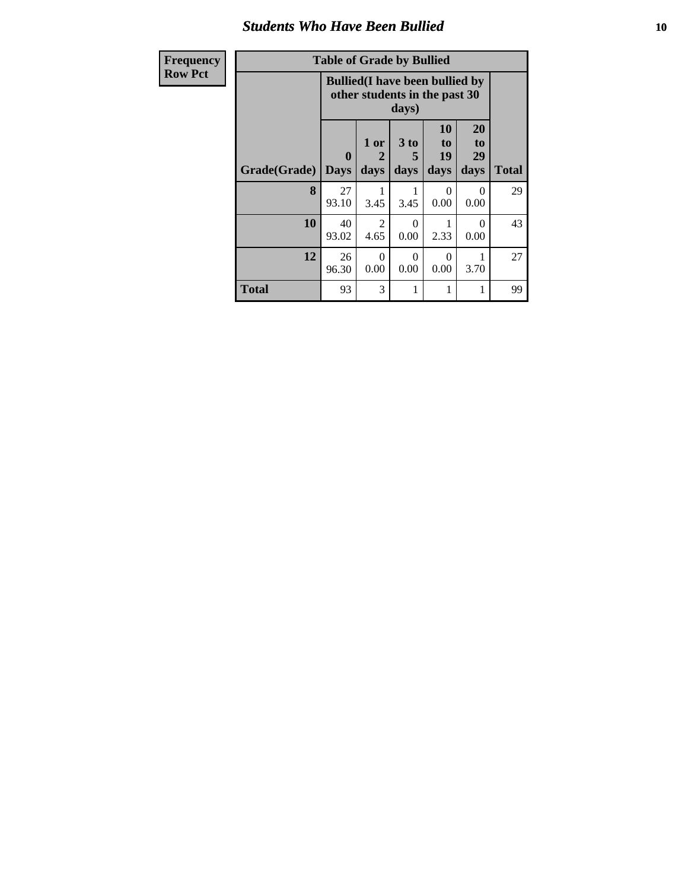## Students Who Have Been Bullied

| Frequency<br>Row Pct |
|---|

**Table of Grade by Bullied**

| Grade(Grade) | Bullied(I have been bullied by other students in the past 30 days) | | | | | Total |
|---|---|---|---|---|---|---|
| | 0 Days | 1 or 2 days | 3 to 5 days | 10 to 19 days | 20 to 29 days | |
| **8** | 27<br>93.10 | 1<br>3.45 | 1<br>3.45 | 0<br>0.00 | 0<br>0.00 | 29 |
| **10** | 40<br>93.02 | 2<br>4.65 | 0<br>0.00 | 1<br>2.33 | 0<br>0.00 | 43 |
| **12** | 26<br>96.30 | 0<br>0.00 | 0<br>0.00 | 0<br>0.00 | 1<br>3.70 | 27 |
| **Total** | 93 | 3 | 1 | 1 | 1 | 99 |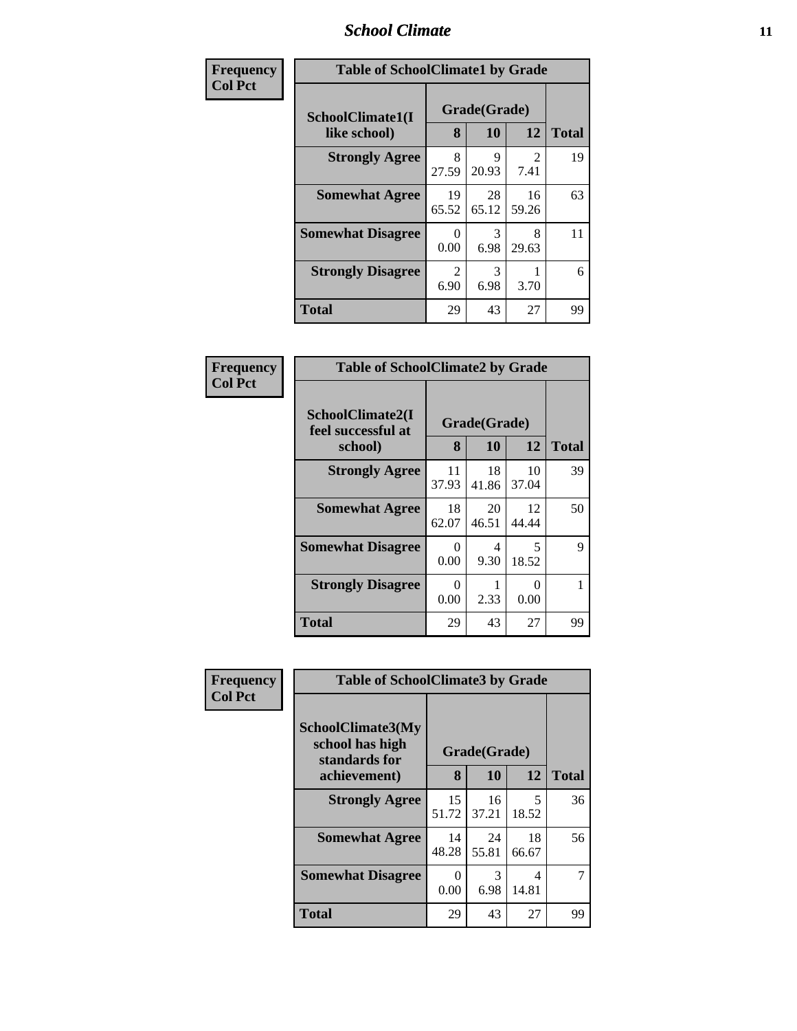## School Climate

**Frequency**
**Col Pct**

| Table of SchoolClimate1 by Grade | | | | |
|---|---|---|---|---|
| **SchoolClimate1(I like school)** | **Grade(Grade)** | | | |
| | **8** | **10** | **12** | **Total** |
| **Strongly Agree** | 8<br>27.59 | 9<br>20.93 | 2<br>7.41 | 19 |
| **Somewhat Agree** | 19<br>65.52 | 28<br>65.12 | 16<br>59.26 | 63 |
| **Somewhat Disagree** | 0<br>0.00 | 3<br>6.98 | 8<br>29.63 | 11 |
| **Strongly Disagree** | 2<br>6.90 | 3<br>6.98 | 1<br>3.70 | 6 |
| **Total** | 29 | 43 | 27 | 99 |

**Frequency**
**Col Pct**

| Table of SchoolClimate2 by Grade | | | | |
|---|---|---|---|---|
| **SchoolClimate2(I feel successful at school)** | **Grade(Grade)** | | | |
| | **8** | **10** | **12** | **Total** |
| **Strongly Agree** | 11<br>37.93 | 18<br>41.86 | 10<br>37.04 | 39 |
| **Somewhat Agree** | 18<br>62.07 | 20<br>46.51 | 12<br>44.44 | 50 |
| **Somewhat Disagree** | 0<br>0.00 | 4<br>9.30 | 5<br>18.52 | 9 |
| **Strongly Disagree** | 0<br>0.00 | 1<br>2.33 | 0<br>0.00 | 1 |
| **Total** | 29 | 43 | 27 | 99 |

**Frequency**
**Col Pct**

| Table of SchoolClimate3 by Grade | | | | |
|---|---|---|---|---|
| **SchoolClimate3(My school has high standards for achievement)** | **Grade(Grade)** | | | |
| | **8** | **10** | **12** | **Total** |
| **Strongly Agree** | 15<br>51.72 | 16<br>37.21 | 5<br>18.52 | 36 |
| **Somewhat Agree** | 14<br>48.28 | 24<br>55.81 | 18<br>66.67 | 56 |
| **Somewhat Disagree** | 0<br>0.00 | 3<br>6.98 | 4<br>14.81 | 7 |
| **Total** | 29 | 43 | 27 | 99 |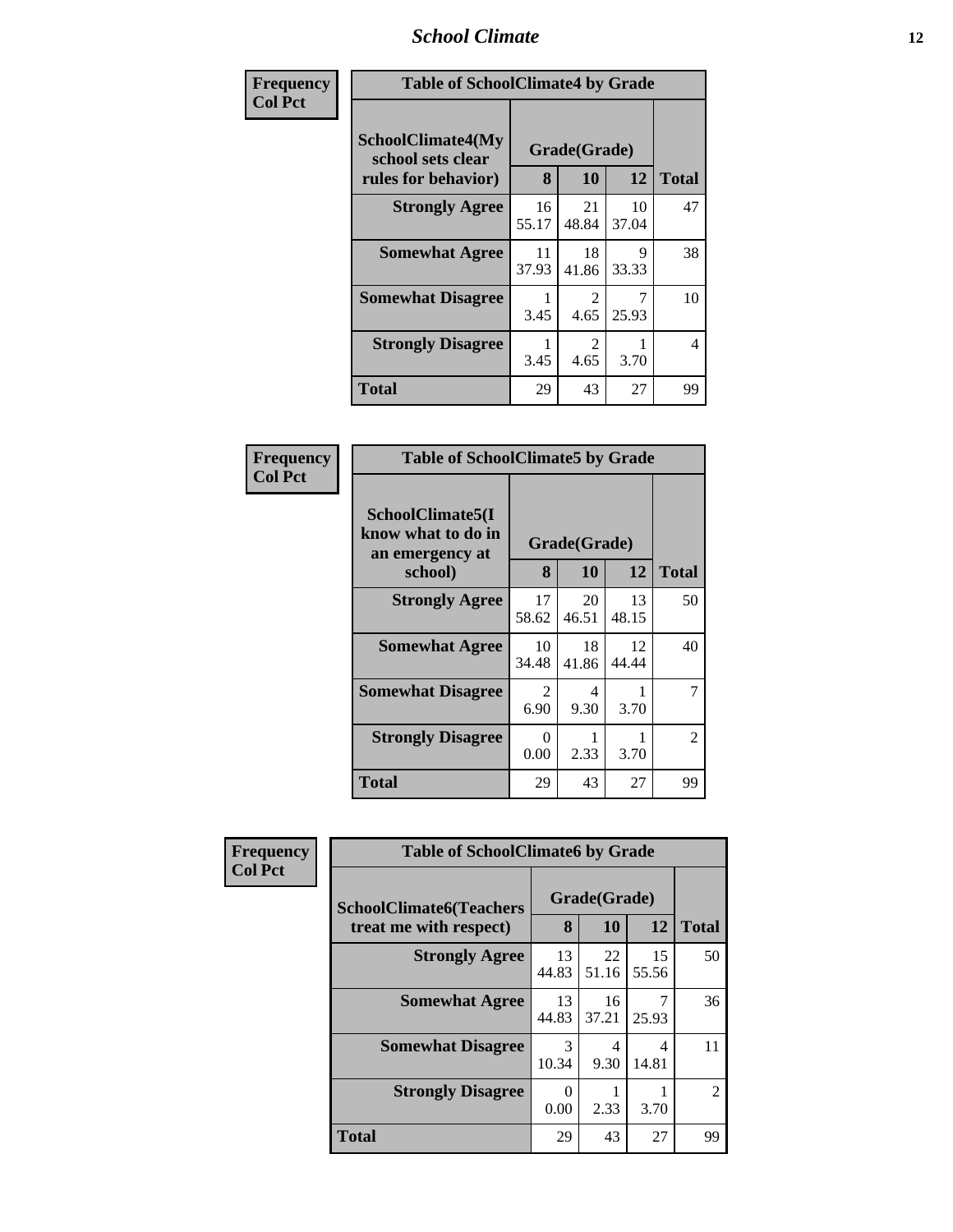| Frequency Col Pct | | | | |
|---|---|---|---|---|
| **Table of SchoolClimate4 by Grade** | | | | |
| **SchoolClimate4(My school sets clear rules for behavior)** | **Grade(Grade)** | | | **Total** |
| | **8** | **10** | **12** | |
| **Strongly Agree** | 16<br>55.17 | 21<br>48.84 | 10<br>37.04 | 47 |
| **Somewhat Agree** | 11<br>37.93 | 18<br>41.86 | 9<br>33.33 | 38 |
| **Somewhat Disagree** | 1<br>3.45 | 2<br>4.65 | 7<br>25.93 | 10 |
| **Strongly Disagree** | 1<br>3.45 | 2<br>4.65 | 1<br>3.70 | 4 |
| **Total** | 29 | 43 | 27 | 99 |

| Frequency Col Pct | | | | |
|---|---|---|---|---|
| **Table of SchoolClimate5 by Grade** | | | | |
| **SchoolClimate5(I know what to do in an emergency at school)** | **Grade(Grade)** | | | **Total** |
| | **8** | **10** | **12** | |
| **Strongly Agree** | 17<br>58.62 | 20<br>46.51 | 13<br>48.15 | 50 |
| **Somewhat Agree** | 10<br>34.48 | 18<br>41.86 | 12<br>44.44 | 40 |
| **Somewhat Disagree** | 2<br>6.90 | 4<br>9.30 | 1<br>3.70 | 7 |
| **Strongly Disagree** | 0<br>0.00 | 1<br>2.33 | 1<br>3.70 | 2 |
| **Total** | 29 | 43 | 27 | 99 |

| Frequency Col Pct | | | | |
|---|---|---|---|---|
| **Table of SchoolClimate6 by Grade** | | | | |
| **SchoolClimate6(Teachers treat me with respect)** | **Grade(Grade)** | | | **Total** |
| | **8** | **10** | **12** | |
| **Strongly Agree** | 13<br>44.83 | 22<br>51.16 | 15<br>55.56 | 50 |
| **Somewhat Agree** | 13<br>44.83 | 16<br>37.21 | 7<br>25.93 | 36 |
| **Somewhat Disagree** | 3<br>10.34 | 4<br>9.30 | 4<br>14.81 | 11 |
| **Strongly Disagree** | 0<br>0.00 | 1<br>2.33 | 1<br>3.70 | 2 |
| **Total** | 29 | 43 | 27 | 99 |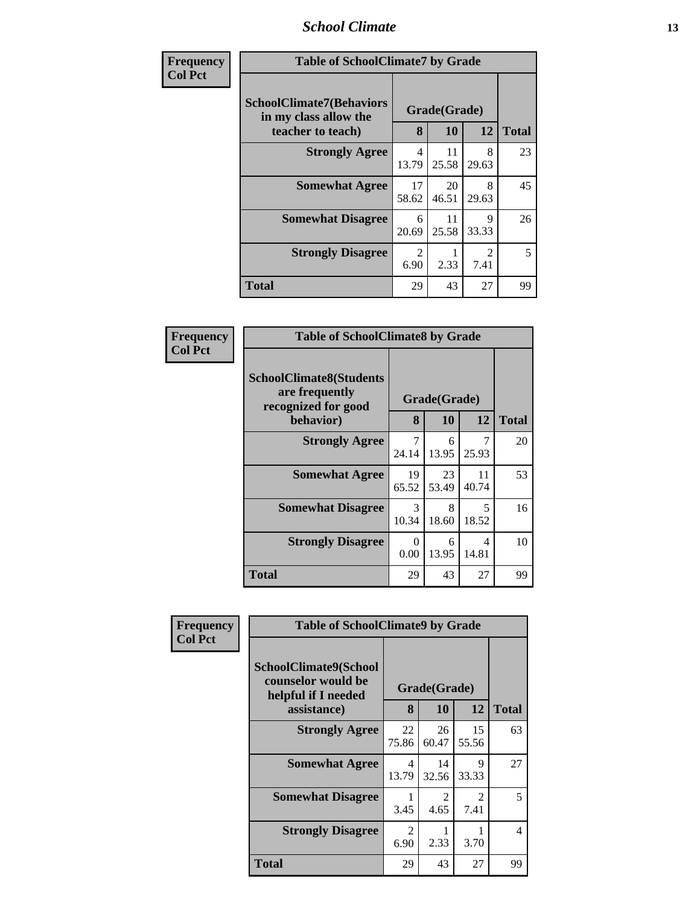| Frequency<br>Col Pct | Table of SchoolClimate7 by Grade | | | |
|---|---|---|---|---|
| SchoolClimate7(Behaviors in my class allow the teacher to teach) | Grade(Grade) | | | |
| | 8 | 10 | 12 | Total |
| Strongly Agree | 4<br>13.79 | 11<br>25.58 | 8<br>29.63 | 23 |
| Somewhat Agree | 17<br>58.62 | 20<br>46.51 | 8<br>29.63 | 45 |
| Somewhat Disagree | 6<br>20.69 | 11<br>25.58 | 9<br>33.33 | 26 |
| Strongly Disagree | 2<br>6.90 | 1<br>2.33 | 2<br>7.41 | 5 |
| Total | 29 | 43 | 27 | 99 |

| Frequency<br>Col Pct | Table of SchoolClimate8 by Grade | | | |
|---|---|---|---|---|
| SchoolClimate8(Students are frequently recognized for good behavior) | Grade(Grade) | | | |
| | 8 | 10 | 12 | Total |
| Strongly Agree | 7<br>24.14 | 6<br>13.95 | 7<br>25.93 | 20 |
| Somewhat Agree | 19<br>65.52 | 23<br>53.49 | 11<br>40.74 | 53 |
| Somewhat Disagree | 3<br>10.34 | 8<br>18.60 | 5<br>18.52 | 16 |
| Strongly Disagree | 0<br>0.00 | 6<br>13.95 | 4<br>14.81 | 10 |
| Total | 29 | 43 | 27 | 99 |

| Frequency<br>Col Pct | Table of SchoolClimate9 by Grade | | | |
|---|---|---|---|---|
| SchoolClimate9(School counselor would be helpful if I needed assistance) | Grade(Grade) | | | |
| | 8 | 10 | 12 | Total |
| Strongly Agree | 22<br>75.86 | 26<br>60.47 | 15<br>55.56 | 63 |
| Somewhat Agree | 4<br>13.79 | 14<br>32.56 | 9<br>33.33 | 27 |
| Somewhat Disagree | 1<br>3.45 | 2<br>4.65 | 2<br>7.41 | 5 |
| Strongly Disagree | 2<br>6.90 | 1<br>2.33 | 1<br>3.70 | 4 |
| Total | 29 | 43 | 27 | 99 |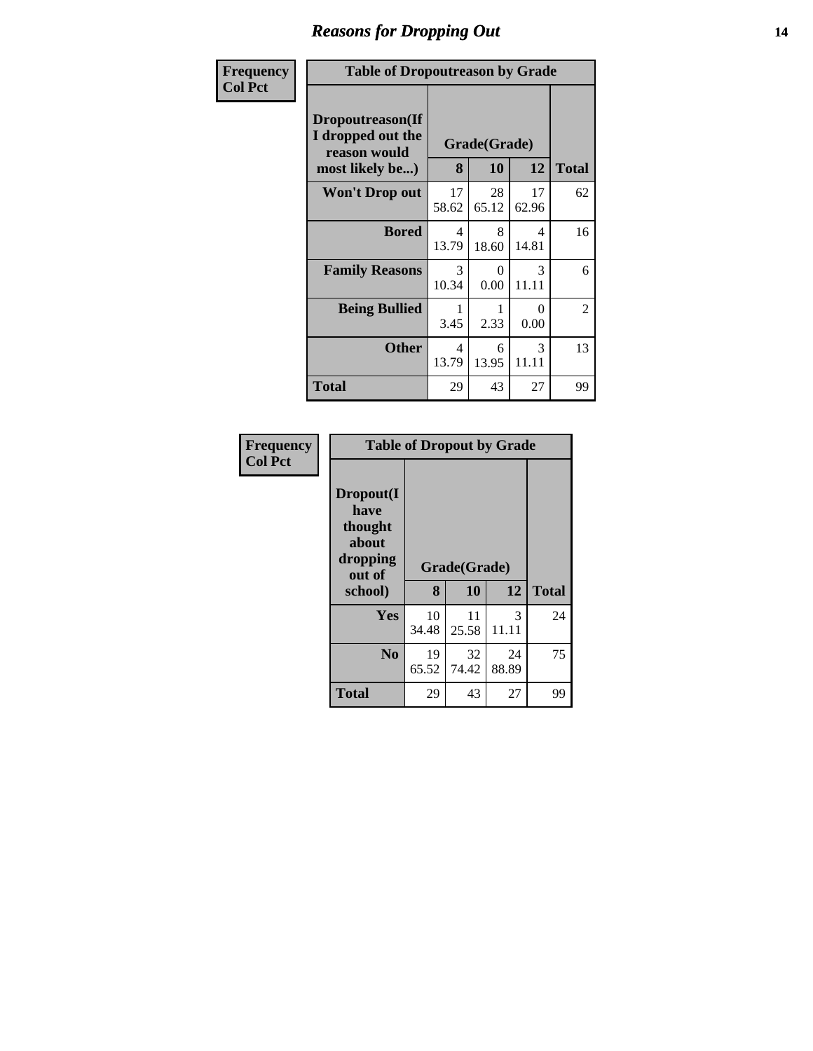## Reasons for Dropping Out

Frequency
Col Pct

**Table of Dropoutreason by Grade**

| Dropoutreason(If I dropped out the reason would most likely be...) | Grade(Grade) | | | Total |
|---|---|---|---|---|
| | 8 | 10 | 12 | |
| **Won't Drop out** | 17<br>58.62 | 28<br>65.12 | 17<br>62.96 | 62 |
| **Bored** | 4<br>13.79 | 8<br>18.60 | 4<br>14.81 | 16 |
| **Family Reasons** | 3<br>10.34 | 0<br>0.00 | 3<br>11.11 | 6 |
| **Being Bullied** | 1<br>3.45 | 1<br>2.33 | 0<br>0.00 | 2 |
| **Other** | 4<br>13.79 | 6<br>13.95 | 3<br>11.11 | 13 |
| **Total** | 29 | 43 | 27 | 99 |

Frequency
Col Pct

**Table of Dropout by Grade**

| Dropout(I have thought about dropping out of school) | Grade(Grade) | | | Total |
|---|---|---|---|---|
| | 8 | 10 | 12 | |
| **Yes** | 10<br>34.48 | 11<br>25.58 | 3<br>11.11 | 24 |
| **No** | 19<br>65.52 | 32<br>74.42 | 24<br>88.89 | 75 |
| **Total** | 29 | 43 | 27 | 99 |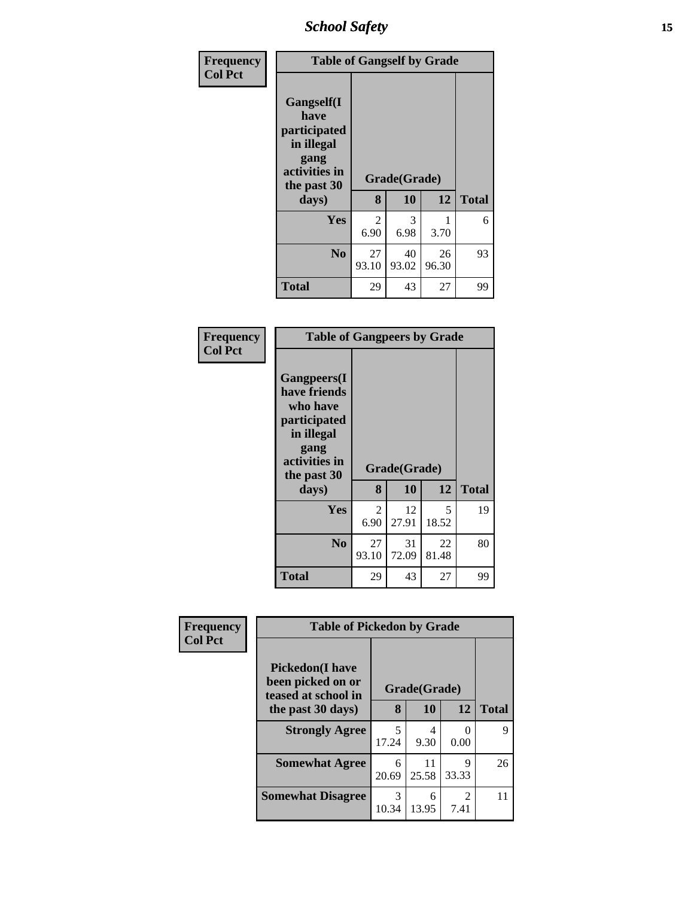Frequency
Col Pct

**Table of Gangself by Grade**

| Gangself(I have participated in illegal gang activities in the past 30 days) | Grade(Grade) | | | Total |
|---|---|---|---|---|
| | 8 | 10 | 12 | |
| Yes | 2<br>6.90 | 3<br>6.98 | 1<br>3.70 | 6 |
| No | 27<br>93.10 | 40<br>93.02 | 26<br>96.30 | 93 |
| Total | 29 | 43 | 27 | 99 |

Frequency
Col Pct

**Table of Gangpeers by Grade**

| Gangpeers(I have friends who have participated in illegal gang activities in the past 30 days) | Grade(Grade) | | | Total |
|---|---|---|---|---|
| | 8 | 10 | 12 | |
| Yes | 2<br>6.90 | 12<br>27.91 | 5<br>18.52 | 19 |
| No | 27<br>93.10 | 31<br>72.09 | 22<br>81.48 | 80 |
| Total | 29 | 43 | 27 | 99 |

Frequency
Col Pct

**Table of Pickedon by Grade**

| Pickedon(I have been picked on or teased at school in the past 30 days) | Grade(Grade) | | | Total |
|---|---|---|---|---|
| | 8 | 10 | 12 | |
| Strongly Agree | 5<br>17.24 | 4<br>9.30 | 0<br>0.00 | 9 |
| Somewhat Agree | 6<br>20.69 | 11<br>25.58 | 9<br>33.33 | 26 |
| Somewhat Disagree | 3<br>10.34 | 6<br>13.95 | 2<br>7.41 | 11 |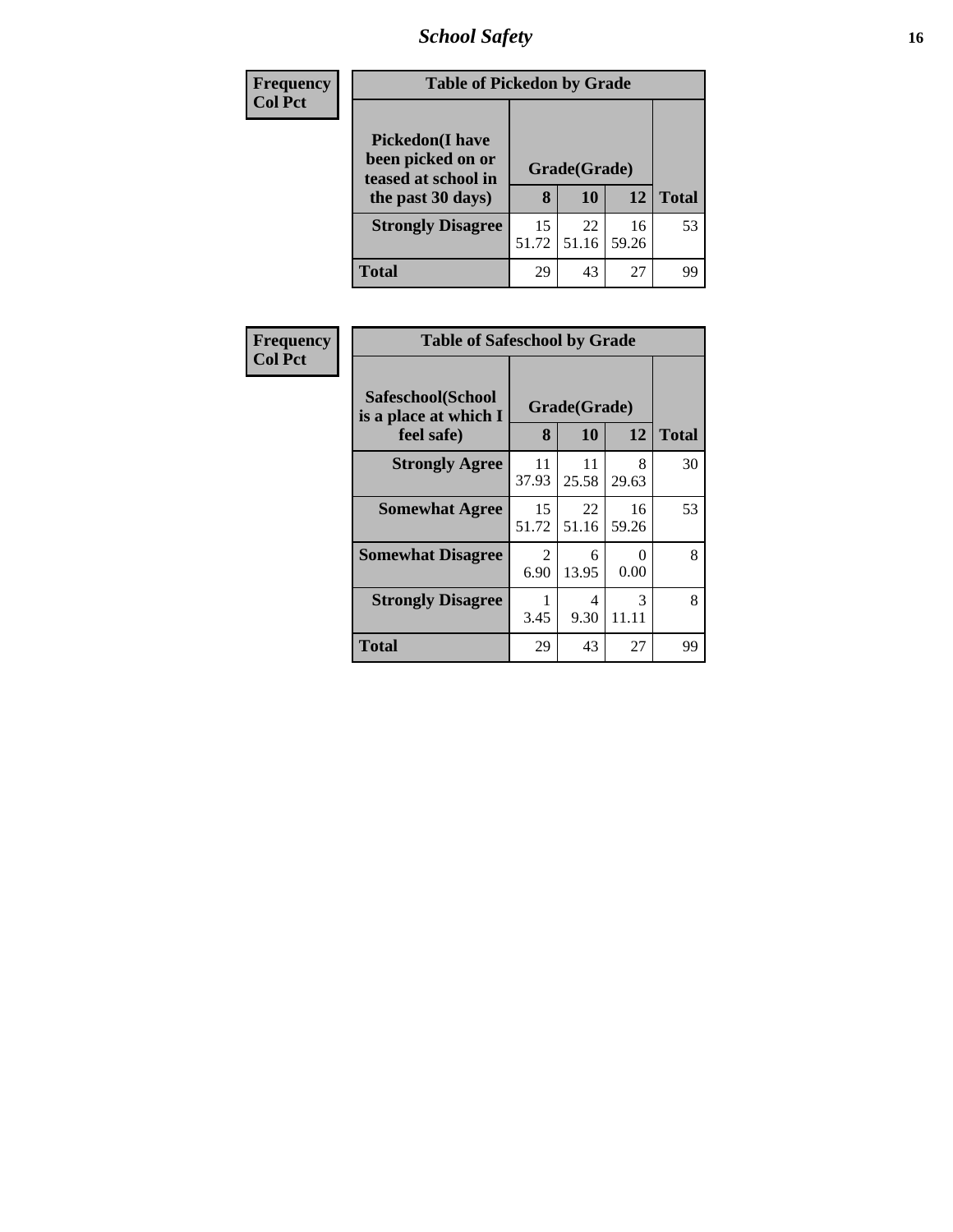| Frequency<br>Col Pct | Table of Pickedon by Grade | | | |
|---|---|---|---|---|
| Pickedon(I have been picked on or teased at school in the past 30 days) | Grade(Grade) | | | |
| | 8 | 10 | 12 | Total |
| Strongly Disagree | 15<br>51.72 | 22<br>51.16 | 16<br>59.26 | 53 |
| Total | 29 | 43 | 27 | 99 |

| Frequency<br>Col Pct | Table of Safeschool by Grade | | | |
|---|---|---|---|---|
| Safeschool(School is a place at which I feel safe) | Grade(Grade) | | | |
| | 8 | 10 | 12 | Total |
| Strongly Agree | 11<br>37.93 | 11<br>25.58 | 8<br>29.63 | 30 |
| Somewhat Agree | 15<br>51.72 | 22<br>51.16 | 16<br>59.26 | 53 |
| Somewhat Disagree | 2<br>6.90 | 6<br>13.95 | 0<br>0.00 | 8 |
| Strongly Disagree | 1<br>3.45 | 4<br>9.30 | 3<br>11.11 | 8 |
| Total | 29 | 43 | 27 | 99 |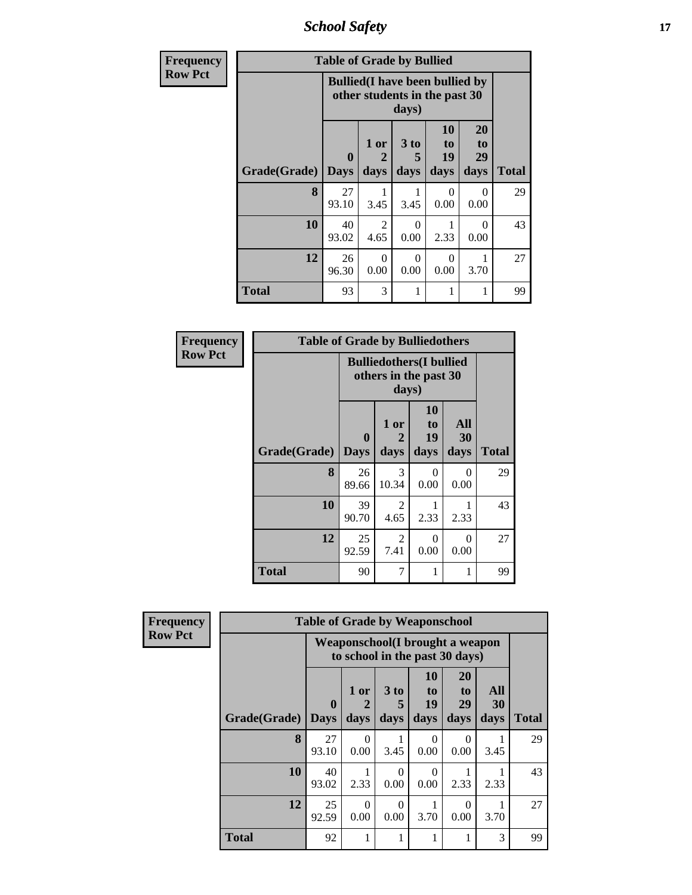| Frequency Row Pct |
|---|

**Table of Grade by Bullied**

| Grade(Grade) | Bullied(I have been bullied by other students in the past 30 days) | | | | | Total |
|---|---|---|---|---|---|---|
| | 0 Days | 1 or 2 days | 3 to 5 days | 10 to 19 days | 20 to 29 days | |
| **8** | 27<br>93.10 | 1<br>3.45 | 1<br>3.45 | 0<br>0.00 | 0<br>0.00 | 29 |
| **10** | 40<br>93.02 | 2<br>4.65 | 0<br>0.00 | 1<br>2.33 | 0<br>0.00 | 43 |
| **12** | 26<br>96.30 | 0<br>0.00 | 0<br>0.00 | 0<br>0.00 | 1<br>3.70 | 27 |
| **Total** | 93 | 3 | 1 | 1 | 1 | 99 |

| Frequency Row Pct |
|---|

**Table of Grade by Bulliedothers**

| Grade(Grade) | Bulliedothers(I bullied others in the past 30 days) | | | | Total |
|---|---|---|---|---|---|
| | 0 Days | 1 or 2 days | 10 to 19 days | All 30 days | |
| **8** | 26<br>89.66 | 3<br>10.34 | 0<br>0.00 | 0<br>0.00 | 29 |
| **10** | 39<br>90.70 | 2<br>4.65 | 1<br>2.33 | 1<br>2.33 | 43 |
| **12** | 25<br>92.59 | 2<br>7.41 | 0<br>0.00 | 0<br>0.00 | 27 |
| **Total** | 90 | 7 | 1 | 1 | 99 |

| Frequency Row Pct |
|---|

**Table of Grade by Weaponschool**

| Grade(Grade) | Weaponschool(I brought a weapon to school in the past 30 days) | | | | | | Total |
|---|---|---|---|---|---|---|---|
| | 0 Days | 1 or 2 days | 3 to 5 days | 10 to 19 days | 20 to 29 days | All 30 days | |
| **8** | 27<br>93.10 | 0<br>0.00 | 1<br>3.45 | 0<br>0.00 | 0<br>0.00 | 1<br>3.45 | 29 |
| **10** | 40<br>93.02 | 1<br>2.33 | 0<br>0.00 | 0<br>0.00 | 1<br>2.33 | 1<br>2.33 | 43 |
| **12** | 25<br>92.59 | 0<br>0.00 | 0<br>0.00 | 1<br>3.70 | 0<br>0.00 | 1<br>3.70 | 27 |
| **Total** | 92 | 1 | 1 | 1 | 1 | 3 | 99 |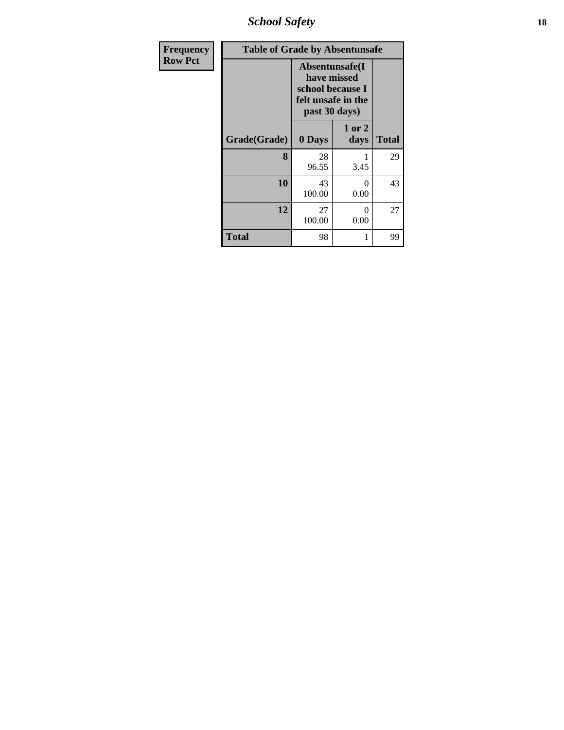| Frequency<br>Row Pct |
|---|

| Table of Grade by Absentunsafe | | | |
|---|---|---|---|
| | Absentunsafe(I have missed school because I felt unsafe in the past 30 days) | | |
| Grade(Grade) | 0 Days | 1 or 2 days | Total |
| 8 | 28<br>96.55 | 1<br>3.45 | 29 |
| 10 | 43<br>100.00 | 0<br>0.00 | 43 |
| 12 | 27<br>100.00 | 0<br>0.00 | 27 |
| Total | 98 | 1 | 99 |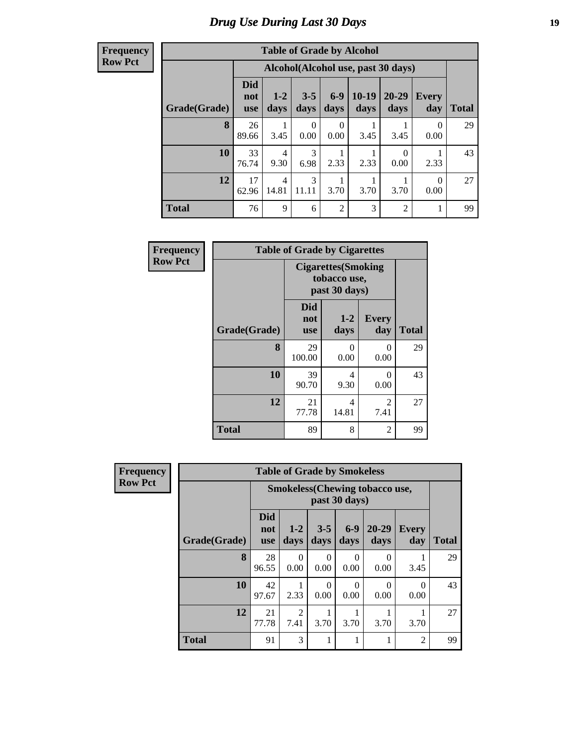# Drug Use During Last 30 Days

**Frequency**
**Row Pct**

| Table of Grade by Alcohol | | | | | | | | |
|---|---|---|---|---|---|---|---|---|
| | Alcohol(Alcohol use, past 30 days) | | | | | | | |
| Grade(Grade) | Did not use | 1-2 days | 3-5 days | 6-9 days | 10-19 days | 20-29 days | Every day | Total |
| 8 | 26<br>89.66 | 1<br>3.45 | 0<br>0.00 | 0<br>0.00 | 1<br>3.45 | 1<br>3.45 | 0<br>0.00 | 29 |
| 10 | 33<br>76.74 | 4<br>9.30 | 3<br>6.98 | 1<br>2.33 | 1<br>2.33 | 0<br>0.00 | 1<br>2.33 | 43 |
| 12 | 17<br>62.96 | 4<br>14.81 | 3<br>11.11 | 1<br>3.70 | 1<br>3.70 | 1<br>3.70 | 0<br>0.00 | 27 |
| Total | 76 | 9 | 6 | 2 | 3 | 2 | 1 | 99 |

**Frequency**
**Row Pct**

| Table of Grade by Cigarettes | | | | |
|---|---|---|---|---|
| | Cigarettes(Smoking tobacco use, past 30 days) | | | |
| Grade(Grade) | Did not use | 1-2 days | Every day | Total |
| 8 | 29<br>100.00 | 0<br>0.00 | 0<br>0.00 | 29 |
| 10 | 39<br>90.70 | 4<br>9.30 | 0<br>0.00 | 43 |
| 12 | 21<br>77.78 | 4<br>14.81 | 2<br>7.41 | 27 |
| Total | 89 | 8 | 2 | 99 |

**Frequency**
**Row Pct**

| Table of Grade by Smokeless | | | | | | | |
|---|---|---|---|---|---|---|---|
| | Smokeless(Chewing tobacco use, past 30 days) | | | | | | |
| Grade(Grade) | Did not use | 1-2 days | 3-5 days | 6-9 days | 20-29 days | Every day | Total |
| 8 | 28<br>96.55 | 0<br>0.00 | 0<br>0.00 | 0<br>0.00 | 0<br>0.00 | 1<br>3.45 | 29 |
| 10 | 42<br>97.67 | 1<br>2.33 | 0<br>0.00 | 0<br>0.00 | 0<br>0.00 | 0<br>0.00 | 43 |
| 12 | 21<br>77.78 | 2<br>7.41 | 1<br>3.70 | 1<br>3.70 | 1<br>3.70 | 1<br>3.70 | 27 |
| Total | 91 | 3 | 1 | 1 | 1 | 2 | 99 |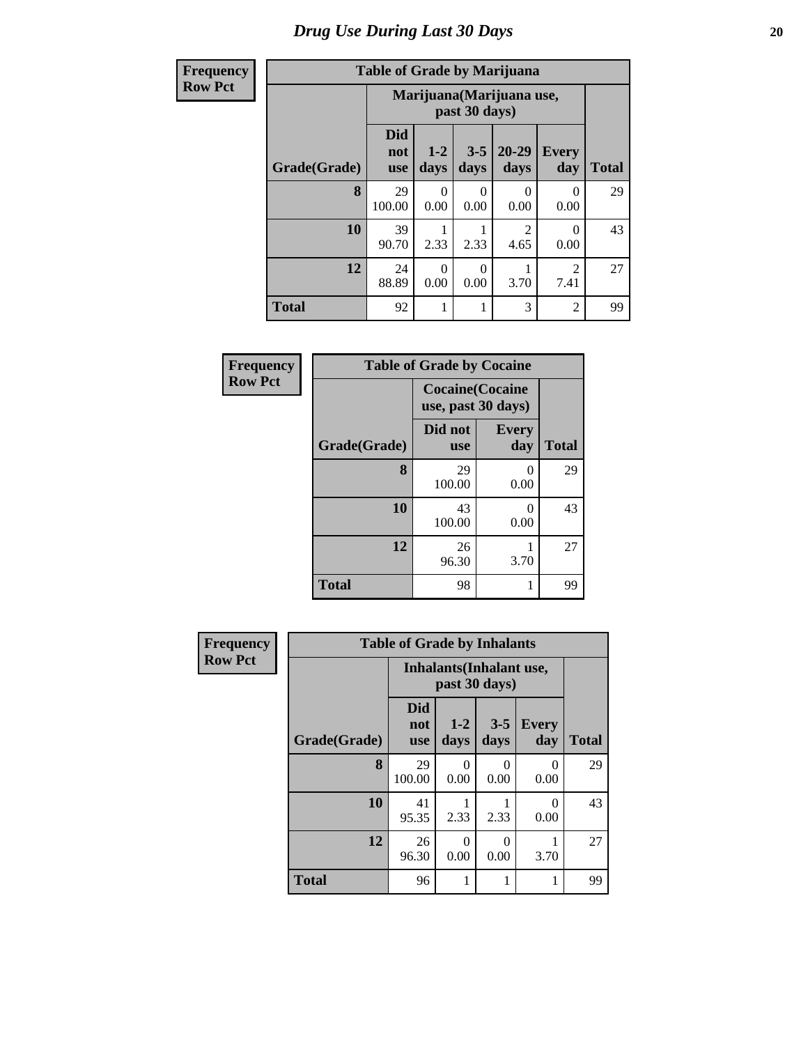# Drug Use During Last 30 Days

**Frequency**
**Row Pct**

| Table of Grade by Marijuana | | | | | | |
|---|---|---|---|---|---|---|
| | Marijuana(Marijuana use, past 30 days) | | | | | |
| Grade(Grade) | Did not use | 1-2 days | 3-5 days | 20-29 days | Every day | Total |
| 8 | 29<br>100.00 | 0<br>0.00 | 0<br>0.00 | 0<br>0.00 | 0<br>0.00 | 29 |
| 10 | 39<br>90.70 | 1<br>2.33 | 1<br>2.33 | 2<br>4.65 | 0<br>0.00 | 43 |
| 12 | 24<br>88.89 | 0<br>0.00 | 0<br>0.00 | 1<br>3.70 | 2<br>7.41 | 27 |
| Total | 92 | 1 | 1 | 3 | 2 | 99 |

**Frequency**
**Row Pct**

| Table of Grade by Cocaine | | | |
|---|---|---|---|
| | Cocaine(Cocaine use, past 30 days) | | |
| Grade(Grade) | Did not use | Every day | Total |
| 8 | 29<br>100.00 | 0<br>0.00 | 29 |
| 10 | 43<br>100.00 | 0<br>0.00 | 43 |
| 12 | 26<br>96.30 | 1<br>3.70 | 27 |
| Total | 98 | 1 | 99 |

**Frequency**
**Row Pct**

| Table of Grade by Inhalants | | | | | |
|---|---|---|---|---|---|
| | Inhalants(Inhalant use, past 30 days) | | | | |
| Grade(Grade) | Did not use | 1-2 days | 3-5 days | Every day | Total |
| 8 | 29<br>100.00 | 0<br>0.00 | 0<br>0.00 | 0<br>0.00 | 29 |
| 10 | 41<br>95.35 | 1<br>2.33 | 1<br>2.33 | 0<br>0.00 | 43 |
| 12 | 26<br>96.30 | 0<br>0.00 | 0<br>0.00 | 1<br>3.70 | 27 |
| Total | 96 | 1 | 1 | 1 | 99 |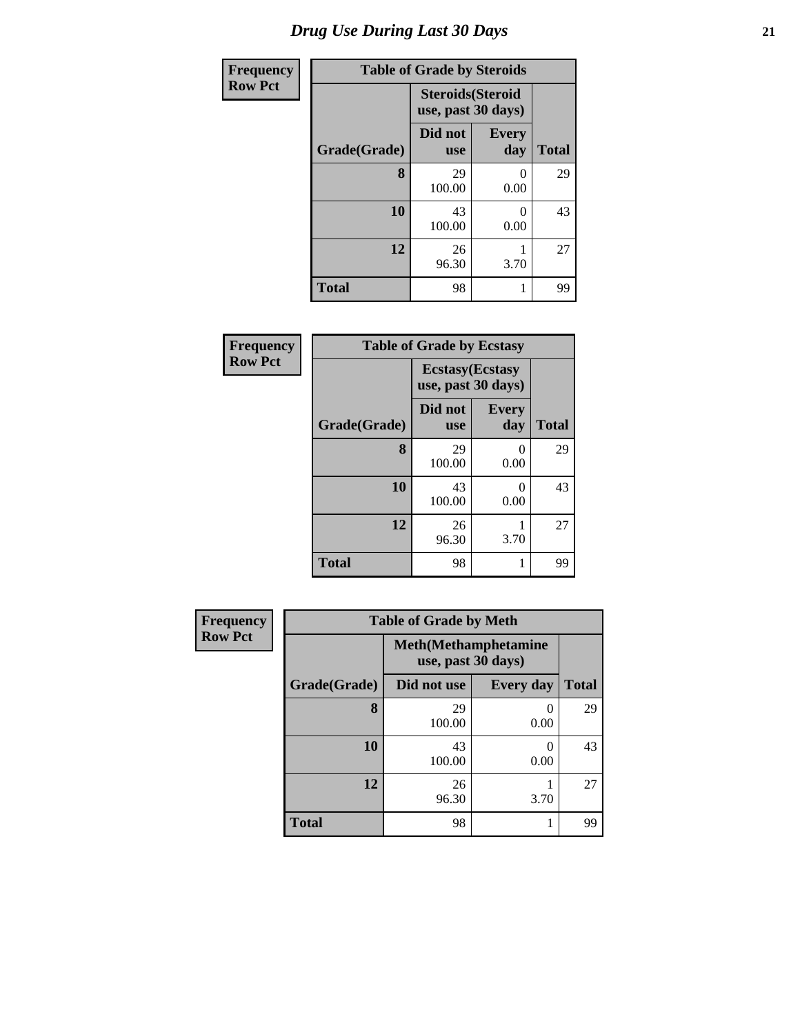# Drug Use During Last 30 Days

| Frequency<br>Row Pct | | | |
|---|---|---|---|
| **Table of Grade by Steroids** | | | |
| | **Steroids(Steroid use, past 30 days)** | | |
| **Grade(Grade)** | **Did not use** | **Every day** | **Total** |
| **8** | 29<br>100.00 | 0<br>0.00 | 29 |
| **10** | 43<br>100.00 | 0<br>0.00 | 43 |
| **12** | 26<br>96.30 | 1<br>3.70 | 27 |
| **Total** | 98 | 1 | 99 |

| Frequency<br>Row Pct | | | |
|---|---|---|---|
| **Table of Grade by Ecstasy** | | | |
| | **Ecstasy(Ecstasy use, past 30 days)** | | |
| **Grade(Grade)** | **Did not use** | **Every day** | **Total** |
| **8** | 29<br>100.00 | 0<br>0.00 | 29 |
| **10** | 43<br>100.00 | 0<br>0.00 | 43 |
| **12** | 26<br>96.30 | 1<br>3.70 | 27 |
| **Total** | 98 | 1 | 99 |

| Frequency<br>Row Pct | | | |
|---|---|---|---|
| **Table of Grade by Meth** | | | |
| | **Meth(Methamphetamine use, past 30 days)** | | |
| **Grade(Grade)** | **Did not use** | **Every day** | **Total** |
| **8** | 29<br>100.00 | 0<br>0.00 | 29 |
| **10** | 43<br>100.00 | 0<br>0.00 | 43 |
| **12** | 26<br>96.30 | 1<br>3.70 | 27 |
| **Total** | 98 | 1 | 99 |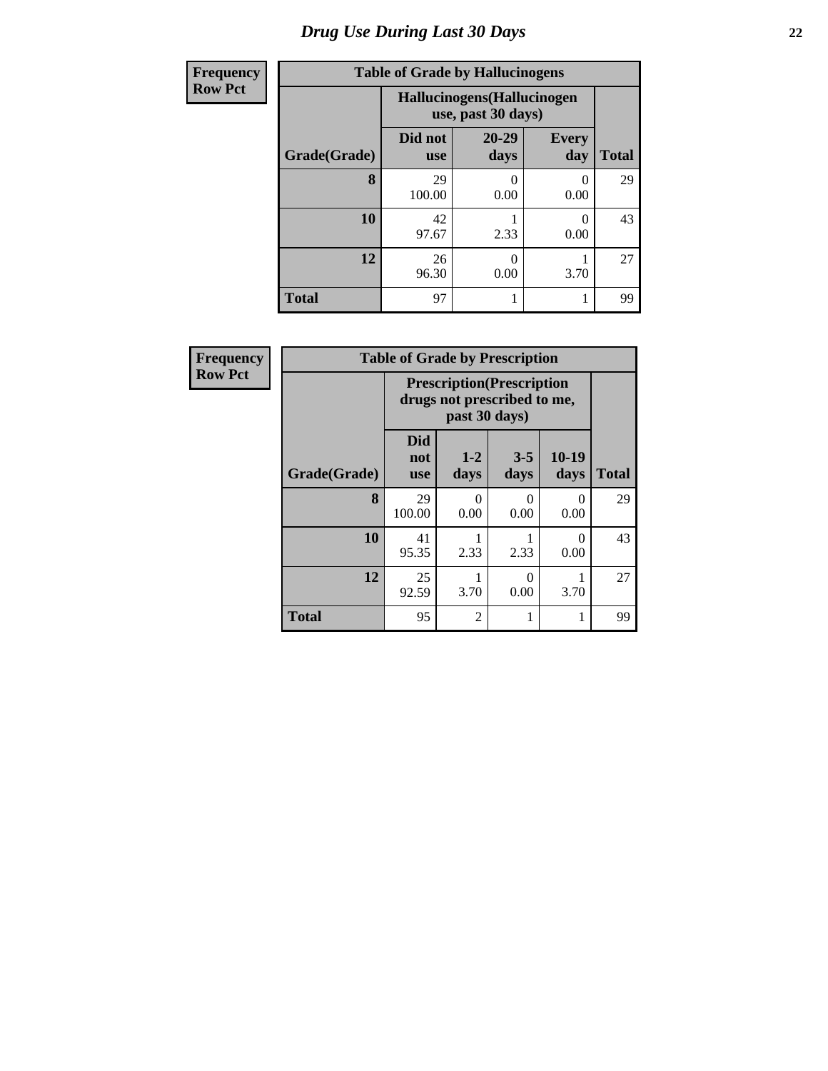# Drug Use During Last 30 Days

**Frequency**
**Row Pct**

| Table of Grade by Hallucinogens | | | | |
|---|---|---|---|---|
| | Hallucinogens(Hallucinogen use, past 30 days) | | | |
| Grade(Grade) | Did not use | 20-29 days | Every day | Total |
| 8 | 29<br>100.00 | 0<br>0.00 | 0<br>0.00 | 29 |
| 10 | 42<br>97.67 | 1<br>2.33 | 0<br>0.00 | 43 |
| 12 | 26<br>96.30 | 0<br>0.00 | 1<br>3.70 | 27 |
| Total | 97 | 1 | 1 | 99 |

**Frequency**
**Row Pct**

| Table of Grade by Prescription | | | | | |
|---|---|---|---|---|---|
| | Prescription(Prescription drugs not prescribed to me, past 30 days) | | | | |
| Grade(Grade) | Did not use | 1-2 days | 3-5 days | 10-19 days | Total |
| 8 | 29<br>100.00 | 0<br>0.00 | 0<br>0.00 | 0<br>0.00 | 29 |
| 10 | 41<br>95.35 | 1<br>2.33 | 1<br>2.33 | 0<br>0.00 | 43 |
| 12 | 25<br>92.59 | 1<br>3.70 | 0<br>0.00 | 1<br>3.70 | 27 |
| Total | 95 | 2 | 1 | 1 | 99 |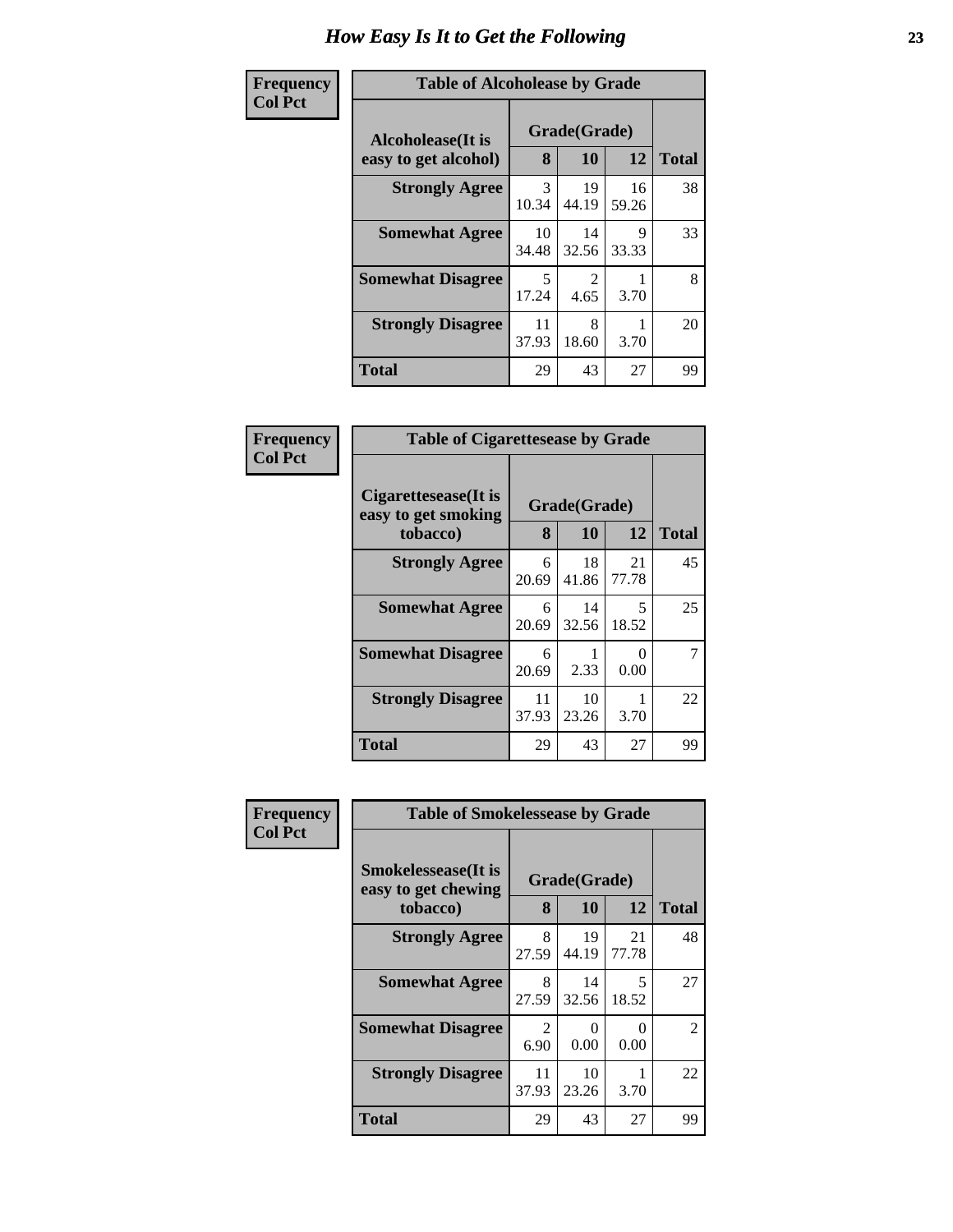# How Easy Is It to Get the Following

**Frequency / Col Pct**

| Table of Alcoholease by Grade | | | | |
|---|---|---|---|---|
| Alcoholease(It is easy to get alcohol) | Grade(Grade) | | | Total |
| | 8 | 10 | 12 | |
| **Strongly Agree** | 3<br>10.34 | 19<br>44.19 | 16<br>59.26 | 38 |
| **Somewhat Agree** | 10<br>34.48 | 14<br>32.56 | 9<br>33.33 | 33 |
| **Somewhat Disagree** | 5<br>17.24 | 2<br>4.65 | 1<br>3.70 | 8 |
| **Strongly Disagree** | 11<br>37.93 | 8<br>18.60 | 1<br>3.70 | 20 |
| **Total** | 29 | 43 | 27 | 99 |

**Frequency / Col Pct**

| Table of Cigarettesease by Grade | | | | |
|---|---|---|---|---|
| Cigarettesease(It is easy to get smoking tobacco) | Grade(Grade) | | | Total |
| | 8 | 10 | 12 | |
| **Strongly Agree** | 6<br>20.69 | 18<br>41.86 | 21<br>77.78 | 45 |
| **Somewhat Agree** | 6<br>20.69 | 14<br>32.56 | 5<br>18.52 | 25 |
| **Somewhat Disagree** | 6<br>20.69 | 1<br>2.33 | 0<br>0.00 | 7 |
| **Strongly Disagree** | 11<br>37.93 | 10<br>23.26 | 1<br>3.70 | 22 |
| **Total** | 29 | 43 | 27 | 99 |

**Frequency / Col Pct**

| Table of Smokelessease by Grade | | | | |
|---|---|---|---|---|
| Smokelessease(It is easy to get chewing tobacco) | Grade(Grade) | | | Total |
| | 8 | 10 | 12 | |
| **Strongly Agree** | 8<br>27.59 | 19<br>44.19 | 21<br>77.78 | 48 |
| **Somewhat Agree** | 8<br>27.59 | 14<br>32.56 | 5<br>18.52 | 27 |
| **Somewhat Disagree** | 2<br>6.90 | 0<br>0.00 | 0<br>0.00 | 2 |
| **Strongly Disagree** | 11<br>37.93 | 10<br>23.26 | 1<br>3.70 | 22 |
| **Total** | 29 | 43 | 27 | 99 |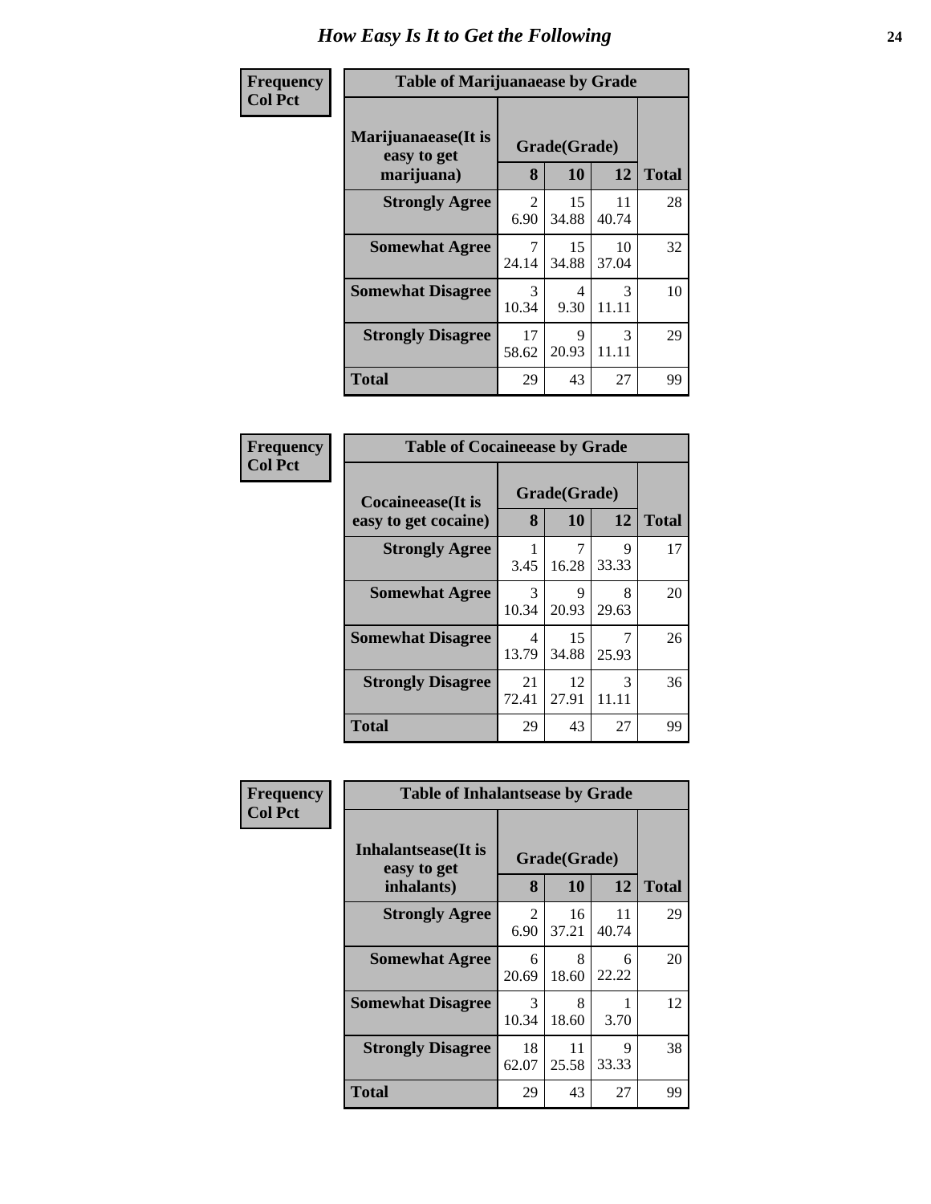# How Easy Is It to Get the Following

**Frequency**
**Col Pct**

**Table of Marijuanaease by Grade**

| Marijuanaease(It is easy to get marijuana) | Grade(Grade) | | | Total |
|---|---|---|---|---|
| | 8 | 10 | 12 | |
| **Strongly Agree** | 2<br>6.90 | 15<br>34.88 | 11<br>40.74 | 28 |
| **Somewhat Agree** | 7<br>24.14 | 15<br>34.88 | 10<br>37.04 | 32 |
| **Somewhat Disagree** | 3<br>10.34 | 4<br>9.30 | 3<br>11.11 | 10 |
| **Strongly Disagree** | 17<br>58.62 | 9<br>20.93 | 3<br>11.11 | 29 |
| **Total** | 29 | 43 | 27 | 99 |

**Frequency**
**Col Pct**

**Table of Cocaineease by Grade**

| Cocaineease(It is easy to get cocaine) | Grade(Grade) | | | Total |
|---|---|---|---|---|
| | 8 | 10 | 12 | |
| **Strongly Agree** | 1<br>3.45 | 7<br>16.28 | 9<br>33.33 | 17 |
| **Somewhat Agree** | 3<br>10.34 | 9<br>20.93 | 8<br>29.63 | 20 |
| **Somewhat Disagree** | 4<br>13.79 | 15<br>34.88 | 7<br>25.93 | 26 |
| **Strongly Disagree** | 21<br>72.41 | 12<br>27.91 | 3<br>11.11 | 36 |
| **Total** | 29 | 43 | 27 | 99 |

**Frequency**
**Col Pct**

**Table of Inhalantsease by Grade**

| Inhalantsease(It is easy to get inhalants) | Grade(Grade) | | | Total |
|---|---|---|---|---|
| | 8 | 10 | 12 | |
| **Strongly Agree** | 2<br>6.90 | 16<br>37.21 | 11<br>40.74 | 29 |
| **Somewhat Agree** | 6<br>20.69 | 8<br>18.60 | 6<br>22.22 | 20 |
| **Somewhat Disagree** | 3<br>10.34 | 8<br>18.60 | 1<br>3.70 | 12 |
| **Strongly Disagree** | 18<br>62.07 | 11<br>25.58 | 9<br>33.33 | 38 |
| **Total** | 29 | 43 | 27 | 99 |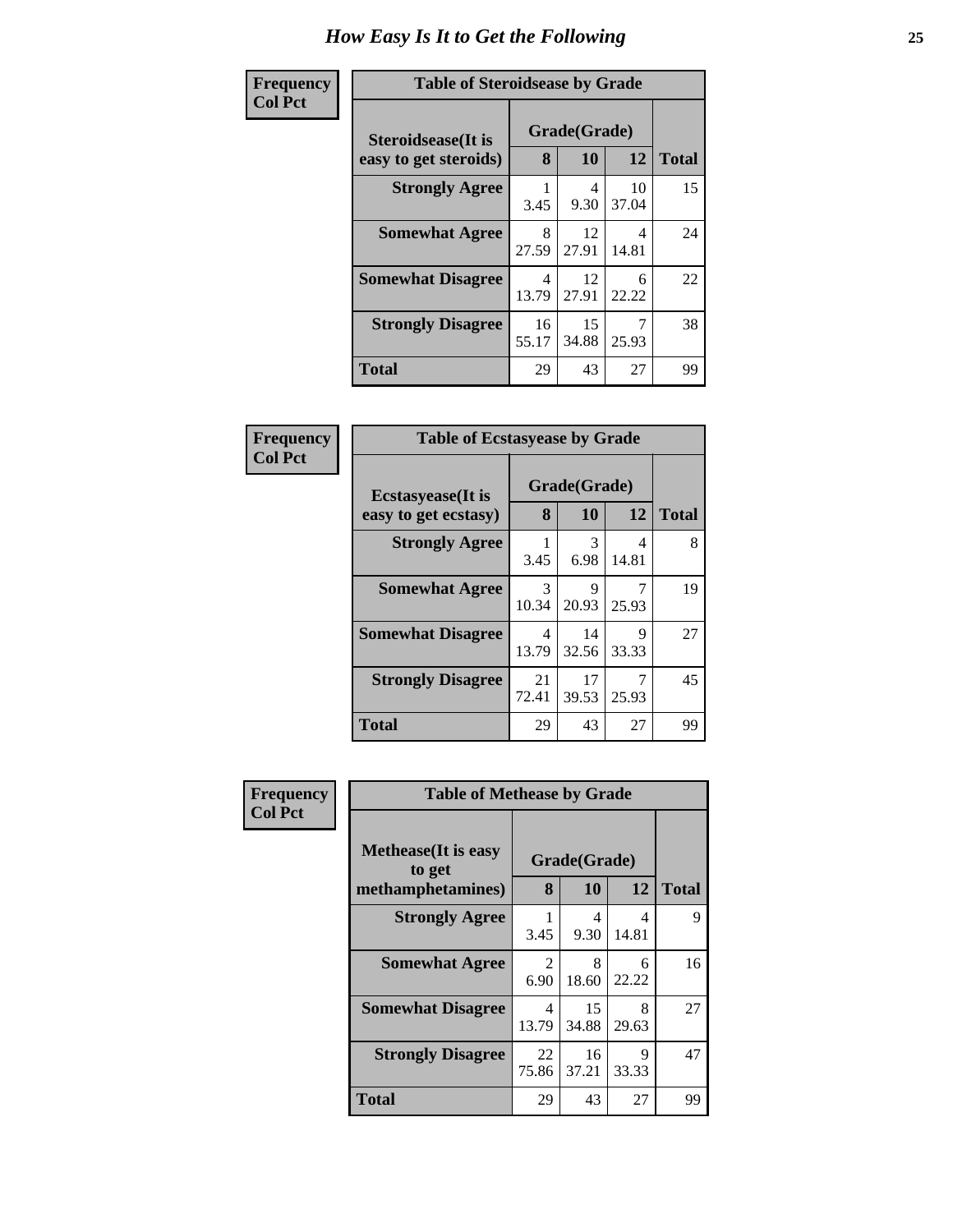# How Easy Is It to Get the Following

**Frequency**
**Col Pct**

**Table of Steroidsease by Grade**

| Steroidsease(It is easy to get steroids) | Grade(Grade) | | | Total |
|---|---|---|---|---|
| | 8 | 10 | 12 | |
| **Strongly Agree** | 1<br>3.45 | 4<br>9.30 | 10<br>37.04 | 15 |
| **Somewhat Agree** | 8<br>27.59 | 12<br>27.91 | 4<br>14.81 | 24 |
| **Somewhat Disagree** | 4<br>13.79 | 12<br>27.91 | 6<br>22.22 | 22 |
| **Strongly Disagree** | 16<br>55.17 | 15<br>34.88 | 7<br>25.93 | 38 |
| **Total** | 29 | 43 | 27 | 99 |

**Frequency**
**Col Pct**

**Table of Ecstasyease by Grade**

| Ecstasyease(It is easy to get ecstasy) | Grade(Grade) | | | Total |
|---|---|---|---|---|
| | 8 | 10 | 12 | |
| **Strongly Agree** | 1<br>3.45 | 3<br>6.98 | 4<br>14.81 | 8 |
| **Somewhat Agree** | 3<br>10.34 | 9<br>20.93 | 7<br>25.93 | 19 |
| **Somewhat Disagree** | 4<br>13.79 | 14<br>32.56 | 9<br>33.33 | 27 |
| **Strongly Disagree** | 21<br>72.41 | 17<br>39.53 | 7<br>25.93 | 45 |
| **Total** | 29 | 43 | 27 | 99 |

**Frequency**
**Col Pct**

**Table of Methease by Grade**

| Methease(It is easy to get methamphetamines) | Grade(Grade) | | | Total |
|---|---|---|---|---|
| | 8 | 10 | 12 | |
| **Strongly Agree** | 1<br>3.45 | 4<br>9.30 | 4<br>14.81 | 9 |
| **Somewhat Agree** | 2<br>6.90 | 8<br>18.60 | 6<br>22.22 | 16 |
| **Somewhat Disagree** | 4<br>13.79 | 15<br>34.88 | 8<br>29.63 | 27 |
| **Strongly Disagree** | 22<br>75.86 | 16<br>37.21 | 9<br>33.33 | 47 |
| **Total** | 29 | 43 | 27 | 99 |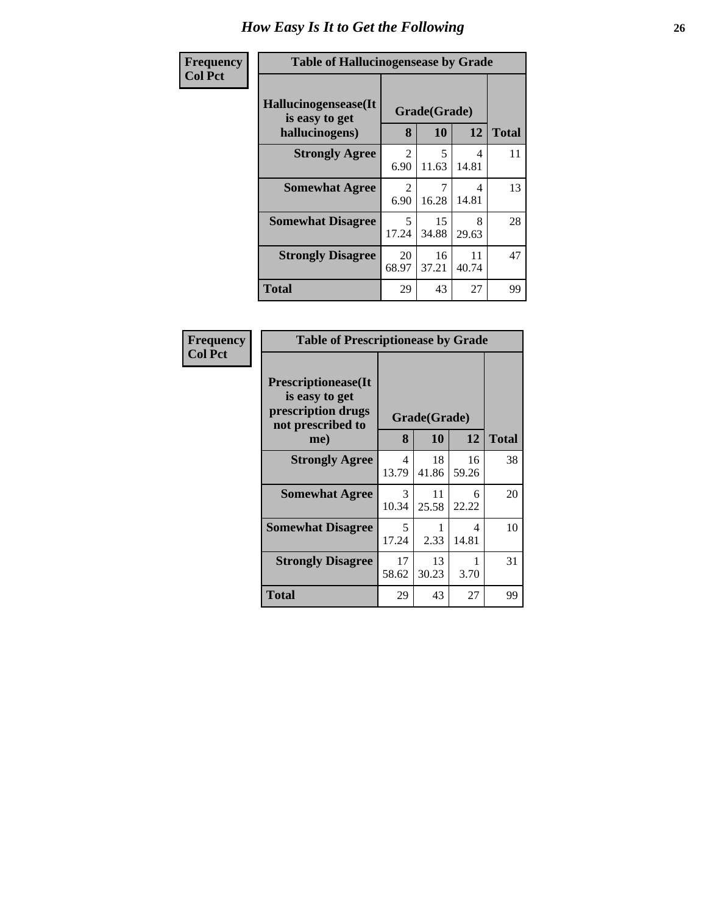# How Easy Is It to Get the Following

| Frequency Col Pct | Table of Hallucinogensease by Grade | | | |
|---|---|---|---|---|
| Hallucinogensease(It is easy to get hallucinogens) | Grade(Grade) | | | Total |
| | 8 | 10 | 12 | |
| Strongly Agree | 2<br>6.90 | 5<br>11.63 | 4<br>14.81 | 11 |
| Somewhat Agree | 2<br>6.90 | 7<br>16.28 | 4<br>14.81 | 13 |
| Somewhat Disagree | 5<br>17.24 | 15<br>34.88 | 8<br>29.63 | 28 |
| Strongly Disagree | 20<br>68.97 | 16<br>37.21 | 11<br>40.74 | 47 |
| Total | 29 | 43 | 27 | 99 |

| Frequency Col Pct | Table of Prescriptionease by Grade | | | |
|---|---|---|---|---|
| Prescriptionease(It is easy to get prescription drugs not prescribed to me) | Grade(Grade) | | | Total |
| | 8 | 10 | 12 | |
| Strongly Agree | 4<br>13.79 | 18<br>41.86 | 16<br>59.26 | 38 |
| Somewhat Agree | 3<br>10.34 | 11<br>25.58 | 6<br>22.22 | 20 |
| Somewhat Disagree | 5<br>17.24 | 1<br>2.33 | 4<br>14.81 | 10 |
| Strongly Disagree | 17<br>58.62 | 13<br>30.23 | 1<br>3.70 | 31 |
| Total | 29 | 43 | 27 | 99 |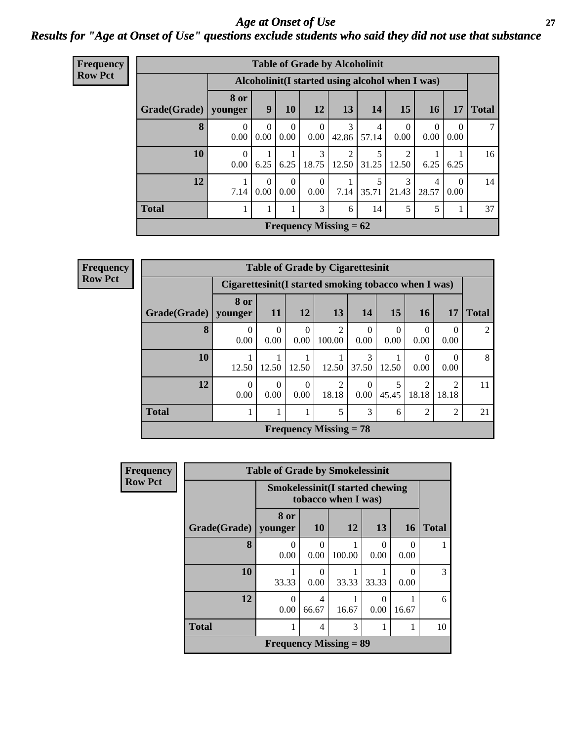# *Age at Onset of Use*

## *Results for "Age at Onset of Use" questions exclude students who said they did not use that substance*

**Frequency Row Pct**

| Table of Grade by Alcoholinit | | | | | | | | | | |
|---|---|---|---|---|---|---|---|---|---|---|
| | Alcoholinit(I started using alcohol when I was) | | | | | | | | | |
| Grade(Grade) | 8 or younger | 9 | 10 | 12 | 13 | 14 | 15 | 16 | 17 | Total |
| 8 | 0<br>0.00 | 0<br>0.00 | 0<br>0.00 | 0<br>0.00 | 3<br>42.86 | 4<br>57.14 | 0<br>0.00 | 0<br>0.00 | 0<br>0.00 | 7 |
| 10 | 0<br>0.00 | 1<br>6.25 | 1<br>6.25 | 3<br>18.75 | 2<br>12.50 | 5<br>31.25 | 2<br>12.50 | 1<br>6.25 | 1<br>6.25 | 16 |
| 12 | 1<br>7.14 | 0<br>0.00 | 0<br>0.00 | 0<br>0.00 | 1<br>7.14 | 5<br>35.71 | 3<br>21.43 | 4<br>28.57 | 0<br>0.00 | 14 |
| Total | 1 | 1 | 1 | 3 | 6 | 14 | 5 | 5 | 1 | 37 |
| Frequency Missing = 62 | | | | | | | | | | |

**Frequency Row Pct**

| Table of Grade by Cigarettesinit | | | | | | | | | |
|---|---|---|---|---|---|---|---|---|---|
| | Cigarettesinit(I started smoking tobacco when I was) | | | | | | | | |
| Grade(Grade) | 8 or younger | 11 | 12 | 13 | 14 | 15 | 16 | 17 | Total |
| 8 | 0<br>0.00 | 0<br>0.00 | 0<br>0.00 | 2<br>100.00 | 0<br>0.00 | 0<br>0.00 | 0<br>0.00 | 0<br>0.00 | 2 |
| 10 | 1<br>12.50 | 1<br>12.50 | 1<br>12.50 | 1<br>12.50 | 3<br>37.50 | 1<br>12.50 | 0<br>0.00 | 0<br>0.00 | 8 |
| 12 | 0<br>0.00 | 0<br>0.00 | 0<br>0.00 | 2<br>18.18 | 0<br>0.00 | 5<br>45.45 | 2<br>18.18 | 2<br>18.18 | 11 |
| Total | 1 | 1 | 1 | 5 | 3 | 6 | 2 | 2 | 21 |
| Frequency Missing = 78 | | | | | | | | | |

**Frequency Row Pct**

| Table of Grade by Smokelessinit | | | | | | |
|---|---|---|---|---|---|---|
| | Smokelessinit(I started chewing tobacco when I was) | | | | | |
| Grade(Grade) | 8 or younger | 10 | 12 | 13 | 16 | Total |
| 8 | 0<br>0.00 | 0<br>0.00 | 1<br>100.00 | 0<br>0.00 | 0<br>0.00 | 1 |
| 10 | 1<br>33.33 | 0<br>0.00 | 1<br>33.33 | 1<br>33.33 | 0<br>0.00 | 3 |
| 12 | 0<br>0.00 | 4<br>66.67 | 1<br>16.67 | 0<br>0.00 | 1<br>16.67 | 6 |
| Total | 1 | 4 | 3 | 1 | 1 | 10 |
| Frequency Missing = 89 | | | | | | |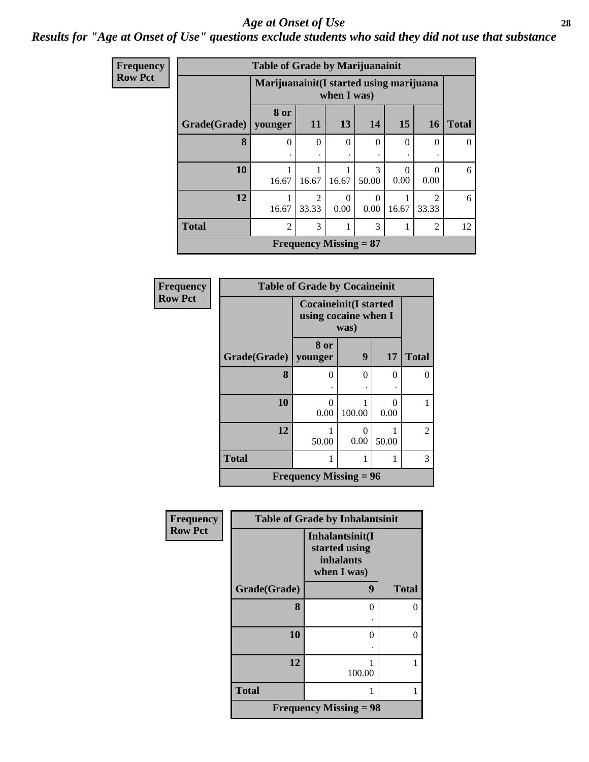# Age at Onset of Use

***Results for "Age at Onset of Use" questions exclude students who said they did not use that substance***

**Frequency**
**Row Pct**

| Table of Grade by Marijuanainit | | | | | | | |
|---|---|---|---|---|---|---|---|
| | Marijuanainit(I started using marijuana when I was) | | | | | | |
| Grade(Grade) | 8 or younger | 11 | 13 | 14 | 15 | 16 | Total |
| **8** | 0<br>. | 0<br>. | 0<br>. | 0<br>. | 0<br>. | 0<br>. | 0 |
| **10** | 1<br>16.67 | 1<br>16.67 | 1<br>16.67 | 3<br>50.00 | 0<br>0.00 | 0<br>0.00 | 6 |
| **12** | 1<br>16.67 | 2<br>33.33 | 0<br>0.00 | 0<br>0.00 | 1<br>16.67 | 2<br>33.33 | 6 |
| **Total** | 2 | 3 | 1 | 3 | 1 | 2 | 12 |
| Frequency Missing = 87 | | | | | | | |

**Frequency**
**Row Pct**

| Table of Grade by Cocaineinit | | | | |
|---|---|---|---|---|
| | Cocaineinit(I started using cocaine when I was) | | | |
| Grade(Grade) | 8 or younger | 9 | 17 | Total |
| **8** | 0<br>. | 0<br>. | 0<br>. | 0 |
| **10** | 0<br>0.00 | 1<br>100.00 | 0<br>0.00 | 1 |
| **12** | 1<br>50.00 | 0<br>0.00 | 1<br>50.00 | 2 |
| **Total** | 1 | 1 | 1 | 3 |
| Frequency Missing = 96 | | | | |

**Frequency**
**Row Pct**

| Table of Grade by Inhalantsinit | | |
|---|---|---|
| | Inhalantsinit(I started using inhalants when I was) | |
| Grade(Grade) | 9 | Total |
| **8** | 0<br>. | 0 |
| **10** | 0<br>. | 0 |
| **12** | 1<br>100.00 | 1 |
| **Total** | 1 | 1 |
| Frequency Missing = 98 | | |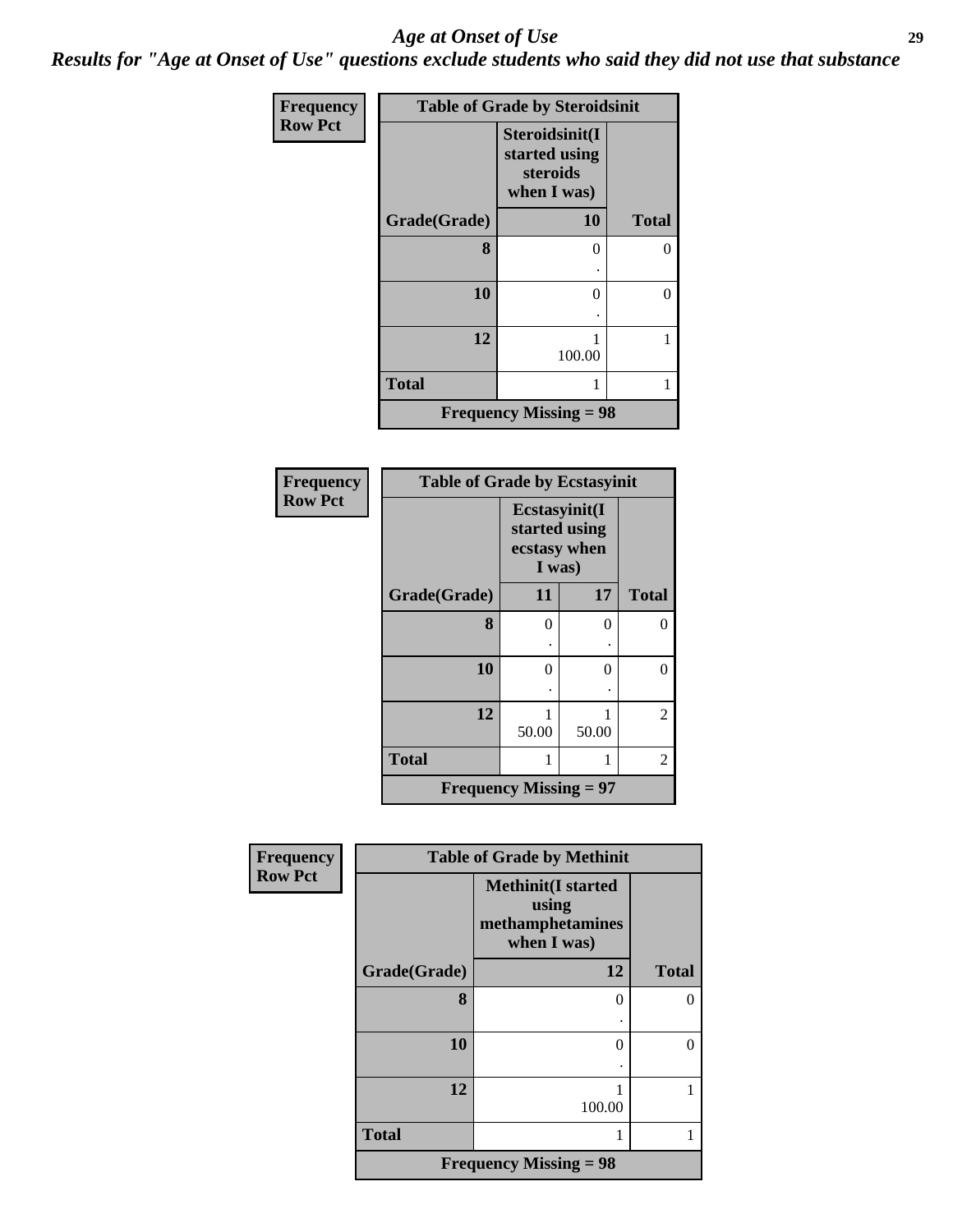# Age at Onset of Use

*Results for "Age at Onset of Use" questions exclude students who said they did not use that substance*

**Frequency / Row Pct**

| Table of Grade by Steroidsinit | | |
|---|---|---|
| | Steroidsinit(I started using steroids when I was) | |
| Grade(Grade) | 10 | Total |
| 8 | 0<br>. | 0 |
| 10 | 0<br>. | 0 |
| 12 | 1<br>100.00 | 1 |
| Total | 1 | 1 |
| Frequency Missing = 98 | | |

**Frequency / Row Pct**

| Table of Grade by Ecstasyinit | | | |
|---|---|---|---|
| | Ecstasyinit(I started using ecstasy when I was) | | |
| Grade(Grade) | 11 | 17 | Total |
| 8 | 0<br>. | 0<br>. | 0 |
| 10 | 0<br>. | 0<br>. | 0 |
| 12 | 1<br>50.00 | 1<br>50.00 | 2 |
| Total | 1 | 1 | 2 |
| Frequency Missing = 97 | | | |

**Frequency / Row Pct**

| Table of Grade by Methinit | | |
|---|---|---|
| | Methinit(I started using methamphetamines when I was) | |
| Grade(Grade) | 12 | Total |
| 8 | 0<br>. | 0 |
| 10 | 0<br>. | 0 |
| 12 | 1<br>100.00 | 1 |
| Total | 1 | 1 |
| Frequency Missing = 98 | | |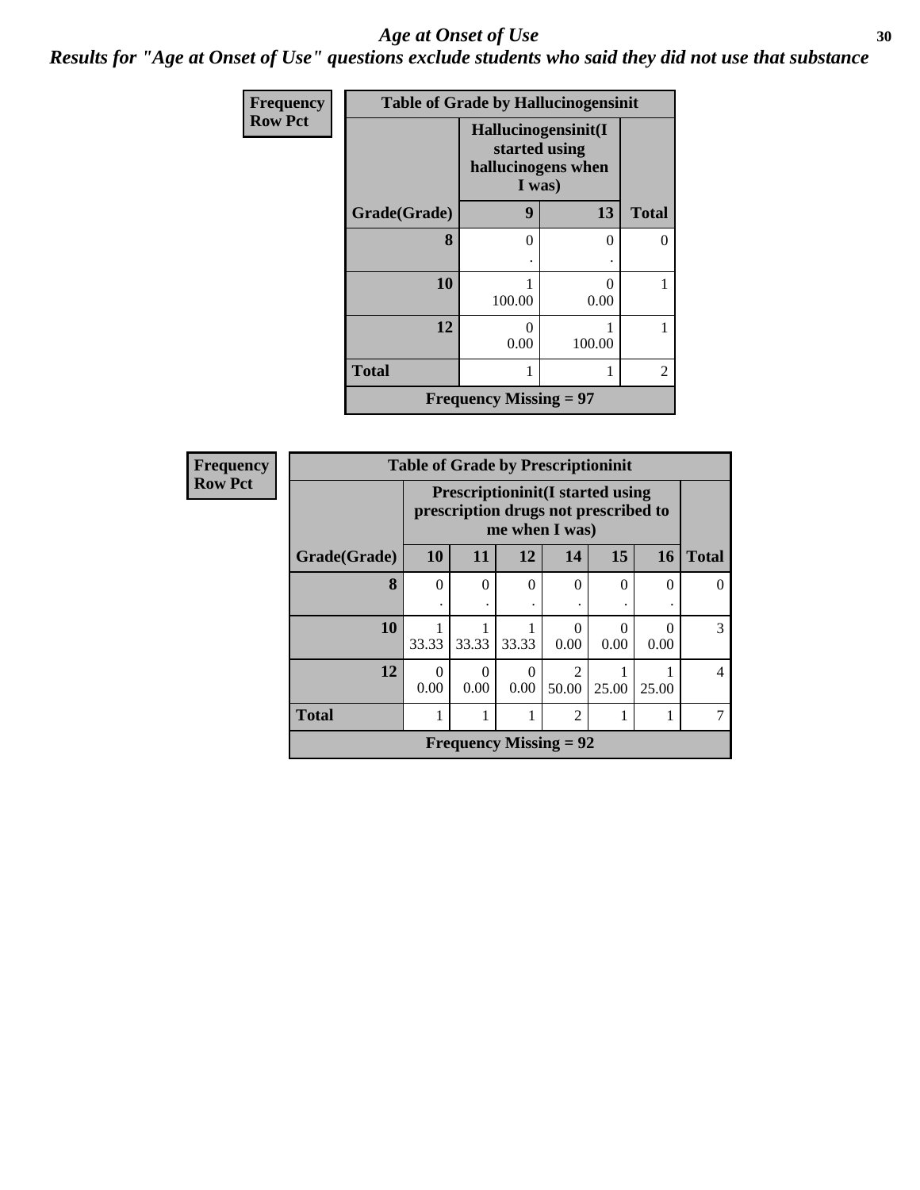# Age at Onset of Use

***Results for "Age at Onset of Use" questions exclude students who said they did not use that substance***

**Frequency**
**Row Pct**

| Table of Grade by Hallucinogensinit | | | |
|---|---|---|---|
| | Hallucinogensinit(I started using hallucinogens when I was) | | |
| Grade(Grade) | 9 | 13 | Total |
| 8 | 0<br>. | 0<br>. | 0 |
| 10 | 1<br>100.00 | 0<br>0.00 | 1 |
| 12 | 0<br>0.00 | 1<br>100.00 | 1 |
| Total | 1 | 1 | 2 |
| Frequency Missing = 97 | | | |

**Frequency**
**Row Pct**

| Table of Grade by Prescriptioninit | | | | | | | |
|---|---|---|---|---|---|---|---|
| | Prescriptioninit(I started using prescription drugs not prescribed to me when I was) | | | | | | |
| Grade(Grade) | 10 | 11 | 12 | 14 | 15 | 16 | Total |
| 8 | 0<br>. | 0<br>. | 0<br>. | 0<br>. | 0<br>. | 0<br>. | 0 |
| 10 | 1<br>33.33 | 1<br>33.33 | 1<br>33.33 | 0<br>0.00 | 0<br>0.00 | 0<br>0.00 | 3 |
| 12 | 0<br>0.00 | 0<br>0.00 | 0<br>0.00 | 2<br>50.00 | 1<br>25.00 | 1<br>25.00 | 4 |
| Total | 1 | 1 | 1 | 2 | 1 | 1 | 7 |
| Frequency Missing = 92 | | | | | | | |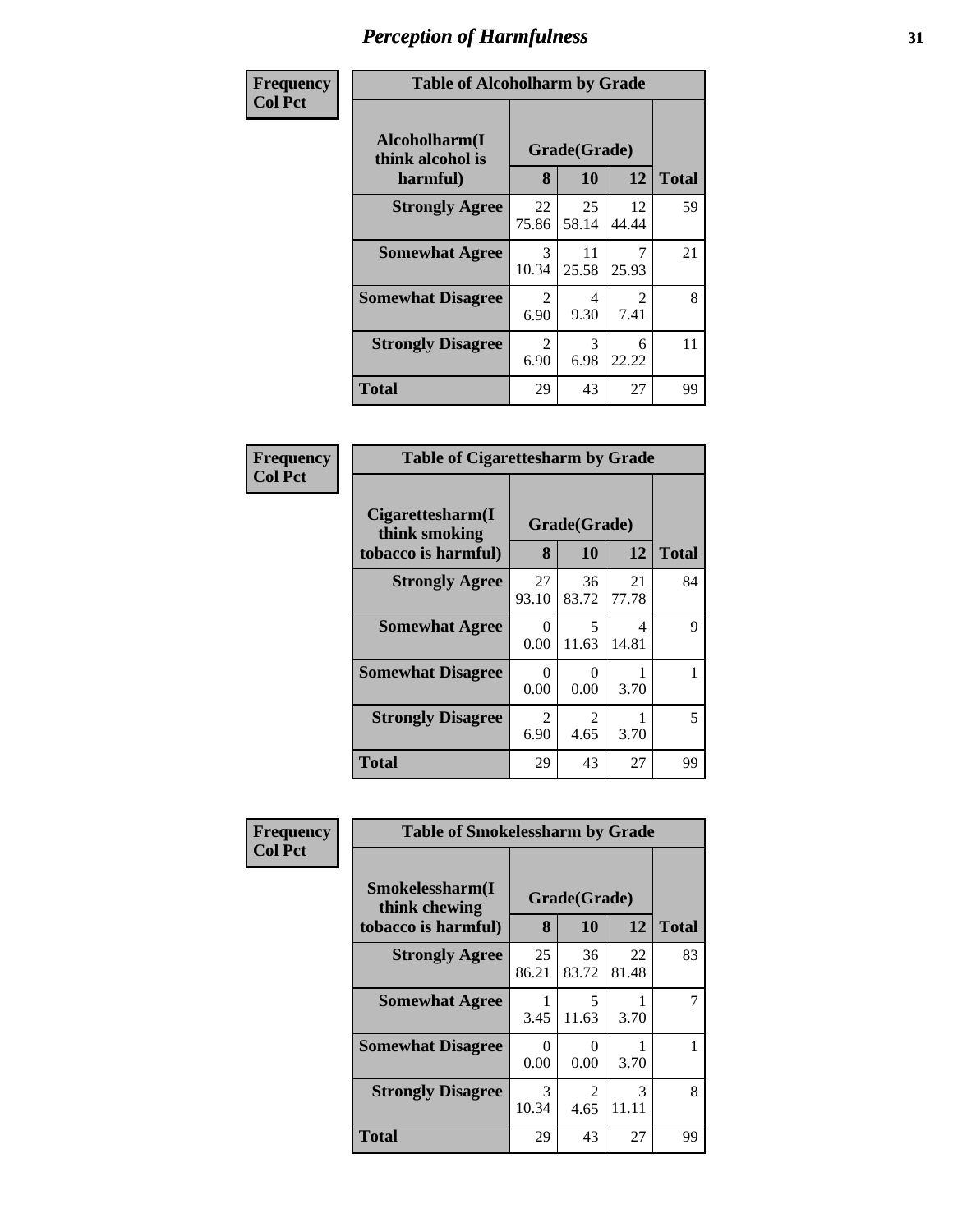# Perception of Harmfulness

| Frequency Col Pct |
|---|

**Table of Alcoholharm by Grade**

| Alcoholharm(I think alcohol is harmful) | Grade(Grade) | | | Total |
|---|---|---|---|---|
| | 8 | 10 | 12 | |
| **Strongly Agree** | 22<br>75.86 | 25<br>58.14 | 12<br>44.44 | 59 |
| **Somewhat Agree** | 3<br>10.34 | 11<br>25.58 | 7<br>25.93 | 21 |
| **Somewhat Disagree** | 2<br>6.90 | 4<br>9.30 | 2<br>7.41 | 8 |
| **Strongly Disagree** | 2<br>6.90 | 3<br>6.98 | 6<br>22.22 | 11 |
| **Total** | 29 | 43 | 27 | 99 |

| Frequency Col Pct |
|---|

**Table of Cigarettesharm by Grade**

| Cigarettesharm(I think smoking tobacco is harmful) | Grade(Grade) | | | Total |
|---|---|---|---|---|
| | 8 | 10 | 12 | |
| **Strongly Agree** | 27<br>93.10 | 36<br>83.72 | 21<br>77.78 | 84 |
| **Somewhat Agree** | 0<br>0.00 | 5<br>11.63 | 4<br>14.81 | 9 |
| **Somewhat Disagree** | 0<br>0.00 | 0<br>0.00 | 1<br>3.70 | 1 |
| **Strongly Disagree** | 2<br>6.90 | 2<br>4.65 | 1<br>3.70 | 5 |
| **Total** | 29 | 43 | 27 | 99 |

| Frequency Col Pct |
|---|

**Table of Smokelessharm by Grade**

| Smokelessharm(I think chewing tobacco is harmful) | Grade(Grade) | | | Total |
|---|---|---|---|---|
| | 8 | 10 | 12 | |
| **Strongly Agree** | 25<br>86.21 | 36<br>83.72 | 22<br>81.48 | 83 |
| **Somewhat Agree** | 1<br>3.45 | 5<br>11.63 | 1<br>3.70 | 7 |
| **Somewhat Disagree** | 0<br>0.00 | 0<br>0.00 | 1<br>3.70 | 1 |
| **Strongly Disagree** | 3<br>10.34 | 2<br>4.65 | 3<br>11.11 | 8 |
| **Total** | 29 | 43 | 27 | 99 |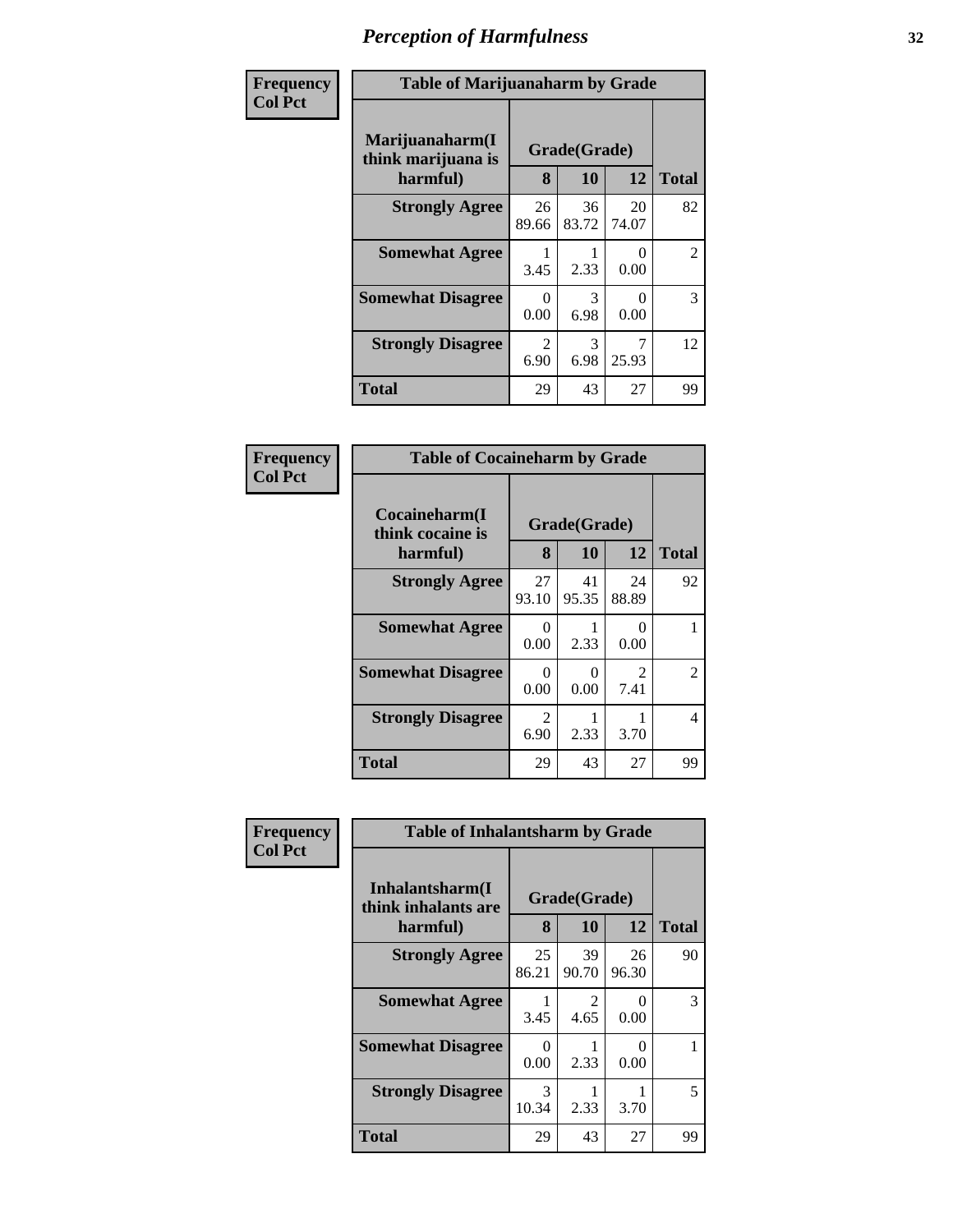# *Perception of Harmfulness*

**Frequency**
**Col Pct**

| Table of Marijuanaharm by Grade | | | | |
|---|---|---|---|---|
| **Marijuanaharm(I think marijuana is harmful)** | **Grade(Grade)** | | | **Total** |
| | **8** | **10** | **12** | |
| **Strongly Agree** | 26<br>89.66 | 36<br>83.72 | 20<br>74.07 | 82 |
| **Somewhat Agree** | 1<br>3.45 | 1<br>2.33 | 0<br>0.00 | 2 |
| **Somewhat Disagree** | 0<br>0.00 | 3<br>6.98 | 0<br>0.00 | 3 |
| **Strongly Disagree** | 2<br>6.90 | 3<br>6.98 | 7<br>25.93 | 12 |
| **Total** | 29 | 43 | 27 | 99 |

**Frequency**
**Col Pct**

| Table of Cocaineharm by Grade | | | | |
|---|---|---|---|---|
| **Cocaineharm(I think cocaine is harmful)** | **Grade(Grade)** | | | **Total** |
| | **8** | **10** | **12** | |
| **Strongly Agree** | 27<br>93.10 | 41<br>95.35 | 24<br>88.89 | 92 |
| **Somewhat Agree** | 0<br>0.00 | 1<br>2.33 | 0<br>0.00 | 1 |
| **Somewhat Disagree** | 0<br>0.00 | 0<br>0.00 | 2<br>7.41 | 2 |
| **Strongly Disagree** | 2<br>6.90 | 1<br>2.33 | 1<br>3.70 | 4 |
| **Total** | 29 | 43 | 27 | 99 |

**Frequency**
**Col Pct**

| Table of Inhalantsharm by Grade | | | | |
|---|---|---|---|---|
| **Inhalantsharm(I think inhalants are harmful)** | **Grade(Grade)** | | | **Total** |
| | **8** | **10** | **12** | |
| **Strongly Agree** | 25<br>86.21 | 39<br>90.70 | 26<br>96.30 | 90 |
| **Somewhat Agree** | 1<br>3.45 | 2<br>4.65 | 0<br>0.00 | 3 |
| **Somewhat Disagree** | 0<br>0.00 | 1<br>2.33 | 0<br>0.00 | 1 |
| **Strongly Disagree** | 3<br>10.34 | 1<br>2.33 | 1<br>3.70 | 5 |
| **Total** | 29 | 43 | 27 | 99 |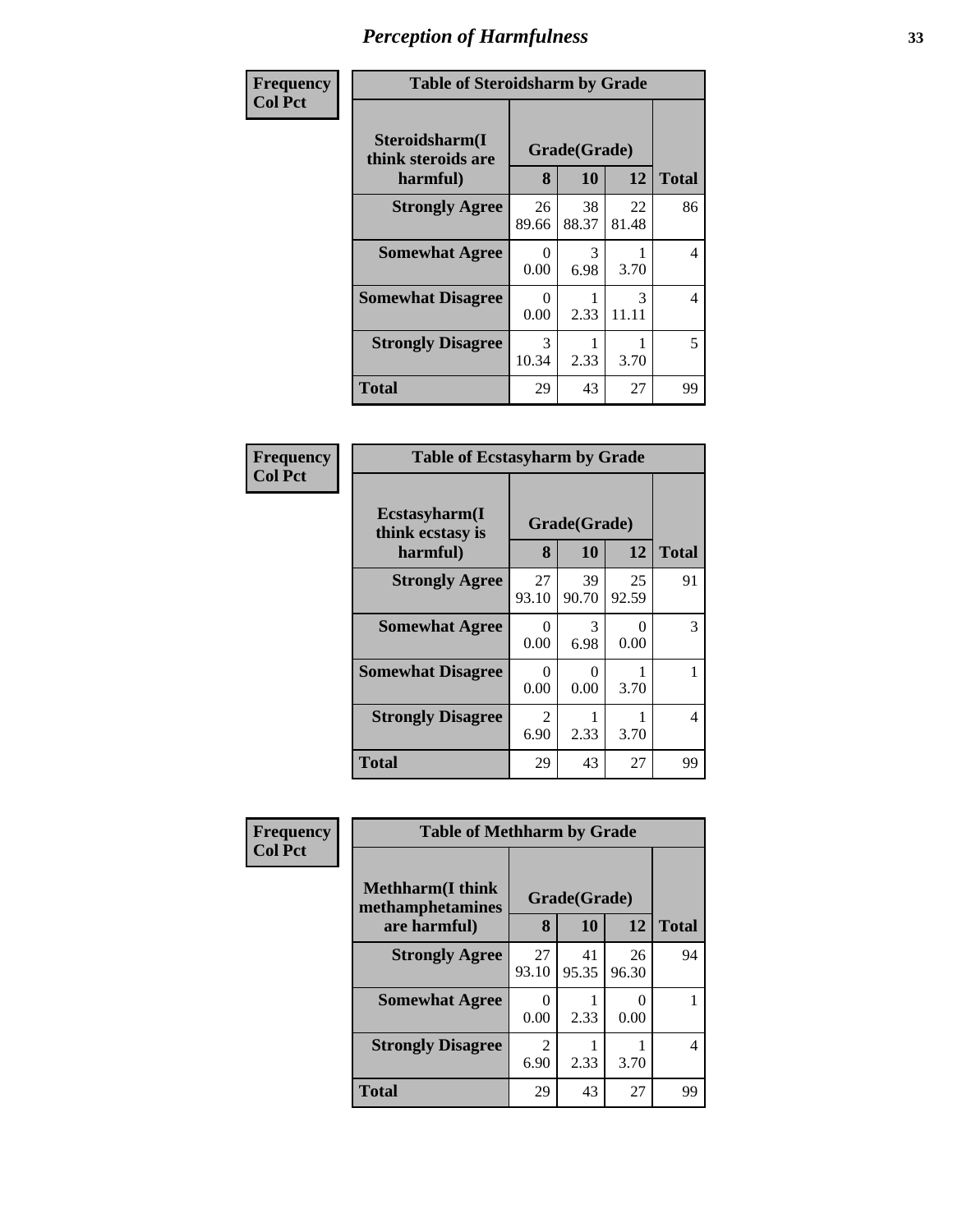# Perception of Harmfulness

| Frequency Col Pct | Table of Steroidsharm by Grade | | | |
|---|---|---|---|---|
| **Steroidsharm(I think steroids are harmful)** | **Grade(Grade)** | | | **Total** |
| | **8** | **10** | **12** | |
| **Strongly Agree** | 26<br>89.66 | 38<br>88.37 | 22<br>81.48 | 86 |
| **Somewhat Agree** | 0<br>0.00 | 3<br>6.98 | 1<br>3.70 | 4 |
| **Somewhat Disagree** | 0<br>0.00 | 1<br>2.33 | 3<br>11.11 | 4 |
| **Strongly Disagree** | 3<br>10.34 | 1<br>2.33 | 1<br>3.70 | 5 |
| **Total** | 29 | 43 | 27 | 99 |

| Frequency Col Pct | Table of Ecstasyharm by Grade | | | |
|---|---|---|---|---|
| **Ecstasyharm(I think ecstasy is harmful)** | **Grade(Grade)** | | | **Total** |
| | **8** | **10** | **12** | |
| **Strongly Agree** | 27<br>93.10 | 39<br>90.70 | 25<br>92.59 | 91 |
| **Somewhat Agree** | 0<br>0.00 | 3<br>6.98 | 0<br>0.00 | 3 |
| **Somewhat Disagree** | 0<br>0.00 | 0<br>0.00 | 1<br>3.70 | 1 |
| **Strongly Disagree** | 2<br>6.90 | 1<br>2.33 | 1<br>3.70 | 4 |
| **Total** | 29 | 43 | 27 | 99 |

| Frequency Col Pct | Table of Methharm by Grade | | | |
|---|---|---|---|---|
| **Methharm(I think methamphetamines are harmful)** | **Grade(Grade)** | | | **Total** |
| | **8** | **10** | **12** | |
| **Strongly Agree** | 27<br>93.10 | 41<br>95.35 | 26<br>96.30 | 94 |
| **Somewhat Agree** | 0<br>0.00 | 1<br>2.33 | 0<br>0.00 | 1 |
| **Strongly Disagree** | 2<br>6.90 | 1<br>2.33 | 1<br>3.70 | 4 |
| **Total** | 29 | 43 | 27 | 99 |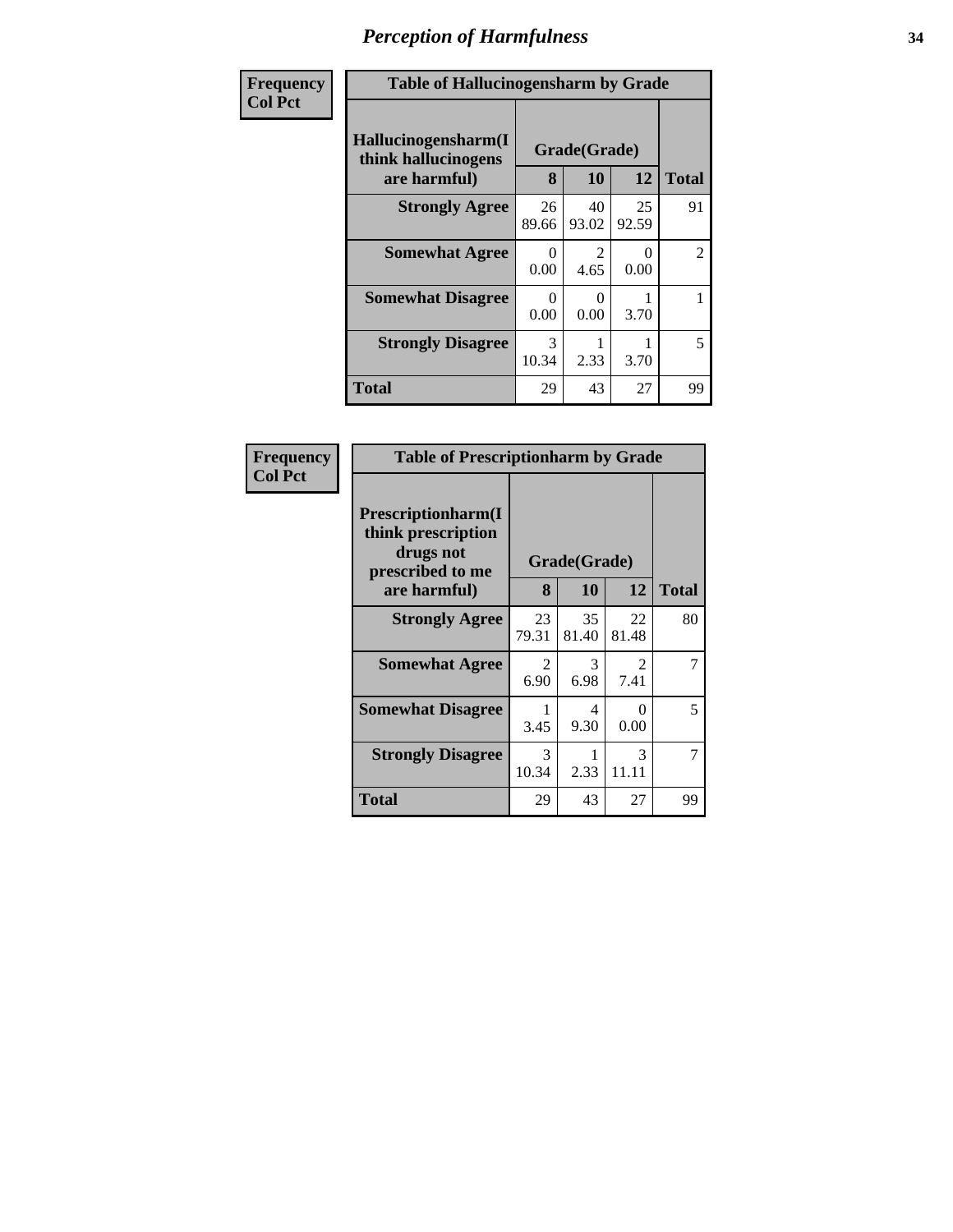# Perception of Harmfulness

| Frequency<br>Col Pct | Table of Hallucinogensharm by Grade | | | |
|---|---|---|---|---|
| **Hallucinogensharm(I think hallucinogens are harmful)** | **Grade(Grade)** | | | **Total** |
| | **8** | **10** | **12** | |
| **Strongly Agree** | 26<br>89.66 | 40<br>93.02 | 25<br>92.59 | 91 |
| **Somewhat Agree** | 0<br>0.00 | 2<br>4.65 | 0<br>0.00 | 2 |
| **Somewhat Disagree** | 0<br>0.00 | 0<br>0.00 | 1<br>3.70 | 1 |
| **Strongly Disagree** | 3<br>10.34 | 1<br>2.33 | 1<br>3.70 | 5 |
| **Total** | 29 | 43 | 27 | 99 |

| Frequency<br>Col Pct | Table of Prescriptionharm by Grade | | | |
|---|---|---|---|---|
| **Prescriptionharm(I think prescription drugs not prescribed to me are harmful)** | **Grade(Grade)** | | | **Total** |
| | **8** | **10** | **12** | |
| **Strongly Agree** | 23<br>79.31 | 35<br>81.40 | 22<br>81.48 | 80 |
| **Somewhat Agree** | 2<br>6.90 | 3<br>6.98 | 2<br>7.41 | 7 |
| **Somewhat Disagree** | 1<br>3.45 | 4<br>9.30 | 0<br>0.00 | 5 |
| **Strongly Disagree** | 3<br>10.34 | 1<br>2.33 | 3<br>11.11 | 7 |
| **Total** | 29 | 43 | 27 | 99 |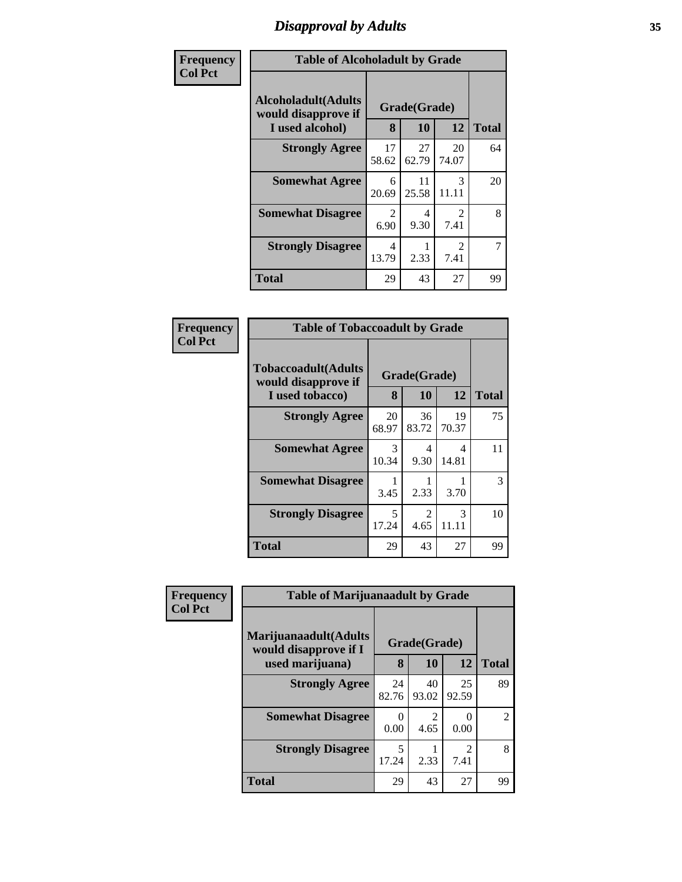# Disapproval by Adults

**Frequency**
**Col Pct**

| Table of Alcoholadult by Grade | | | | |
|---|---|---|---|---|
| Alcoholadult(Adults would disapprove if I used alcohol) | Grade(Grade) | | | |
| | 8 | 10 | 12 | Total |
| Strongly Agree | 17<br>58.62 | 27<br>62.79 | 20<br>74.07 | 64 |
| Somewhat Agree | 6<br>20.69 | 11<br>25.58 | 3<br>11.11 | 20 |
| Somewhat Disagree | 2<br>6.90 | 4<br>9.30 | 2<br>7.41 | 8 |
| Strongly Disagree | 4<br>13.79 | 1<br>2.33 | 2<br>7.41 | 7 |
| Total | 29 | 43 | 27 | 99 |

**Frequency**
**Col Pct**

| Table of Tobaccoadult by Grade | | | | |
|---|---|---|---|---|
| Tobaccoadult(Adults would disapprove if I used tobacco) | Grade(Grade) | | | |
| | 8 | 10 | 12 | Total |
| Strongly Agree | 20<br>68.97 | 36<br>83.72 | 19<br>70.37 | 75 |
| Somewhat Agree | 3<br>10.34 | 4<br>9.30 | 4<br>14.81 | 11 |
| Somewhat Disagree | 1<br>3.45 | 1<br>2.33 | 1<br>3.70 | 3 |
| Strongly Disagree | 5<br>17.24 | 2<br>4.65 | 3<br>11.11 | 10 |
| Total | 29 | 43 | 27 | 99 |

**Frequency**
**Col Pct**

| Table of Marijuanaadult by Grade | | | | |
|---|---|---|---|---|
| Marijuanaadult(Adults would disapprove if I used marijuana) | Grade(Grade) | | | |
| | 8 | 10 | 12 | Total |
| Strongly Agree | 24<br>82.76 | 40<br>93.02 | 25<br>92.59 | 89 |
| Somewhat Disagree | 0<br>0.00 | 2<br>4.65 | 0<br>0.00 | 2 |
| Strongly Disagree | 5<br>17.24 | 1<br>2.33 | 2<br>7.41 | 8 |
| Total | 29 | 43 | 27 | 99 |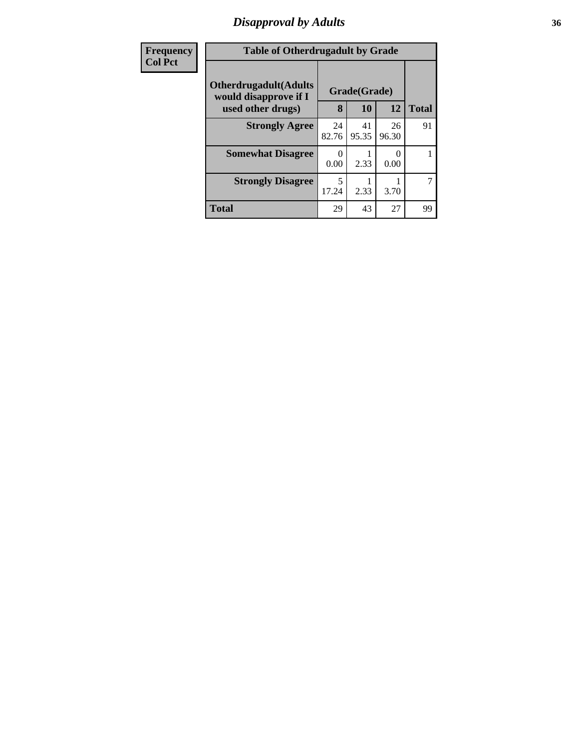## Disapproval by Adults

| Frequency<br>Col Pct | | | | |
|---|---|---|---|---|

**Table of Otherdrugadult by Grade**

| Otherdrugadult(Adults would disapprove if I used other drugs) | Grade(Grade) | | | |
|---|---|---|---|---|
| | 8 | 10 | 12 | Total |
| **Strongly Agree** | 24<br>82.76 | 41<br>95.35 | 26<br>96.30 | 91 |
| **Somewhat Disagree** | 0<br>0.00 | 1<br>2.33 | 0<br>0.00 | 1 |
| **Strongly Disagree** | 5<br>17.24 | 1<br>2.33 | 1<br>3.70 | 7 |
| **Total** | 29 | 43 | 27 | 99 |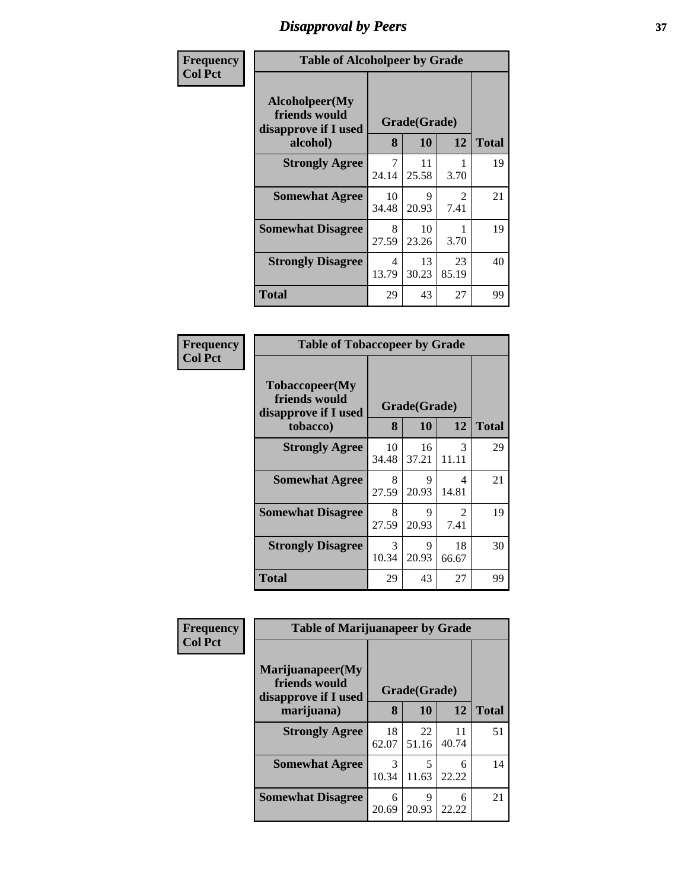## Disapproval by Peers

| Frequency<br>Col Pct | Table of Alcoholpeer by Grade | | | |
|---|---|---|---|---|
| Alcoholpeer(My friends would disapprove if I used alcohol) | Grade(Grade) | | | |
| | 8 | 10 | 12 | Total |
| Strongly Agree | 7<br>24.14 | 11<br>25.58 | 1<br>3.70 | 19 |
| Somewhat Agree | 10<br>34.48 | 9<br>20.93 | 2<br>7.41 | 21 |
| Somewhat Disagree | 8<br>27.59 | 10<br>23.26 | 1<br>3.70 | 19 |
| Strongly Disagree | 4<br>13.79 | 13<br>30.23 | 23<br>85.19 | 40 |
| Total | 29 | 43 | 27 | 99 |

| Frequency<br>Col Pct | Table of Tobaccopeer by Grade | | | |
|---|---|---|---|---|
| Tobaccopeer(My friends would disapprove if I used tobacco) | Grade(Grade) | | | |
| | 8 | 10 | 12 | Total |
| Strongly Agree | 10<br>34.48 | 16<br>37.21 | 3<br>11.11 | 29 |
| Somewhat Agree | 8<br>27.59 | 9<br>20.93 | 4<br>14.81 | 21 |
| Somewhat Disagree | 8<br>27.59 | 9<br>20.93 | 2<br>7.41 | 19 |
| Strongly Disagree | 3<br>10.34 | 9<br>20.93 | 18<br>66.67 | 30 |
| Total | 29 | 43 | 27 | 99 |

| Frequency<br>Col Pct | Table of Marijuanapeer by Grade | | | |
|---|---|---|---|---|
| Marijuanapeer(My friends would disapprove if I used marijuana) | Grade(Grade) | | | |
| | 8 | 10 | 12 | Total |
| Strongly Agree | 18<br>62.07 | 22<br>51.16 | 11<br>40.74 | 51 |
| Somewhat Agree | 3<br>10.34 | 5<br>11.63 | 6<br>22.22 | 14 |
| Somewhat Disagree | 6<br>20.69 | 9<br>20.93 | 6<br>22.22 | 21 |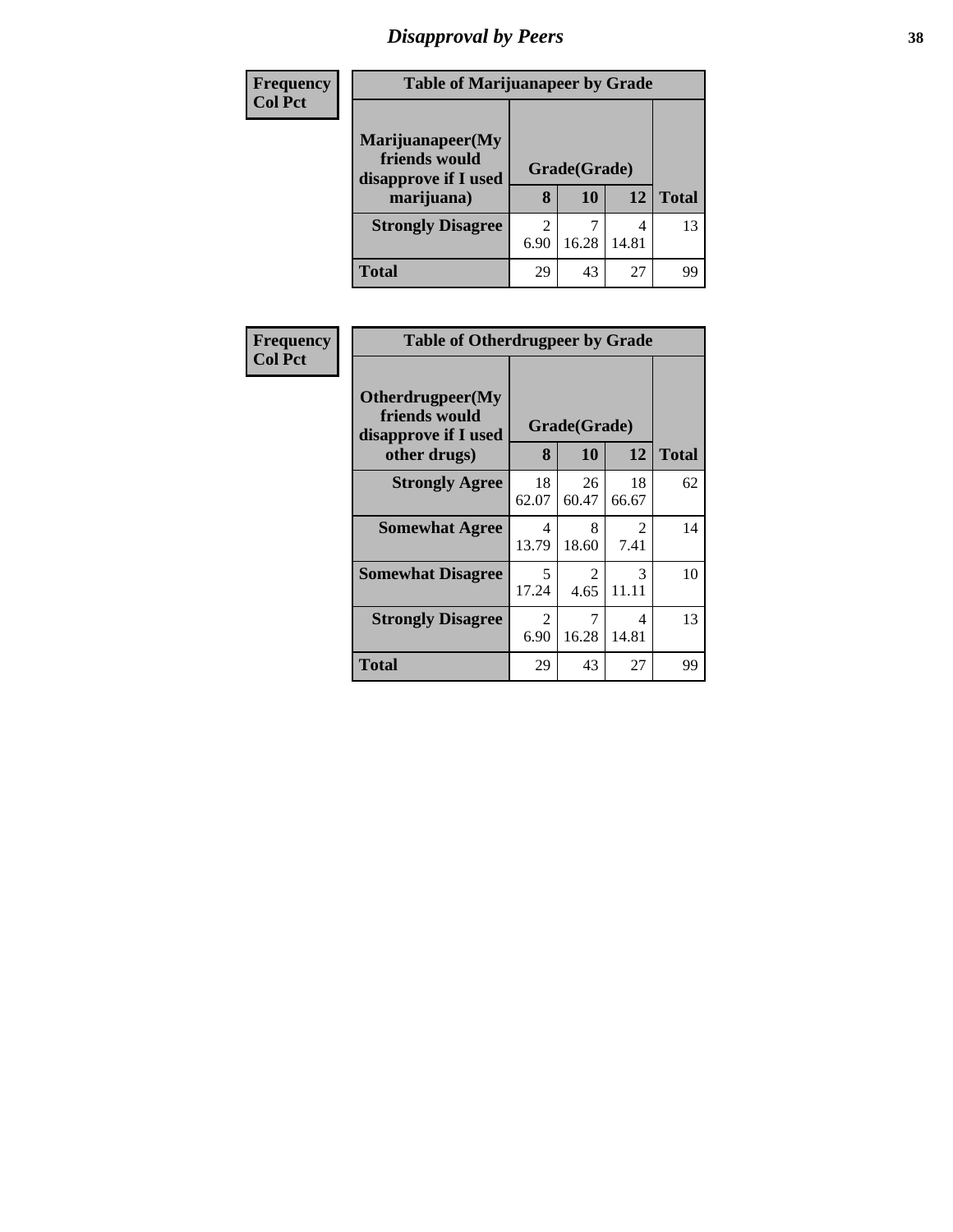# Disapproval by Peers

| Frequency<br>Col Pct | | | | |
|---|---|---|---|---|
| **Table of Marijuanapeer by Grade** | | | | |
| **Marijuanapeer(My friends would disapprove if I used marijuana)** | **Grade(Grade)** | | | **Total** |
| | **8** | **10** | **12** | |
| **Strongly Disagree** | 2<br>6.90 | 7<br>16.28 | 4<br>14.81 | 13 |
| **Total** | 29 | 43 | 27 | 99 |

| Frequency<br>Col Pct | | | | |
|---|---|---|---|---|
| **Table of Otherdrugpeer by Grade** | | | | |
| **Otherdrugpeer(My friends would disapprove if I used other drugs)** | **Grade(Grade)** | | | **Total** |
| | **8** | **10** | **12** | |
| **Strongly Agree** | 18<br>62.07 | 26<br>60.47 | 18<br>66.67 | 62 |
| **Somewhat Agree** | 4<br>13.79 | 8<br>18.60 | 2<br>7.41 | 14 |
| **Somewhat Disagree** | 5<br>17.24 | 2<br>4.65 | 3<br>11.11 | 10 |
| **Strongly Disagree** | 2<br>6.90 | 7<br>16.28 | 4<br>14.81 | 13 |
| **Total** | 29 | 43 | 27 | 99 |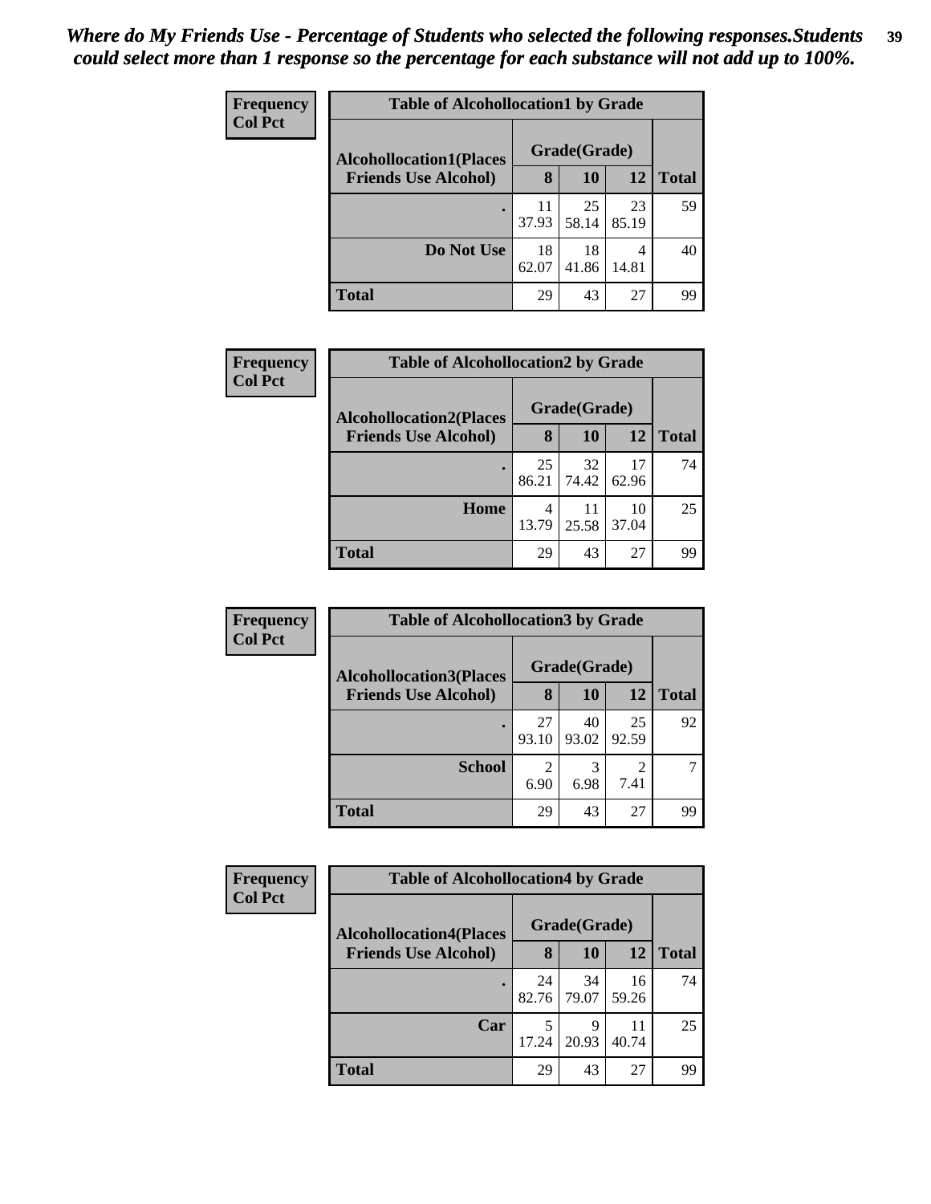*Where do My Friends Use - Percentage of Students who selected the following responses.Students could select more than 1 response so the percentage for each substance will not add up to 100%.*

**Frequency**
**Col Pct**

| Table of Alcohollocation1 by Grade | | | | |
|---|---|---|---|---|
| **Alcohollocation1(Places Friends Use Alcohol)** | **Grade(Grade)** | | | **Total** |
| | **8** | **10** | **12** | |
| **.** | 11<br>37.93 | 25<br>58.14 | 23<br>85.19 | 59 |
| **Do Not Use** | 18<br>62.07 | 18<br>41.86 | 4<br>14.81 | 40 |
| **Total** | 29 | 43 | 27 | 99 |

**Frequency**
**Col Pct**

| Table of Alcohollocation2 by Grade | | | | |
|---|---|---|---|---|
| **Alcohollocation2(Places Friends Use Alcohol)** | **Grade(Grade)** | | | **Total** |
| | **8** | **10** | **12** | |
| **.** | 25<br>86.21 | 32<br>74.42 | 17<br>62.96 | 74 |
| **Home** | 4<br>13.79 | 11<br>25.58 | 10<br>37.04 | 25 |
| **Total** | 29 | 43 | 27 | 99 |

**Frequency**
**Col Pct**

| Table of Alcohollocation3 by Grade | | | | |
|---|---|---|---|---|
| **Alcohollocation3(Places Friends Use Alcohol)** | **Grade(Grade)** | | | **Total** |
| | **8** | **10** | **12** | |
| **.** | 27<br>93.10 | 40<br>93.02 | 25<br>92.59 | 92 |
| **School** | 2<br>6.90 | 3<br>6.98 | 2<br>7.41 | 7 |
| **Total** | 29 | 43 | 27 | 99 |

**Frequency**
**Col Pct**

| Table of Alcohollocation4 by Grade | | | | |
|---|---|---|---|---|
| **Alcohollocation4(Places Friends Use Alcohol)** | **Grade(Grade)** | | | **Total** |
| | **8** | **10** | **12** | |
| **.** | 24<br>82.76 | 34<br>79.07 | 16<br>59.26 | 74 |
| **Car** | 5<br>17.24 | 9<br>20.93 | 11<br>40.74 | 25 |
| **Total** | 29 | 43 | 27 | 99 |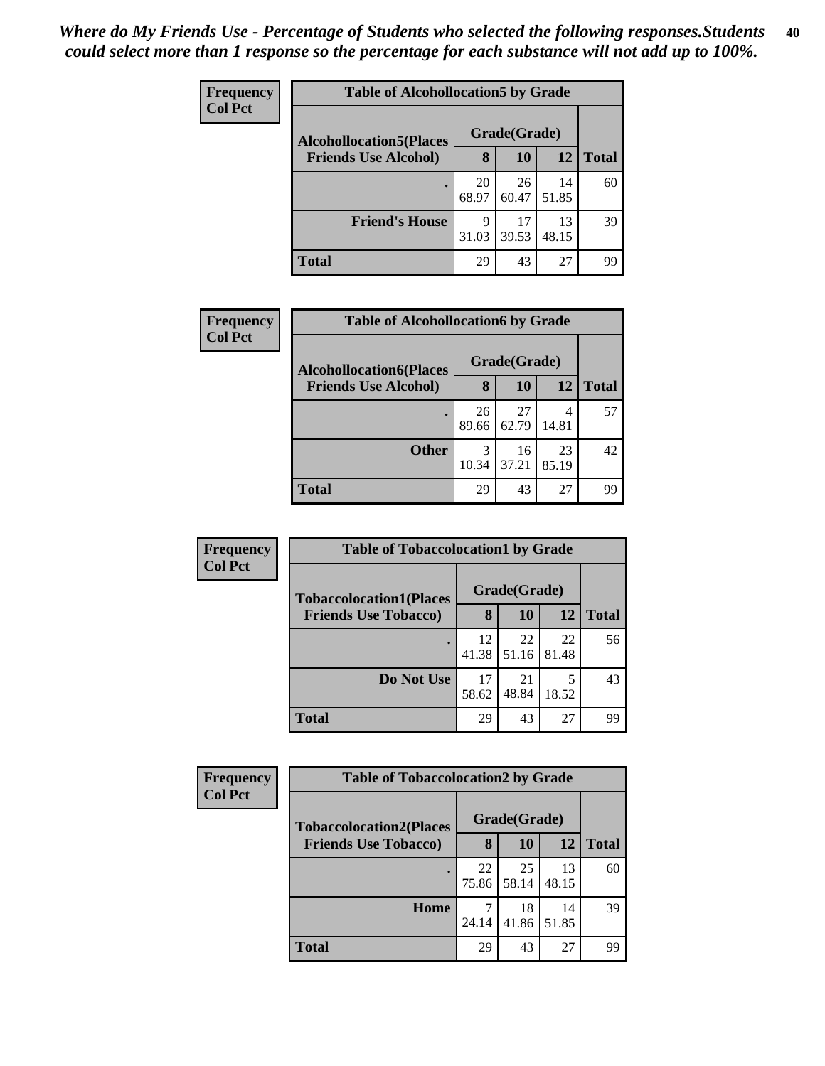*Where do My Friends Use - Percentage of Students who selected the following responses.Students could select more than 1 response so the percentage for each substance will not add up to 100%.*

**Frequency**
**Col Pct**

| Table of Alcohollocation5 by Grade | | | | |
|---|---|---|---|---|
| **Alcohollocation5(Places Friends Use Alcohol)** | **Grade(Grade)** | | | |
| | **8** | **10** | **12** | **Total** |
| **.** | 20<br>68.97 | 26<br>60.47 | 14<br>51.85 | 60 |
| **Friend's House** | 9<br>31.03 | 17<br>39.53 | 13<br>48.15 | 39 |
| **Total** | 29 | 43 | 27 | 99 |

**Frequency**
**Col Pct**

| Table of Alcohollocation6 by Grade | | | | |
|---|---|---|---|---|
| **Alcohollocation6(Places Friends Use Alcohol)** | **Grade(Grade)** | | | |
| | **8** | **10** | **12** | **Total** |
| **.** | 26<br>89.66 | 27<br>62.79 | 4<br>14.81 | 57 |
| **Other** | 3<br>10.34 | 16<br>37.21 | 23<br>85.19 | 42 |
| **Total** | 29 | 43 | 27 | 99 |

**Frequency**
**Col Pct**

| Table of Tobaccolocation1 by Grade | | | | |
|---|---|---|---|---|
| **Tobaccolocation1(Places Friends Use Tobacco)** | **Grade(Grade)** | | | |
| | **8** | **10** | **12** | **Total** |
| **.** | 12<br>41.38 | 22<br>51.16 | 22<br>81.48 | 56 |
| **Do Not Use** | 17<br>58.62 | 21<br>48.84 | 5<br>18.52 | 43 |
| **Total** | 29 | 43 | 27 | 99 |

**Frequency**
**Col Pct**

| Table of Tobaccolocation2 by Grade | | | | |
|---|---|---|---|---|
| **Tobaccolocation2(Places Friends Use Tobacco)** | **Grade(Grade)** | | | |
| | **8** | **10** | **12** | **Total** |
| **.** | 22<br>75.86 | 25<br>58.14 | 13<br>48.15 | 60 |
| **Home** | 7<br>24.14 | 18<br>41.86 | 14<br>51.85 | 39 |
| **Total** | 29 | 43 | 27 | 99 |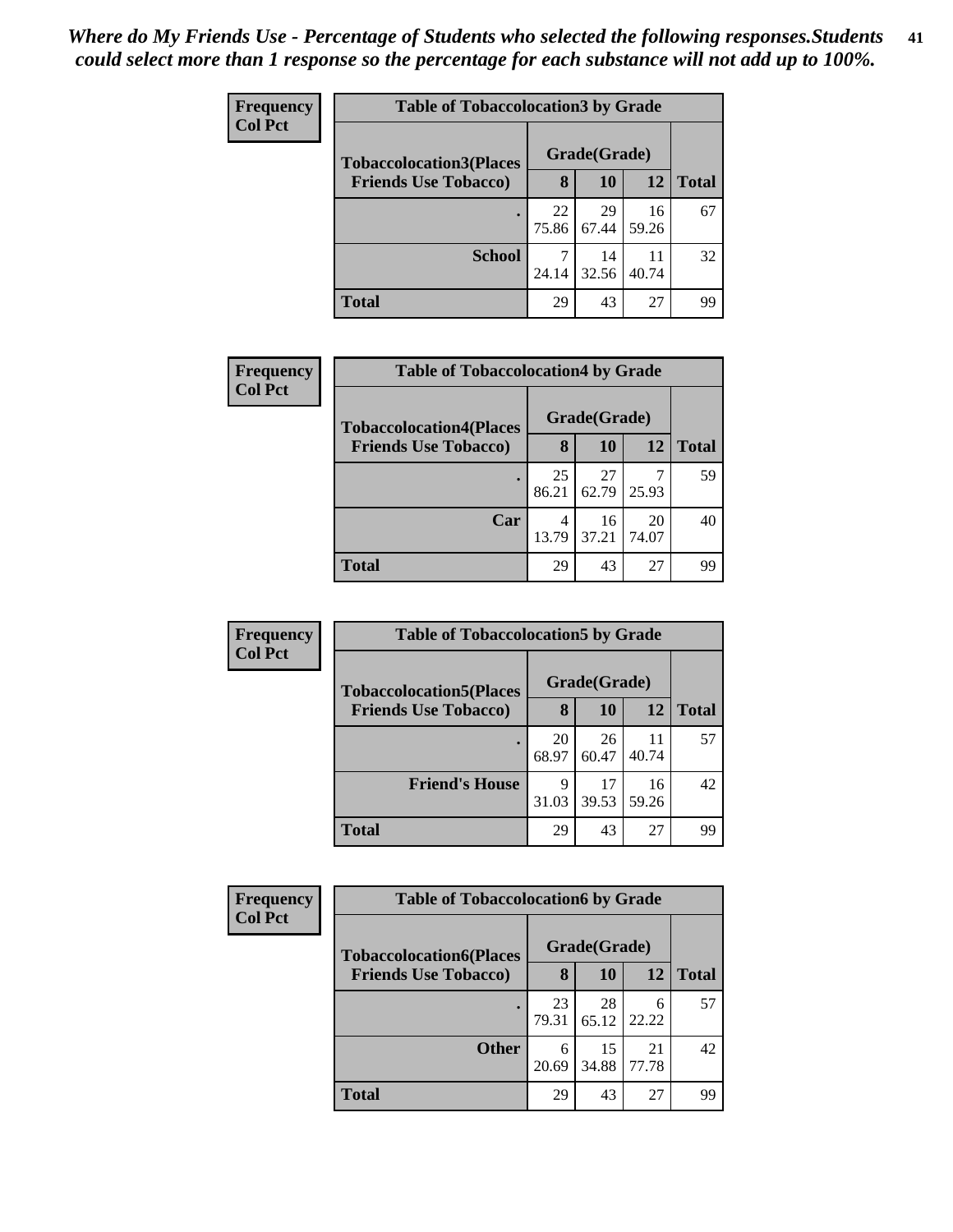*Where do My Friends Use - Percentage of Students who selected the following responses.Students could select more than 1 response so the percentage for each substance will not add up to 100%.*

**Frequency**
**Col Pct**

**Table of Tobaccolocation3 by Grade**

| Tobaccolocation3(Places Friends Use Tobacco) | Grade(Grade) 8 | 10 | 12 | Total |
|---|---|---|---|---|
| . | 22<br>75.86 | 29<br>67.44 | 16<br>59.26 | 67 |
| School | 7<br>24.14 | 14<br>32.56 | 11<br>40.74 | 32 |
| Total | 29 | 43 | 27 | 99 |

**Frequency**
**Col Pct**

**Table of Tobaccolocation4 by Grade**

| Tobaccolocation4(Places Friends Use Tobacco) | Grade(Grade) 8 | 10 | 12 | Total |
|---|---|---|---|---|
| . | 25<br>86.21 | 27<br>62.79 | 7<br>25.93 | 59 |
| Car | 4<br>13.79 | 16<br>37.21 | 20<br>74.07 | 40 |
| Total | 29 | 43 | 27 | 99 |

**Frequency**
**Col Pct**

**Table of Tobaccolocation5 by Grade**

| Tobaccolocation5(Places Friends Use Tobacco) | Grade(Grade) 8 | 10 | 12 | Total |
|---|---|---|---|---|
| . | 20<br>68.97 | 26<br>60.47 | 11<br>40.74 | 57 |
| Friend's House | 9<br>31.03 | 17<br>39.53 | 16<br>59.26 | 42 |
| Total | 29 | 43 | 27 | 99 |

**Frequency**
**Col Pct**

**Table of Tobaccolocation6 by Grade**

| Tobaccolocation6(Places Friends Use Tobacco) | Grade(Grade) 8 | 10 | 12 | Total |
|---|---|---|---|---|
| . | 23<br>79.31 | 28<br>65.12 | 6<br>22.22 | 57 |
| Other | 6<br>20.69 | 15<br>34.88 | 21<br>77.78 | 42 |
| Total | 29 | 43 | 27 | 99 |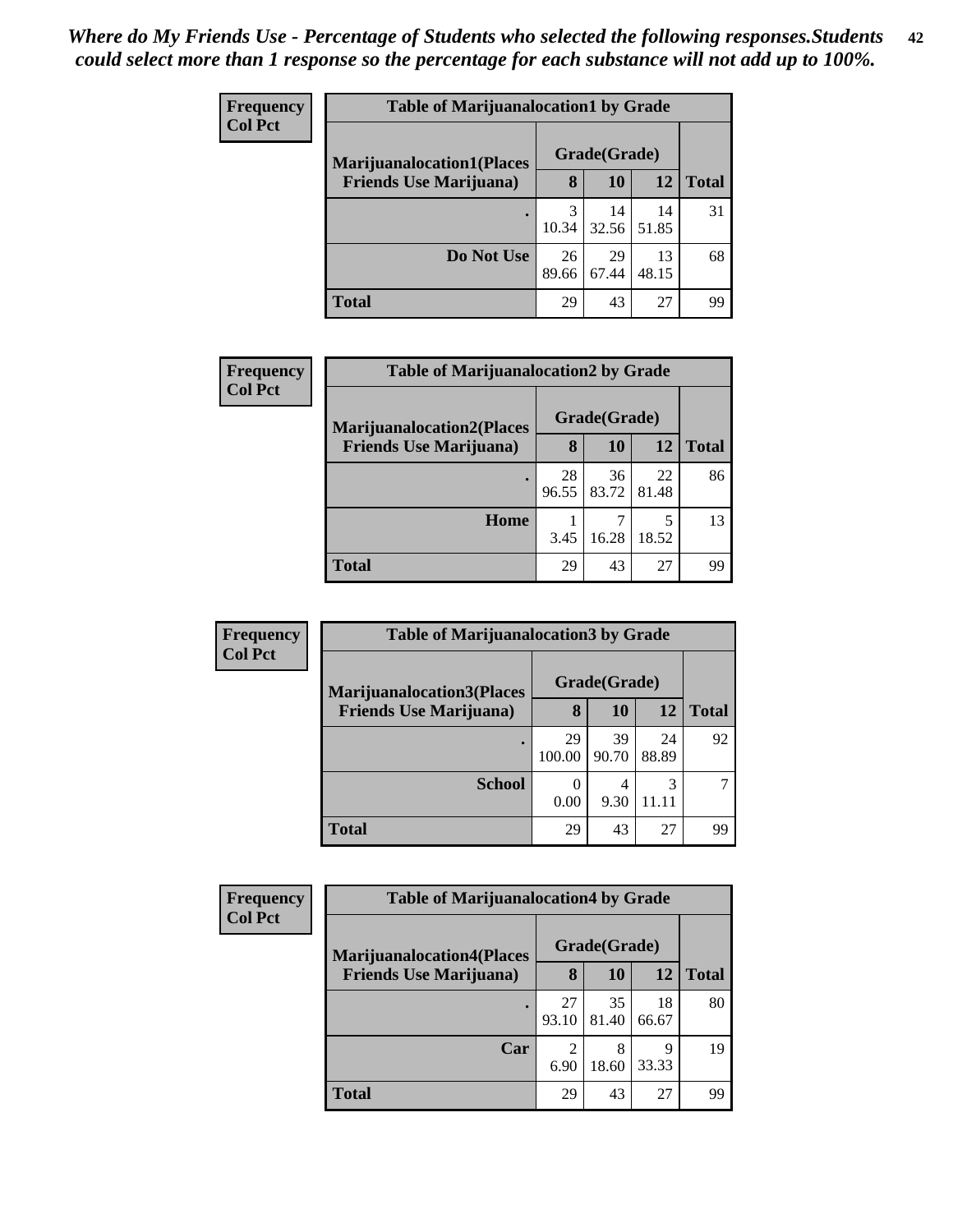*Where do My Friends Use - Percentage of Students who selected the following responses.Students could select more than 1 response so the percentage for each substance will not add up to 100%.*

**Frequency**
**Col Pct**

| Table of Marijuanalocation1 by Grade | | | | |
|---|---|---|---|---|
| **Marijuanalocation1(Places Friends Use Marijuana)** | **Grade(Grade)** | | | **Total** |
| | **8** | **10** | **12** | |
| **.** | 3<br>10.34 | 14<br>32.56 | 14<br>51.85 | 31 |
| **Do Not Use** | 26<br>89.66 | 29<br>67.44 | 13<br>48.15 | 68 |
| **Total** | 29 | 43 | 27 | 99 |

**Frequency**
**Col Pct**

| Table of Marijuanalocation2 by Grade | | | | |
|---|---|---|---|---|
| **Marijuanalocation2(Places Friends Use Marijuana)** | **Grade(Grade)** | | | **Total** |
| | **8** | **10** | **12** | |
| **.** | 28<br>96.55 | 36<br>83.72 | 22<br>81.48 | 86 |
| **Home** | 1<br>3.45 | 7<br>16.28 | 5<br>18.52 | 13 |
| **Total** | 29 | 43 | 27 | 99 |

**Frequency**
**Col Pct**

| Table of Marijuanalocation3 by Grade | | | | |
|---|---|---|---|---|
| **Marijuanalocation3(Places Friends Use Marijuana)** | **Grade(Grade)** | | | **Total** |
| | **8** | **10** | **12** | |
| **.** | 29<br>100.00 | 39<br>90.70 | 24<br>88.89 | 92 |
| **School** | 0<br>0.00 | 4<br>9.30 | 3<br>11.11 | 7 |
| **Total** | 29 | 43 | 27 | 99 |

**Frequency**
**Col Pct**

| Table of Marijuanalocation4 by Grade | | | | |
|---|---|---|---|---|
| **Marijuanalocation4(Places Friends Use Marijuana)** | **Grade(Grade)** | | | **Total** |
| | **8** | **10** | **12** | |
| **.** | 27<br>93.10 | 35<br>81.40 | 18<br>66.67 | 80 |
| **Car** | 2<br>6.90 | 8<br>18.60 | 9<br>33.33 | 19 |
| **Total** | 29 | 43 | 27 | 99 |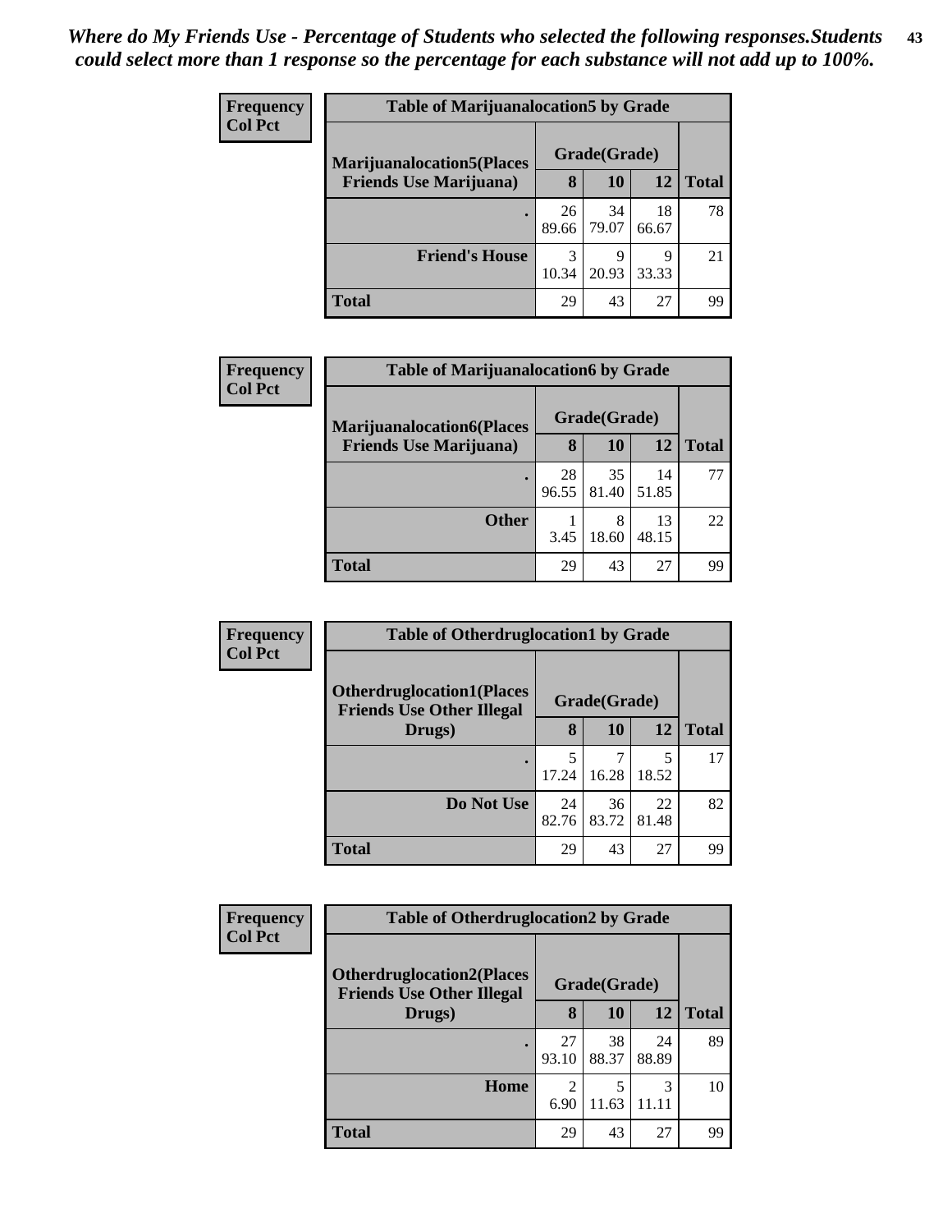*Where do My Friends Use - Percentage of Students who selected the following responses.Students could select more than 1 response so the percentage for each substance will not add up to 100%.*

**Frequency**
**Col Pct**

| Table of Marijuanalocation5 by Grade | | | | |
|---|---|---|---|---|
| **Marijuanalocation5(Places Friends Use Marijuana)** | **Grade(Grade)** | | | |
| | **8** | **10** | **12** | **Total** |
| **.** | 26<br>89.66 | 34<br>79.07 | 18<br>66.67 | 78 |
| **Friend's House** | 3<br>10.34 | 9<br>20.93 | 9<br>33.33 | 21 |
| **Total** | 29 | 43 | 27 | 99 |

**Frequency**
**Col Pct**

| Table of Marijuanalocation6 by Grade | | | | |
|---|---|---|---|---|
| **Marijuanalocation6(Places Friends Use Marijuana)** | **Grade(Grade)** | | | |
| | **8** | **10** | **12** | **Total** |
| **.** | 28<br>96.55 | 35<br>81.40 | 14<br>51.85 | 77 |
| **Other** | 1<br>3.45 | 8<br>18.60 | 13<br>48.15 | 22 |
| **Total** | 29 | 43 | 27 | 99 |

**Frequency**
**Col Pct**

| Table of Otherdruglocation1 by Grade | | | | |
|---|---|---|---|---|
| **Otherdruglocation1(Places Friends Use Other Illegal Drugs)** | **Grade(Grade)** | | | |
| | **8** | **10** | **12** | **Total** |
| **.** | 5<br>17.24 | 7<br>16.28 | 5<br>18.52 | 17 |
| **Do Not Use** | 24<br>82.76 | 36<br>83.72 | 22<br>81.48 | 82 |
| **Total** | 29 | 43 | 27 | 99 |

**Frequency**
**Col Pct**

| Table of Otherdruglocation2 by Grade | | | | |
|---|---|---|---|---|
| **Otherdruglocation2(Places Friends Use Other Illegal Drugs)** | **Grade(Grade)** | | | |
| | **8** | **10** | **12** | **Total** |
| **.** | 27<br>93.10 | 38<br>88.37 | 24<br>88.89 | 89 |
| **Home** | 2<br>6.90 | 5<br>11.63 | 3<br>11.11 | 10 |
| **Total** | 29 | 43 | 27 | 99 |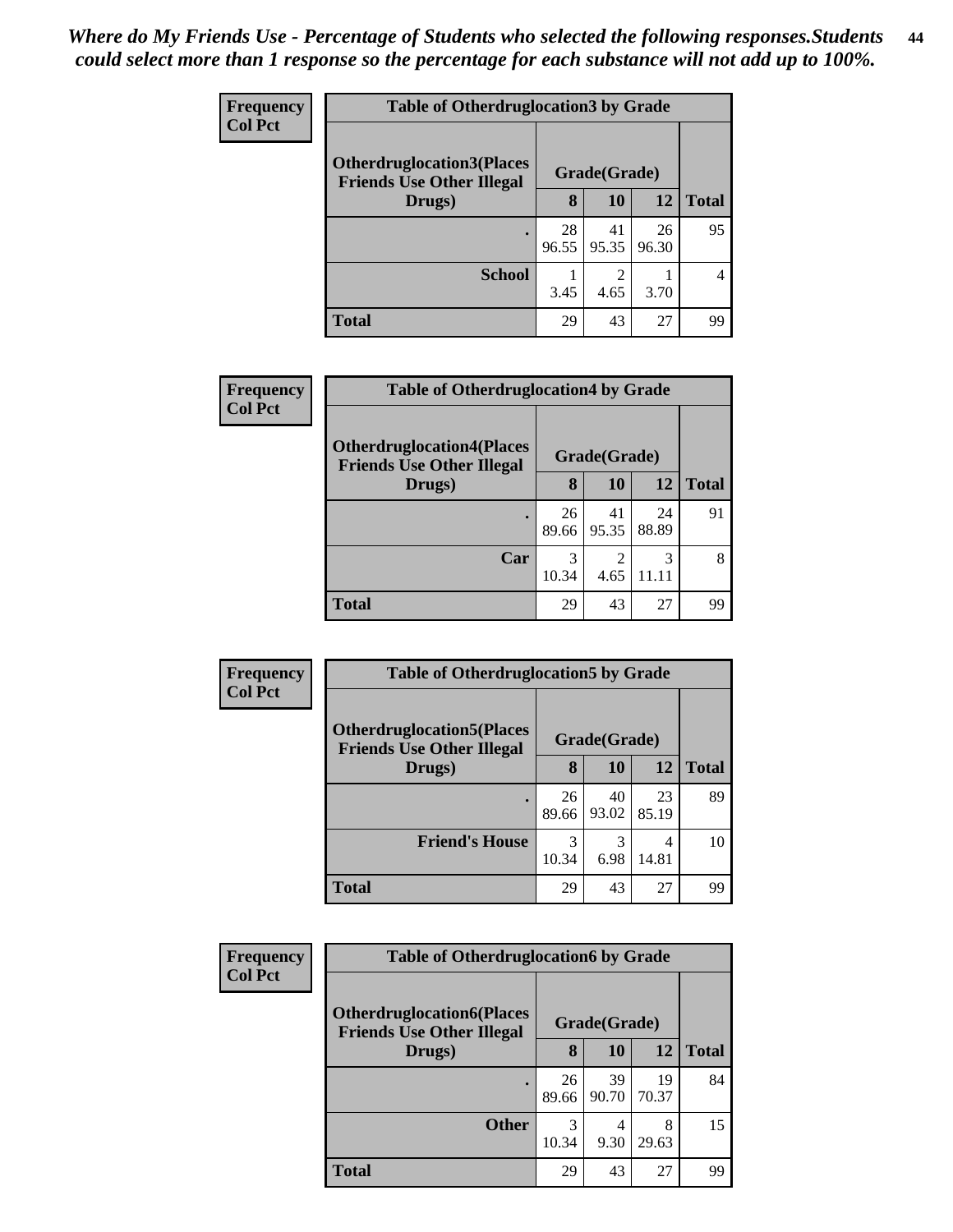*Where do My Friends Use - Percentage of Students who selected the following responses.Students could select more than 1 response so the percentage for each substance will not add up to 100%.*

**Frequency**
**Col Pct**

| Table of Otherdruglocation3 by Grade | | | | |
|---|---|---|---|---|
| **Otherdruglocation3(Places Friends Use Other Illegal Drugs)** | **Grade(Grade)** | | | **Total** |
| | **8** | **10** | **12** | |
| **.** | 28<br>96.55 | 41<br>95.35 | 26<br>96.30 | 95 |
| **School** | 1<br>3.45 | 2<br>4.65 | 1<br>3.70 | 4 |
| **Total** | 29 | 43 | 27 | 99 |

**Frequency**
**Col Pct**

| Table of Otherdruglocation4 by Grade | | | | |
|---|---|---|---|---|
| **Otherdruglocation4(Places Friends Use Other Illegal Drugs)** | **Grade(Grade)** | | | **Total** |
| | **8** | **10** | **12** | |
| **.** | 26<br>89.66 | 41<br>95.35 | 24<br>88.89 | 91 |
| **Car** | 3<br>10.34 | 2<br>4.65 | 3<br>11.11 | 8 |
| **Total** | 29 | 43 | 27 | 99 |

**Frequency**
**Col Pct**

| Table of Otherdruglocation5 by Grade | | | | |
|---|---|---|---|---|
| **Otherdruglocation5(Places Friends Use Other Illegal Drugs)** | **Grade(Grade)** | | | **Total** |
| | **8** | **10** | **12** | |
| **.** | 26<br>89.66 | 40<br>93.02 | 23<br>85.19 | 89 |
| **Friend's House** | 3<br>10.34 | 3<br>6.98 | 4<br>14.81 | 10 |
| **Total** | 29 | 43 | 27 | 99 |

**Frequency**
**Col Pct**

| Table of Otherdruglocation6 by Grade | | | | |
|---|---|---|---|---|
| **Otherdruglocation6(Places Friends Use Other Illegal Drugs)** | **Grade(Grade)** | | | **Total** |
| | **8** | **10** | **12** | |
| **.** | 26<br>89.66 | 39<br>90.70 | 19<br>70.37 | 84 |
| **Other** | 3<br>10.34 | 4<br>9.30 | 8<br>29.63 | 15 |
| **Total** | 29 | 43 | 27 | 99 |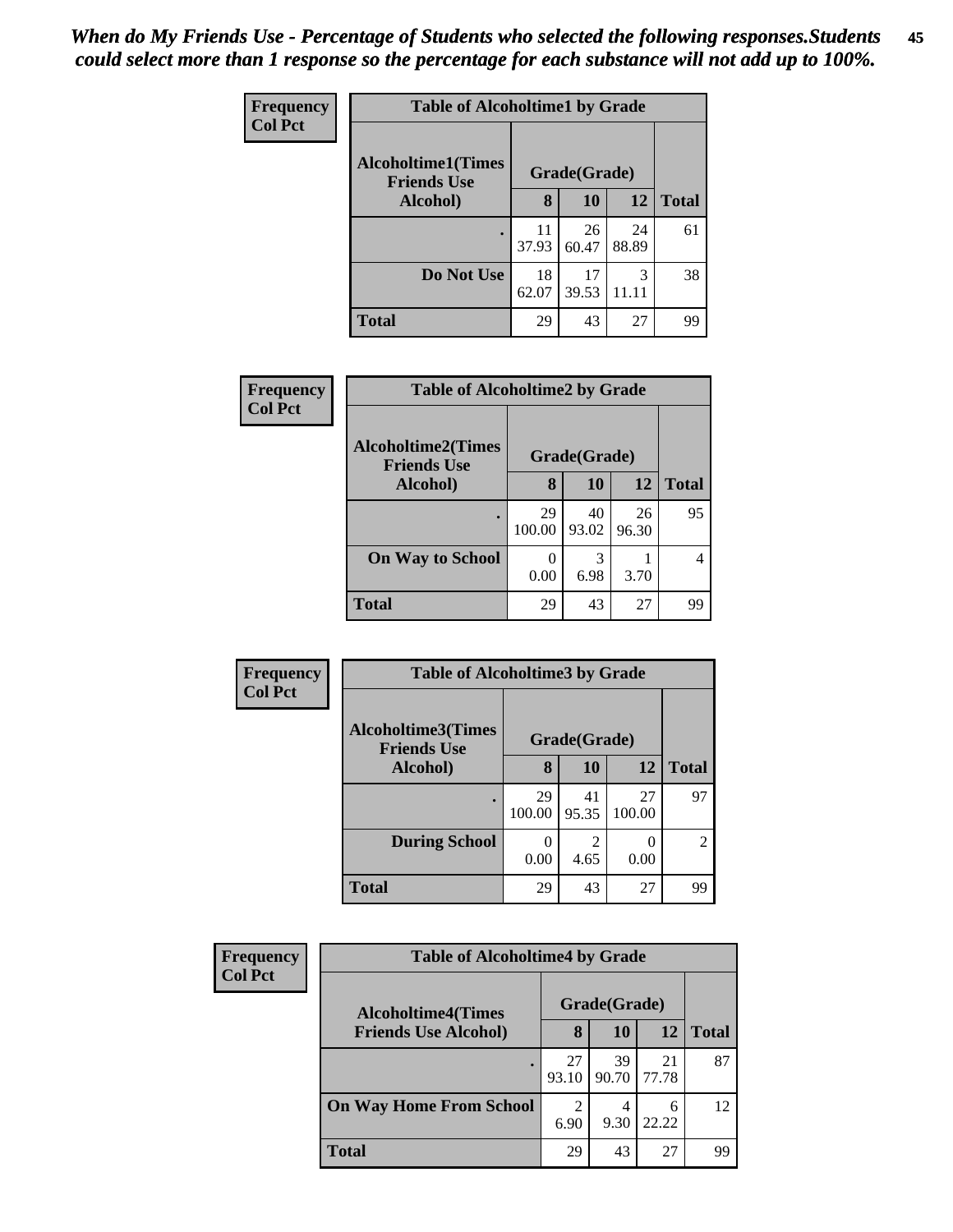*When do My Friends Use - Percentage of Students who selected the following responses.Students could select more than 1 response so the percentage for each substance will not add up to 100%.*

Frequency
Col Pct

| Table of Alcoholtime1 by Grade | | | | |
|---|---|---|---|---|
| Alcoholtime1(Times Friends Use Alcohol) | Grade(Grade) | | | Total |
| | 8 | 10 | 12 | |
| . | 11<br>37.93 | 26<br>60.47 | 24<br>88.89 | 61 |
| Do Not Use | 18<br>62.07 | 17<br>39.53 | 3<br>11.11 | 38 |
| Total | 29 | 43 | 27 | 99 |

Frequency
Col Pct

| Table of Alcoholtime2 by Grade | | | | |
|---|---|---|---|---|
| Alcoholtime2(Times Friends Use Alcohol) | Grade(Grade) | | | Total |
| | 8 | 10 | 12 | |
| . | 29<br>100.00 | 40<br>93.02 | 26<br>96.30 | 95 |
| On Way to School | 0<br>0.00 | 3<br>6.98 | 1<br>3.70 | 4 |
| Total | 29 | 43 | 27 | 99 |

Frequency
Col Pct

| Table of Alcoholtime3 by Grade | | | | |
|---|---|---|---|---|
| Alcoholtime3(Times Friends Use Alcohol) | Grade(Grade) | | | Total |
| | 8 | 10 | 12 | |
| . | 29<br>100.00 | 41<br>95.35 | 27<br>100.00 | 97 |
| During School | 0<br>0.00 | 2<br>4.65 | 0<br>0.00 | 2 |
| Total | 29 | 43 | 27 | 99 |

Frequency
Col Pct

| Table of Alcoholtime4 by Grade | | | | |
|---|---|---|---|---|
| Alcoholtime4(Times Friends Use Alcohol) | Grade(Grade) | | | Total |
| | 8 | 10 | 12 | |
| . | 27<br>93.10 | 39<br>90.70 | 21<br>77.78 | 87 |
| On Way Home From School | 2<br>6.90 | 4<br>9.30 | 6<br>22.22 | 12 |
| Total | 29 | 43 | 27 | 99 |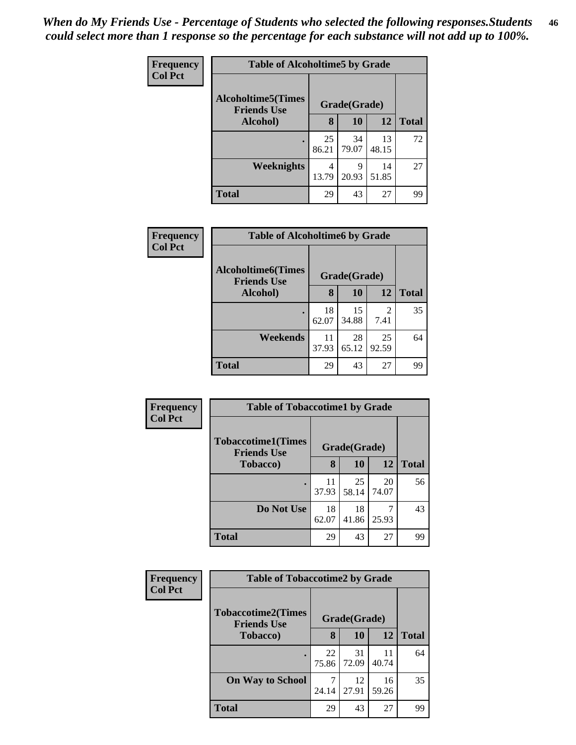*When do My Friends Use - Percentage of Students who selected the following responses.Students could select more than 1 response so the percentage for each substance will not add up to 100%.*

**Frequency**
**Col Pct**

| Table of Alcoholtime5 by Grade | | | | |
|---|---|---|---|---|
| **Alcoholtime5(Times Friends Use Alcohol)** | **Grade(Grade)** | | | **Total** |
| | **8** | **10** | **12** | |
| **.** | 25<br>86.21 | 34<br>79.07 | 13<br>48.15 | 72 |
| **Weeknights** | 4<br>13.79 | 9<br>20.93 | 14<br>51.85 | 27 |
| **Total** | 29 | 43 | 27 | 99 |

**Frequency**
**Col Pct**

| Table of Alcoholtime6 by Grade | | | | |
|---|---|---|---|---|
| **Alcoholtime6(Times Friends Use Alcohol)** | **Grade(Grade)** | | | **Total** |
| | **8** | **10** | **12** | |
| **.** | 18<br>62.07 | 15<br>34.88 | 2<br>7.41 | 35 |
| **Weekends** | 11<br>37.93 | 28<br>65.12 | 25<br>92.59 | 64 |
| **Total** | 29 | 43 | 27 | 99 |

**Frequency**
**Col Pct**

| Table of Tobaccotime1 by Grade | | | | |
|---|---|---|---|---|
| **Tobaccotime1(Times Friends Use Tobacco)** | **Grade(Grade)** | | | **Total** |
| | **8** | **10** | **12** | |
| **.** | 11<br>37.93 | 25<br>58.14 | 20<br>74.07 | 56 |
| **Do Not Use** | 18<br>62.07 | 18<br>41.86 | 7<br>25.93 | 43 |
| **Total** | 29 | 43 | 27 | 99 |

**Frequency**
**Col Pct**

| Table of Tobaccotime2 by Grade | | | | |
|---|---|---|---|---|
| **Tobaccotime2(Times Friends Use Tobacco)** | **Grade(Grade)** | | | **Total** |
| | **8** | **10** | **12** | |
| **.** | 22<br>75.86 | 31<br>72.09 | 11<br>40.74 | 64 |
| **On Way to School** | 7<br>24.14 | 12<br>27.91 | 16<br>59.26 | 35 |
| **Total** | 29 | 43 | 27 | 99 |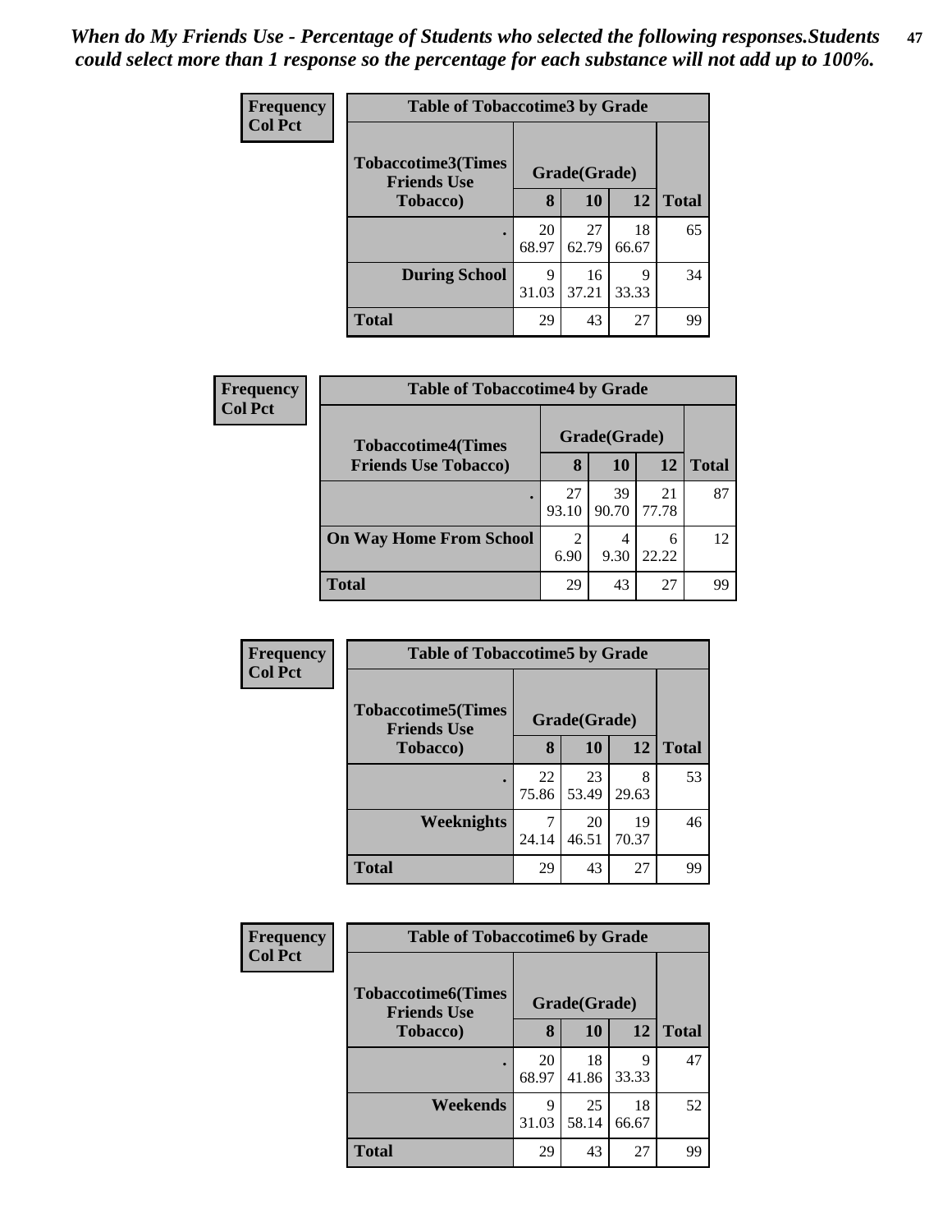*When do My Friends Use - Percentage of Students who selected the following responses.Students could select more than 1 response so the percentage for each substance will not add up to 100%.*

**Frequency**
**Col Pct**

| Table of Tobaccotime3 by Grade | | | | |
|---|---|---|---|---|
| **Tobaccotime3(Times Friends Use Tobacco)** | **Grade(Grade)** | | | |
| | **8** | **10** | **12** | **Total** |
| **.** | 20<br>68.97 | 27<br>62.79 | 18<br>66.67 | 65 |
| **During School** | 9<br>31.03 | 16<br>37.21 | 9<br>33.33 | 34 |
| **Total** | 29 | 43 | 27 | 99 |

**Frequency**
**Col Pct**

| Table of Tobaccotime4 by Grade | | | | |
|---|---|---|---|---|
| **Tobaccotime4(Times Friends Use Tobacco)** | **Grade(Grade)** | | | |
| | **8** | **10** | **12** | **Total** |
| **.** | 27<br>93.10 | 39<br>90.70 | 21<br>77.78 | 87 |
| **On Way Home From School** | 2<br>6.90 | 4<br>9.30 | 6<br>22.22 | 12 |
| **Total** | 29 | 43 | 27 | 99 |

**Frequency**
**Col Pct**

| Table of Tobaccotime5 by Grade | | | | |
|---|---|---|---|---|
| **Tobaccotime5(Times Friends Use Tobacco)** | **Grade(Grade)** | | | |
| | **8** | **10** | **12** | **Total** |
| **.** | 22<br>75.86 | 23<br>53.49 | 8<br>29.63 | 53 |
| **Weeknights** | 7<br>24.14 | 20<br>46.51 | 19<br>70.37 | 46 |
| **Total** | 29 | 43 | 27 | 99 |

**Frequency**
**Col Pct**

| Table of Tobaccotime6 by Grade | | | | |
|---|---|---|---|---|
| **Tobaccotime6(Times Friends Use Tobacco)** | **Grade(Grade)** | | | |
| | **8** | **10** | **12** | **Total** |
| **.** | 20<br>68.97 | 18<br>41.86 | 9<br>33.33 | 47 |
| **Weekends** | 9<br>31.03 | 25<br>58.14 | 18<br>66.67 | 52 |
| **Total** | 29 | 43 | 27 | 99 |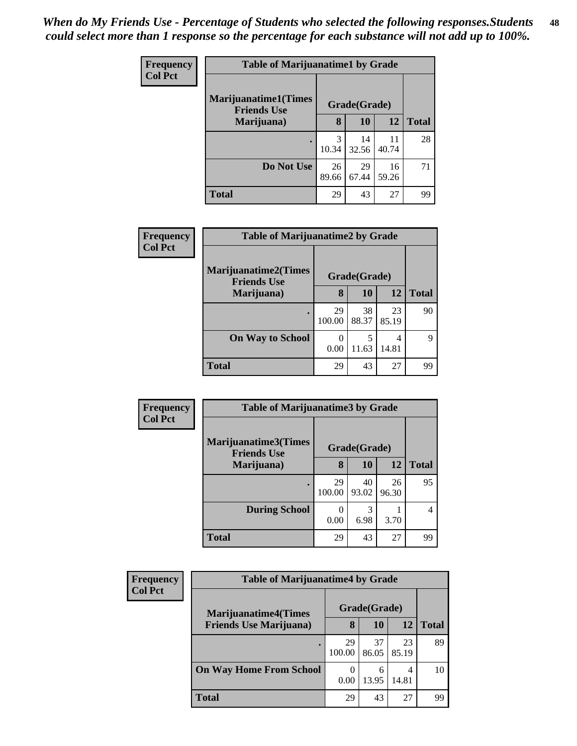*When do My Friends Use - Percentage of Students who selected the following responses.Students could select more than 1 response so the percentage for each substance will not add up to 100%.*

**Frequency**
**Col Pct**

| Table of Marijuanatime1 by Grade | | | | |
|---|---|---|---|---|
| **Marijuanatime1(Times Friends Use Marijuana)** | **Grade(Grade)** | | | |
| | **8** | **10** | **12** | **Total** |
| **.** | 3<br>10.34 | 14<br>32.56 | 11<br>40.74 | 28 |
| **Do Not Use** | 26<br>89.66 | 29<br>67.44 | 16<br>59.26 | 71 |
| **Total** | 29 | 43 | 27 | 99 |

**Frequency**
**Col Pct**

| Table of Marijuanatime2 by Grade | | | | |
|---|---|---|---|---|
| **Marijuanatime2(Times Friends Use Marijuana)** | **Grade(Grade)** | | | |
| | **8** | **10** | **12** | **Total** |
| **.** | 29<br>100.00 | 38<br>88.37 | 23<br>85.19 | 90 |
| **On Way to School** | 0<br>0.00 | 5<br>11.63 | 4<br>14.81 | 9 |
| **Total** | 29 | 43 | 27 | 99 |

**Frequency**
**Col Pct**

| Table of Marijuanatime3 by Grade | | | | |
|---|---|---|---|---|
| **Marijuanatime3(Times Friends Use Marijuana)** | **Grade(Grade)** | | | |
| | **8** | **10** | **12** | **Total** |
| **.** | 29<br>100.00 | 40<br>93.02 | 26<br>96.30 | 95 |
| **During School** | 0<br>0.00 | 3<br>6.98 | 1<br>3.70 | 4 |
| **Total** | 29 | 43 | 27 | 99 |

**Frequency**
**Col Pct**

| Table of Marijuanatime4 by Grade | | | | |
|---|---|---|---|---|
| **Marijuanatime4(Times Friends Use Marijuana)** | **Grade(Grade)** | | | |
| | **8** | **10** | **12** | **Total** |
| **.** | 29<br>100.00 | 37<br>86.05 | 23<br>85.19 | 89 |
| **On Way Home From School** | 0<br>0.00 | 6<br>13.95 | 4<br>14.81 | 10 |
| **Total** | 29 | 43 | 27 | 99 |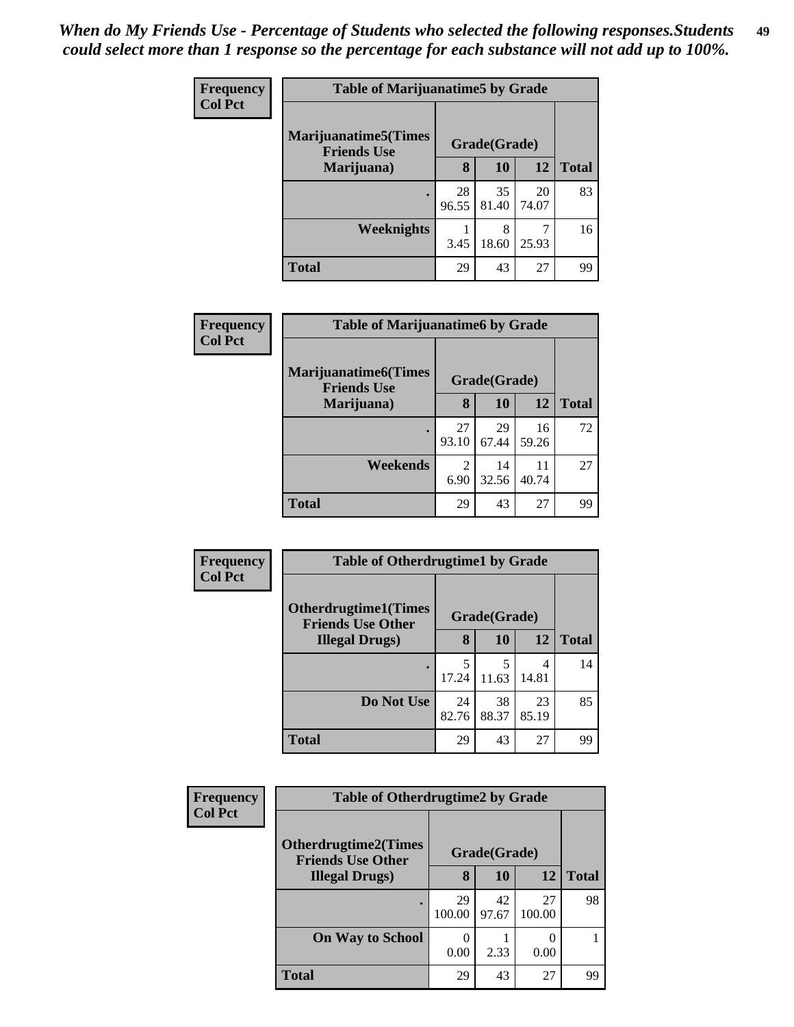*When do My Friends Use - Percentage of Students who selected the following responses.Students could select more than 1 response so the percentage for each substance will not add up to 100%.*

**Frequency**
**Col Pct**

| Table of Marijuanatime5 by Grade | | | | |
|---|---|---|---|---|
| Marijuanatime5(Times Friends Use Marijuana) | Grade(Grade) | | | |
| | 8 | 10 | 12 | Total |
| . | 28<br>96.55 | 35<br>81.40 | 20<br>74.07 | 83 |
| Weeknights | 1<br>3.45 | 8<br>18.60 | 7<br>25.93 | 16 |
| Total | 29 | 43 | 27 | 99 |

**Frequency**
**Col Pct**

| Table of Marijuanatime6 by Grade | | | | |
|---|---|---|---|---|
| Marijuanatime6(Times Friends Use Marijuana) | Grade(Grade) | | | |
| | 8 | 10 | 12 | Total |
| . | 27<br>93.10 | 29<br>67.44 | 16<br>59.26 | 72 |
| Weekends | 2<br>6.90 | 14<br>32.56 | 11<br>40.74 | 27 |
| Total | 29 | 43 | 27 | 99 |

**Frequency**
**Col Pct**

| Table of Otherdrugtime1 by Grade | | | | |
|---|---|---|---|---|
| Otherdrugtime1(Times Friends Use Other Illegal Drugs) | Grade(Grade) | | | |
| | 8 | 10 | 12 | Total |
| . | 5<br>17.24 | 5<br>11.63 | 4<br>14.81 | 14 |
| Do Not Use | 24<br>82.76 | 38<br>88.37 | 23<br>85.19 | 85 |
| Total | 29 | 43 | 27 | 99 |

**Frequency**
**Col Pct**

| Table of Otherdrugtime2 by Grade | | | | |
|---|---|---|---|---|
| Otherdrugtime2(Times Friends Use Other Illegal Drugs) | Grade(Grade) | | | |
| | 8 | 10 | 12 | Total |
| . | 29<br>100.00 | 42<br>97.67 | 27<br>100.00 | 98 |
| On Way to School | 0<br>0.00 | 1<br>2.33 | 0<br>0.00 | 1 |
| Total | 29 | 43 | 27 | 99 |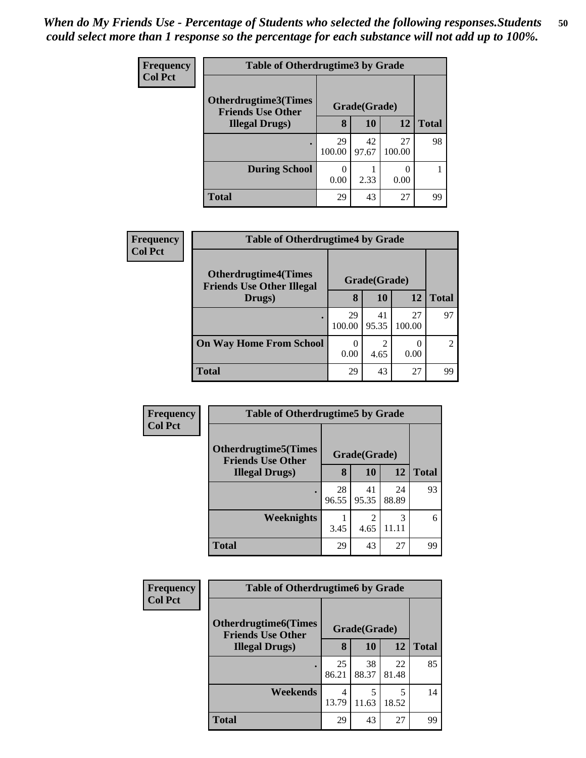*When do My Friends Use - Percentage of Students who selected the following responses.Students could select more than 1 response so the percentage for each substance will not add up to 100%.*

**Frequency**
**Col Pct**

| Table of Otherdrugtime3 by Grade | | | | |
|---|---|---|---|---|
| Otherdrugtime3(Times Friends Use Other Illegal Drugs) | Grade(Grade) | | | |
| | 8 | 10 | 12 | Total |
| . | 29<br>100.00 | 42<br>97.67 | 27<br>100.00 | 98 |
| During School | 0<br>0.00 | 1<br>2.33 | 0<br>0.00 | 1 |
| Total | 29 | 43 | 27 | 99 |

**Frequency**
**Col Pct**

| Table of Otherdrugtime4 by Grade | | | | |
|---|---|---|---|---|
| Otherdrugtime4(Times Friends Use Other Illegal Drugs) | Grade(Grade) | | | |
| | 8 | 10 | 12 | Total |
| . | 29<br>100.00 | 41<br>95.35 | 27<br>100.00 | 97 |
| On Way Home From School | 0<br>0.00 | 2<br>4.65 | 0<br>0.00 | 2 |
| Total | 29 | 43 | 27 | 99 |

**Frequency**
**Col Pct**

| Table of Otherdrugtime5 by Grade | | | | |
|---|---|---|---|---|
| Otherdrugtime5(Times Friends Use Other Illegal Drugs) | Grade(Grade) | | | |
| | 8 | 10 | 12 | Total |
| . | 28<br>96.55 | 41<br>95.35 | 24<br>88.89 | 93 |
| Weeknights | 1<br>3.45 | 2<br>4.65 | 3<br>11.11 | 6 |
| Total | 29 | 43 | 27 | 99 |

**Frequency**
**Col Pct**

| Table of Otherdrugtime6 by Grade | | | | |
|---|---|---|---|---|
| Otherdrugtime6(Times Friends Use Other Illegal Drugs) | Grade(Grade) | | | |
| | 8 | 10 | 12 | Total |
| . | 25<br>86.21 | 38<br>88.37 | 22<br>81.48 | 85 |
| Weekends | 4<br>13.79 | 5<br>11.63 | 5<br>18.52 | 14 |
| Total | 29 | 43 | 27 | 99 |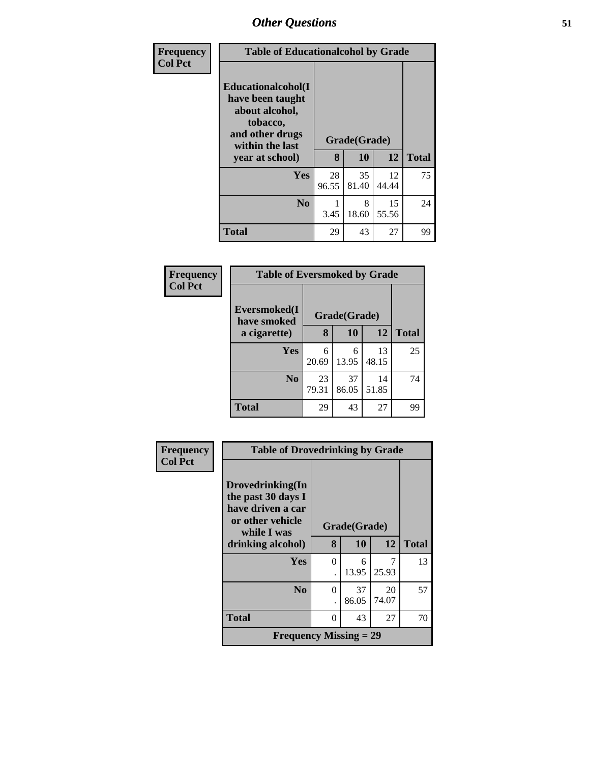## Other Questions

**Frequency**
**Col Pct**

**Table of Educationalcohol by Grade**

| Educationalcohol(I have been taught about alcohol, tobacco, and other drugs within the last year at school) | Grade(Grade) | | | Total |
|---|---|---|---|---|
| | 8 | 10 | 12 | |
| **Yes** | 28<br>96.55 | 35<br>81.40 | 12<br>44.44 | 75 |
| **No** | 1<br>3.45 | 8<br>18.60 | 15<br>55.56 | 24 |
| **Total** | 29 | 43 | 27 | 99 |

**Frequency**
**Col Pct**

**Table of Eversmoked by Grade**

| Eversmoked(I have smoked a cigarette) | Grade(Grade) | | | Total |
|---|---|---|---|---|
| | 8 | 10 | 12 | |
| **Yes** | 6<br>20.69 | 6<br>13.95 | 13<br>48.15 | 25 |
| **No** | 23<br>79.31 | 37<br>86.05 | 14<br>51.85 | 74 |
| **Total** | 29 | 43 | 27 | 99 |

**Frequency**
**Col Pct**

**Table of Drovedrinking by Grade**

| Drovedrinking(In the past 30 days I have driven a car or other vehicle while I was drinking alcohol) | Grade(Grade) | | | Total |
|---|---|---|---|---|
| | 8 | 10 | 12 | |
| **Yes** | 0<br>. | 6<br>13.95 | 7<br>25.93 | 13 |
| **No** | 0<br>. | 37<br>86.05 | 20<br>74.07 | 57 |
| **Total** | 0 | 43 | 27 | 70 |
| **Frequency Missing = 29** | | | | |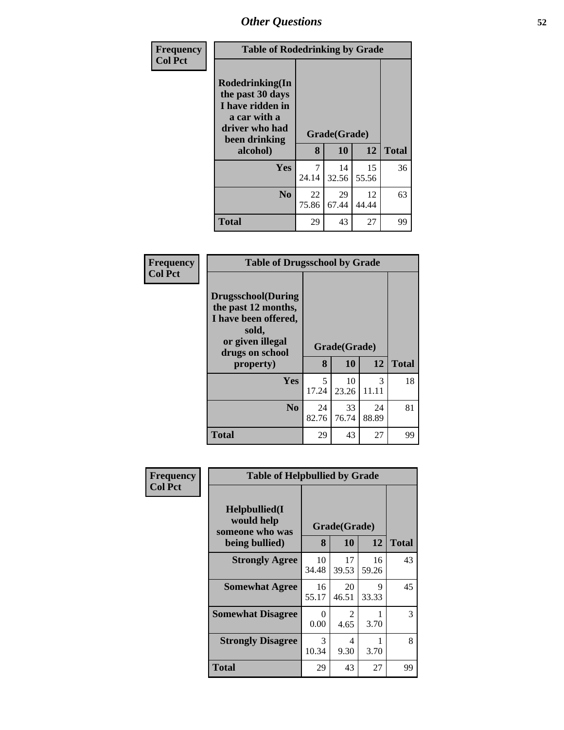| Frequency<br>Col Pct | Table of Rodedrinking by Grade | | | |
|---|---|---|---|---|
| Rodedrinking(In the past 30 days I have ridden in a car with a driver who had been drinking alcohol) | Grade(Grade) | | | |
| | 8 | 10 | 12 | Total |
| Yes | 7<br>24.14 | 14<br>32.56 | 15<br>55.56 | 36 |
| No | 22<br>75.86 | 29<br>67.44 | 12<br>44.44 | 63 |
| Total | 29 | 43 | 27 | 99 |

| Frequency<br>Col Pct | Table of Drugsschool by Grade | | | |
|---|---|---|---|---|
| Drugsschool(During the past 12 months, I have been offered, sold, or given illegal drugs on school property) | Grade(Grade) | | | |
| | 8 | 10 | 12 | Total |
| Yes | 5<br>17.24 | 10<br>23.26 | 3<br>11.11 | 18 |
| No | 24<br>82.76 | 33<br>76.74 | 24<br>88.89 | 81 |
| Total | 29 | 43 | 27 | 99 |

| Frequency<br>Col Pct | Table of Helpbullied by Grade | | | |
|---|---|---|---|---|
| Helpbullied(I would help someone who was being bullied) | Grade(Grade) | | | |
| | 8 | 10 | 12 | Total |
| Strongly Agree | 10<br>34.48 | 17<br>39.53 | 16<br>59.26 | 43 |
| Somewhat Agree | 16<br>55.17 | 20<br>46.51 | 9<br>33.33 | 45 |
| Somewhat Disagree | 0<br>0.00 | 2<br>4.65 | 1<br>3.70 | 3 |
| Strongly Disagree | 3<br>10.34 | 4<br>9.30 | 1<br>3.70 | 8 |
| Total | 29 | 43 | 27 | 99 |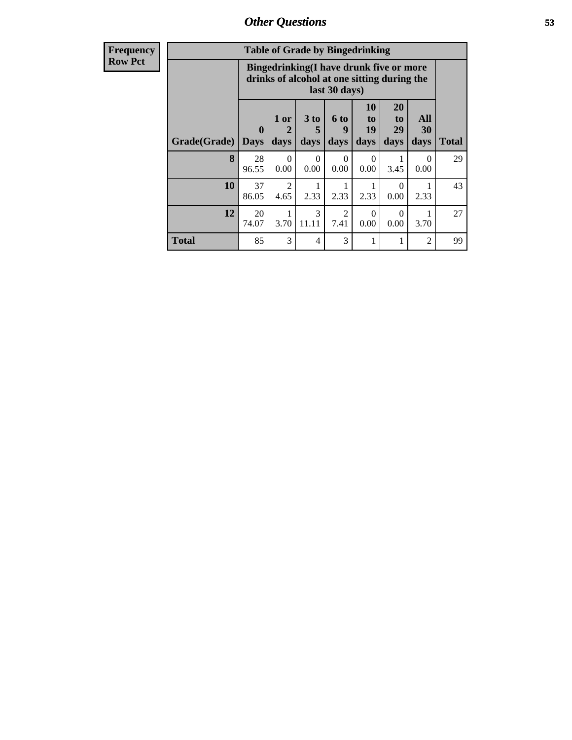## Other Questions

| Frequency<br>Row Pct |
|---|

**Table of Grade by Bingedrinking**

| | Bingedrinking(I have drunk five or more drinks of alcohol at one sitting during the last 30 days) | | | | | | | |
|---|---|---|---|---|---|---|---|---|
| Grade(Grade) | 0 Days | 1 or 2 days | 3 to 5 days | 6 to 9 days | 10 to 19 days | 20 to 29 days | All 30 days | Total |
| 8 | 28<br>96.55 | 0<br>0.00 | 0<br>0.00 | 0<br>0.00 | 0<br>0.00 | 1<br>3.45 | 0<br>0.00 | 29 |
| 10 | 37<br>86.05 | 2<br>4.65 | 1<br>2.33 | 1<br>2.33 | 1<br>2.33 | 0<br>0.00 | 1<br>2.33 | 43 |
| 12 | 20<br>74.07 | 1<br>3.70 | 3<br>11.11 | 2<br>7.41 | 0<br>0.00 | 0<br>0.00 | 1<br>3.70 | 27 |
| Total | 85 | 3 | 4 | 3 | 1 | 1 | 2 | 99 |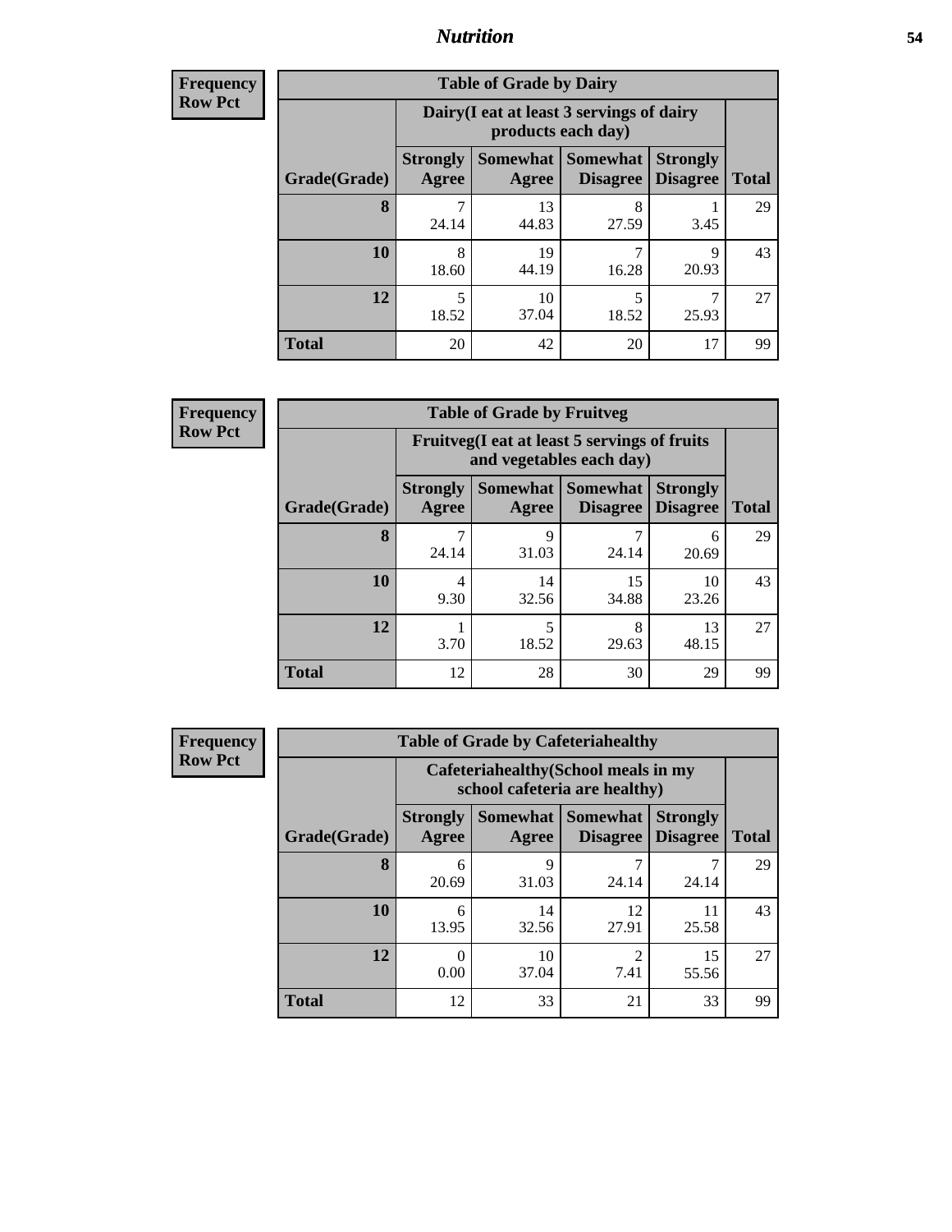# Nutrition

**Frequency**
**Row Pct**

| Table of Grade by Dairy | | | | | |
|---|---|---|---|---|---|
| | Dairy(I eat at least 3 servings of dairy products each day) | | | | |
| Grade(Grade) | Strongly Agree | Somewhat Agree | Somewhat Disagree | Strongly Disagree | Total |
| **8** | 7<br>24.14 | 13<br>44.83 | 8<br>27.59 | 1<br>3.45 | 29 |
| **10** | 8<br>18.60 | 19<br>44.19 | 7<br>16.28 | 9<br>20.93 | 43 |
| **12** | 5<br>18.52 | 10<br>37.04 | 5<br>18.52 | 7<br>25.93 | 27 |
| **Total** | 20 | 42 | 20 | 17 | 99 |

**Frequency**
**Row Pct**

| Table of Grade by Fruitveg | | | | | |
|---|---|---|---|---|---|
| | Fruitveg(I eat at least 5 servings of fruits and vegetables each day) | | | | |
| Grade(Grade) | Strongly Agree | Somewhat Agree | Somewhat Disagree | Strongly Disagree | Total |
| **8** | 7<br>24.14 | 9<br>31.03 | 7<br>24.14 | 6<br>20.69 | 29 |
| **10** | 4<br>9.30 | 14<br>32.56 | 15<br>34.88 | 10<br>23.26 | 43 |
| **12** | 1<br>3.70 | 5<br>18.52 | 8<br>29.63 | 13<br>48.15 | 27 |
| **Total** | 12 | 28 | 30 | 29 | 99 |

**Frequency**
**Row Pct**

| Table of Grade by Cafeteriahealthy | | | | | |
|---|---|---|---|---|---|
| | Cafeteriahealthy(School meals in my school cafeteria are healthy) | | | | |
| Grade(Grade) | Strongly Agree | Somewhat Agree | Somewhat Disagree | Strongly Disagree | Total |
| **8** | 6<br>20.69 | 9<br>31.03 | 7<br>24.14 | 7<br>24.14 | 29 |
| **10** | 6<br>13.95 | 14<br>32.56 | 12<br>27.91 | 11<br>25.58 | 43 |
| **12** | 0<br>0.00 | 10<br>37.04 | 2<br>7.41 | 15<br>55.56 | 27 |
| **Total** | 12 | 33 | 21 | 33 | 99 |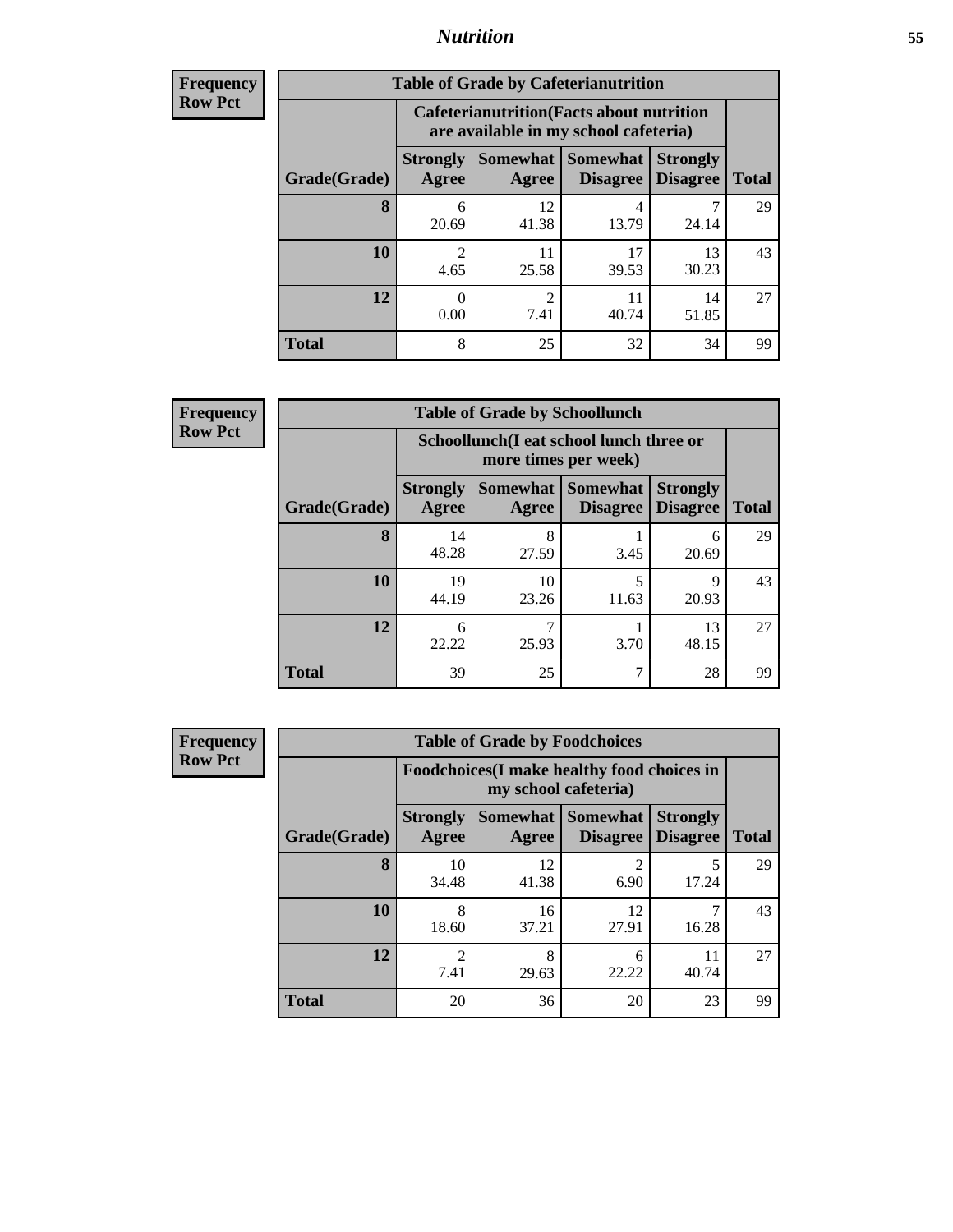| Frequency Row Pct |
|---|

| Table of Grade by Cafeterianutrition | | | | | |
|---|---|---|---|---|---|
| | Cafeterianutrition(Facts about nutrition are available in my school cafeteria) | | | | |
| Grade(Grade) | Strongly Agree | Somewhat Agree | Somewhat Disagree | Strongly Disagree | Total |
| 8 | 6<br>20.69 | 12<br>41.38 | 4<br>13.79 | 7<br>24.14 | 29 |
| 10 | 2<br>4.65 | 11<br>25.58 | 17<br>39.53 | 13<br>30.23 | 43 |
| 12 | 0<br>0.00 | 2<br>7.41 | 11<br>40.74 | 14<br>51.85 | 27 |
| Total | 8 | 25 | 32 | 34 | 99 |

| Frequency Row Pct |
|---|

| Table of Grade by Schoollunch | | | | | |
|---|---|---|---|---|---|
| | Schoollunch(I eat school lunch three or more times per week) | | | | |
| Grade(Grade) | Strongly Agree | Somewhat Agree | Somewhat Disagree | Strongly Disagree | Total |
| 8 | 14<br>48.28 | 8<br>27.59 | 1<br>3.45 | 6<br>20.69 | 29 |
| 10 | 19<br>44.19 | 10<br>23.26 | 5<br>11.63 | 9<br>20.93 | 43 |
| 12 | 6<br>22.22 | 7<br>25.93 | 1<br>3.70 | 13<br>48.15 | 27 |
| Total | 39 | 25 | 7 | 28 | 99 |

| Frequency Row Pct |
|---|

| Table of Grade by Foodchoices | | | | | |
|---|---|---|---|---|---|
| | Foodchoices(I make healthy food choices in my school cafeteria) | | | | |
| Grade(Grade) | Strongly Agree | Somewhat Agree | Somewhat Disagree | Strongly Disagree | Total |
| 8 | 10<br>34.48 | 12<br>41.38 | 2<br>6.90 | 5<br>17.24 | 29 |
| 10 | 8<br>18.60 | 16<br>37.21 | 12<br>27.91 | 7<br>16.28 | 43 |
| 12 | 2<br>7.41 | 8<br>29.63 | 6<br>22.22 | 11<br>40.74 | 27 |
| Total | 20 | 36 | 20 | 23 | 99 |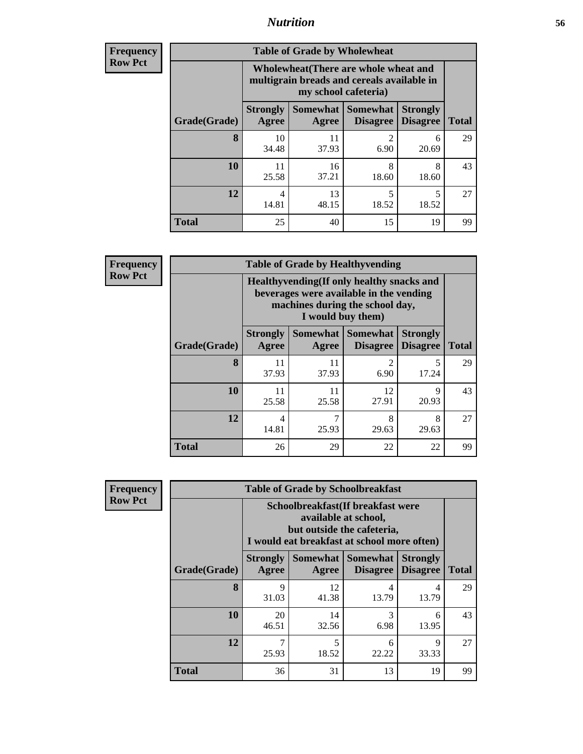## Nutrition

**Frequency Row Pct**

| Table of Grade by Wholewheat | | | | | |
|---|---|---|---|---|---|
| | Wholewheat(There are whole wheat and multigrain breads and cereals available in my school cafeteria) | | | | |
| Grade(Grade) | Strongly Agree | Somewhat Agree | Somewhat Disagree | Strongly Disagree | Total |
| **8** | 10<br>34.48 | 11<br>37.93 | 2<br>6.90 | 6<br>20.69 | 29 |
| **10** | 11<br>25.58 | 16<br>37.21 | 8<br>18.60 | 8<br>18.60 | 43 |
| **12** | 4<br>14.81 | 13<br>48.15 | 5<br>18.52 | 5<br>18.52 | 27 |
| **Total** | 25 | 40 | 15 | 19 | 99 |

**Frequency Row Pct**

| Table of Grade by Healthyvending | | | | | |
|---|---|---|---|---|---|
| | Healthyvending(If only healthy snacks and beverages were available in the vending machines during the school day, I would buy them) | | | | |
| Grade(Grade) | Strongly Agree | Somewhat Agree | Somewhat Disagree | Strongly Disagree | Total |
| **8** | 11<br>37.93 | 11<br>37.93 | 2<br>6.90 | 5<br>17.24 | 29 |
| **10** | 11<br>25.58 | 11<br>25.58 | 12<br>27.91 | 9<br>20.93 | 43 |
| **12** | 4<br>14.81 | 7<br>25.93 | 8<br>29.63 | 8<br>29.63 | 27 |
| **Total** | 26 | 29 | 22 | 22 | 99 |

**Frequency Row Pct**

| Table of Grade by Schoolbreakfast | | | | | |
|---|---|---|---|---|---|
| | Schoolbreakfast(If breakfast were available at school, but outside the cafeteria, I would eat breakfast at school more often) | | | | |
| Grade(Grade) | Strongly Agree | Somewhat Agree | Somewhat Disagree | Strongly Disagree | Total |
| **8** | 9<br>31.03 | 12<br>41.38 | 4<br>13.79 | 4<br>13.79 | 29 |
| **10** | 20<br>46.51 | 14<br>32.56 | 3<br>6.98 | 6<br>13.95 | 43 |
| **12** | 7<br>25.93 | 5<br>18.52 | 6<br>22.22 | 9<br>33.33 | 27 |
| **Total** | 36 | 31 | 13 | 19 | 99 |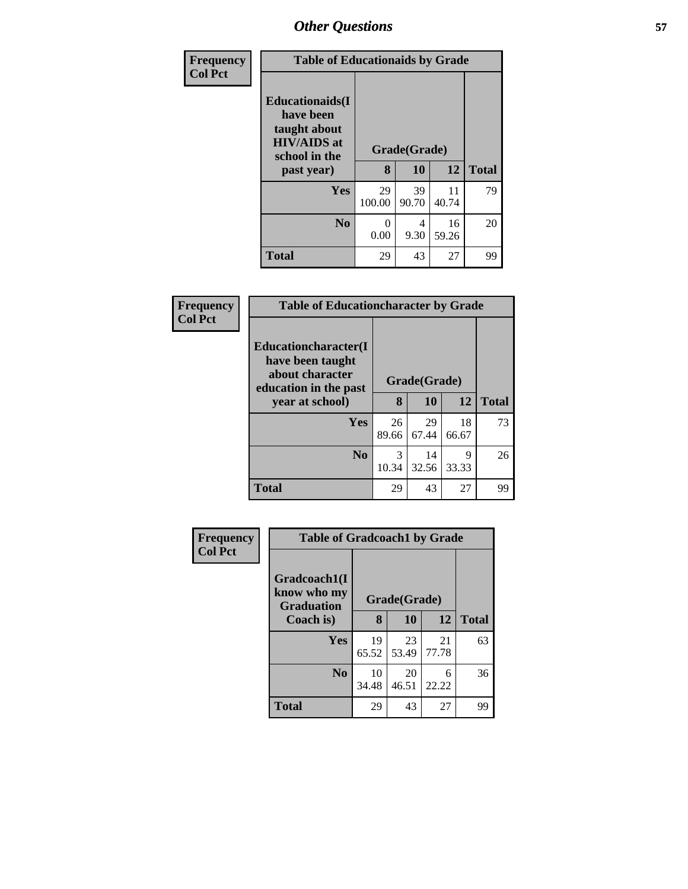| Frequency<br>Col Pct | Table of Educationaids by Grade | | | |
|---|---|---|---|---|
| Educationaids(I have been taught about HIV/AIDS at school in the past year) | Grade(Grade) | | | |
| | 8 | 10 | 12 | Total |
| Yes | 29<br>100.00 | 39<br>90.70 | 11<br>40.74 | 79 |
| No | 0<br>0.00 | 4<br>9.30 | 16<br>59.26 | 20 |
| Total | 29 | 43 | 27 | 99 |

| Frequency<br>Col Pct | Table of Educationcharacter by Grade | | | |
|---|---|---|---|---|
| Educationcharacter(I have been taught about character education in the past year at school) | Grade(Grade) | | | |
| | 8 | 10 | 12 | Total |
| Yes | 26<br>89.66 | 29<br>67.44 | 18<br>66.67 | 73 |
| No | 3<br>10.34 | 14<br>32.56 | 9<br>33.33 | 26 |
| Total | 29 | 43 | 27 | 99 |

| Frequency<br>Col Pct | Table of Gradcoach1 by Grade | | | |
|---|---|---|---|---|
| Gradcoach1(I know who my Graduation Coach is) | Grade(Grade) | | | |
| | 8 | 10 | 12 | Total |
| Yes | 19<br>65.52 | 23<br>53.49 | 21<br>77.78 | 63 |
| No | 10<br>34.48 | 20<br>46.51 | 6<br>22.22 | 36 |
| Total | 29 | 43 | 27 | 99 |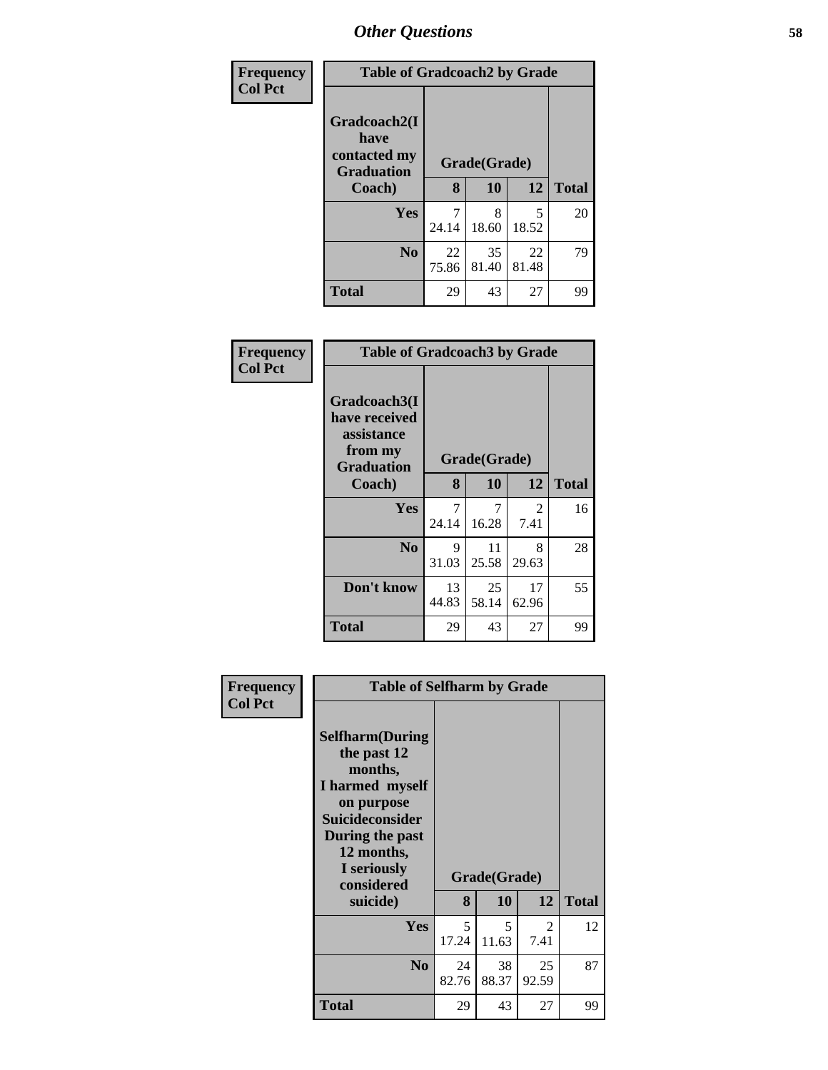| Frequency<br>Col Pct | Table of Gradcoach2 by Grade | | | |
|---|---|---|---|---|
| **Gradcoach2(I have contacted my Graduation Coach)** | **Grade(Grade)** | | | |
| | **8** | **10** | **12** | **Total** |
| **Yes** | 7<br>24.14 | 8<br>18.60 | 5<br>18.52 | 20 |
| **No** | 22<br>75.86 | 35<br>81.40 | 22<br>81.48 | 79 |
| **Total** | 29 | 43 | 27 | 99 |

| Frequency<br>Col Pct | Table of Gradcoach3 by Grade | | | |
|---|---|---|---|---|
| **Gradcoach3(I have received assistance from my Graduation Coach)** | **Grade(Grade)** | | | |
| | **8** | **10** | **12** | **Total** |
| **Yes** | 7<br>24.14 | 7<br>16.28 | 2<br>7.41 | 16 |
| **No** | 9<br>31.03 | 11<br>25.58 | 8<br>29.63 | 28 |
| **Don't know** | 13<br>44.83 | 25<br>58.14 | 17<br>62.96 | 55 |
| **Total** | 29 | 43 | 27 | 99 |

| Frequency<br>Col Pct | Table of Selfharm by Grade | | | |
|---|---|---|---|---|
| **Selfharm(During the past 12 months, I harmed myself on purpose Suicideconsider During the past 12 months, I seriously considered suicide)** | **Grade(Grade)** | | | |
| | **8** | **10** | **12** | **Total** |
| **Yes** | 5<br>17.24 | 5<br>11.63 | 2<br>7.41 | 12 |
| **No** | 24<br>82.76 | 38<br>88.37 | 25<br>92.59 | 87 |
| **Total** | 29 | 43 | 27 | 99 |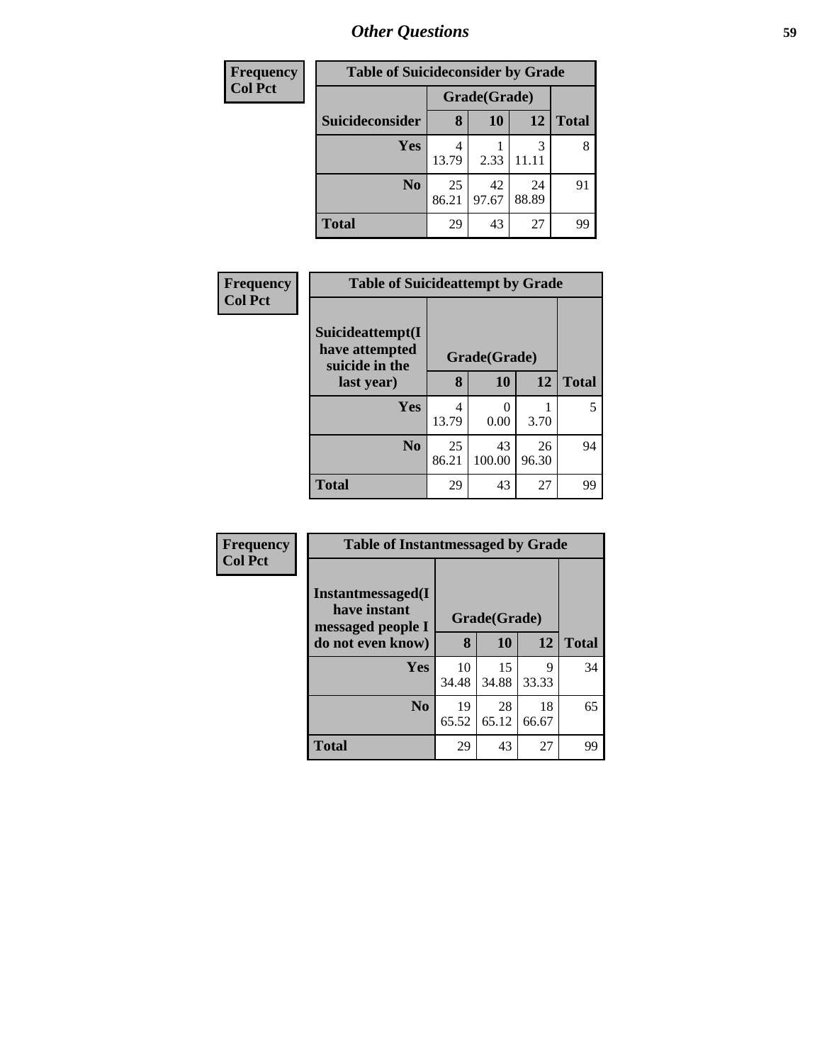## Other Questions

**Frequency**
**Col Pct**

| Table of Suicideconsider by Grade | | | | |
|---|---|---|---|---|
| | Grade(Grade) | | | |
| Suicideconsider | 8 | 10 | 12 | Total |
| Yes | 4<br>13.79 | 1<br>2.33 | 3<br>11.11 | 8 |
| No | 25<br>86.21 | 42<br>97.67 | 24<br>88.89 | 91 |
| Total | 29 | 43 | 27 | 99 |

**Frequency**
**Col Pct**

| Table of Suicideattempt by Grade | | | | |
|---|---|---|---|---|
| Suicideattempt(I have attempted suicide in the last year) | Grade(Grade) | | | |
| | 8 | 10 | 12 | Total |
| Yes | 4<br>13.79 | 0<br>0.00 | 1<br>3.70 | 5 |
| No | 25<br>86.21 | 43<br>100.00 | 26<br>96.30 | 94 |
| Total | 29 | 43 | 27 | 99 |

**Frequency**
**Col Pct**

| Table of Instantmessaged by Grade | | | | |
|---|---|---|---|---|
| Instantmessaged(I have instant messaged people I do not even know) | Grade(Grade) | | | |
| | 8 | 10 | 12 | Total |
| Yes | 10<br>34.48 | 15<br>34.88 | 9<br>33.33 | 34 |
| No | 19<br>65.52 | 28<br>65.12 | 18<br>66.67 | 65 |
| Total | 29 | 43 | 27 | 99 |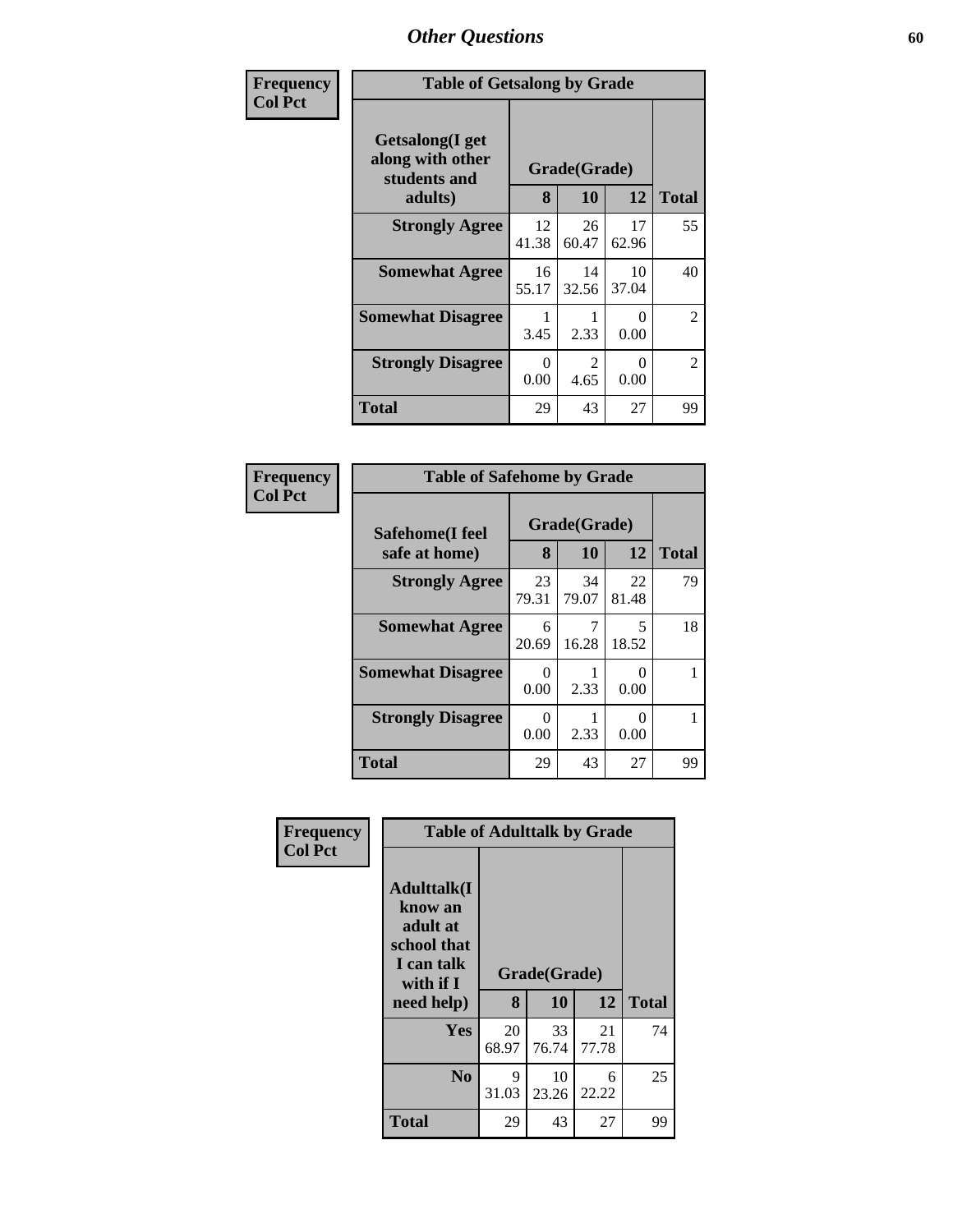# Other Questions

Frequency
Col Pct

| Table of Getsalong by Grade | | | | |
|---|---|---|---|---|
| Getsalong(I get along with other students and adults) | Grade(Grade) | | | |
| | 8 | 10 | 12 | Total |
| Strongly Agree | 12<br>41.38 | 26<br>60.47 | 17<br>62.96 | 55 |
| Somewhat Agree | 16<br>55.17 | 14<br>32.56 | 10<br>37.04 | 40 |
| Somewhat Disagree | 1<br>3.45 | 1<br>2.33 | 0<br>0.00 | 2 |
| Strongly Disagree | 0<br>0.00 | 2<br>4.65 | 0<br>0.00 | 2 |
| Total | 29 | 43 | 27 | 99 |

Frequency
Col Pct

| Table of Safehome by Grade | | | | |
|---|---|---|---|---|
| Safehome(I feel safe at home) | Grade(Grade) | | | |
| | 8 | 10 | 12 | Total |
| Strongly Agree | 23<br>79.31 | 34<br>79.07 | 22<br>81.48 | 79 |
| Somewhat Agree | 6<br>20.69 | 7<br>16.28 | 5<br>18.52 | 18 |
| Somewhat Disagree | 0<br>0.00 | 1<br>2.33 | 0<br>0.00 | 1 |
| Strongly Disagree | 0<br>0.00 | 1<br>2.33 | 0<br>0.00 | 1 |
| Total | 29 | 43 | 27 | 99 |

Frequency
Col Pct

| Table of Adulttalk by Grade | | | | |
|---|---|---|---|---|
| Adulttalk(I know an adult at school that I can talk with if I need help) | Grade(Grade) | | | |
| | 8 | 10 | 12 | Total |
| Yes | 20<br>68.97 | 33<br>76.74 | 21<br>77.78 | 74 |
| No | 9<br>31.03 | 10<br>23.26 | 6<br>22.22 | 25 |
| Total | 29 | 43 | 27 | 99 |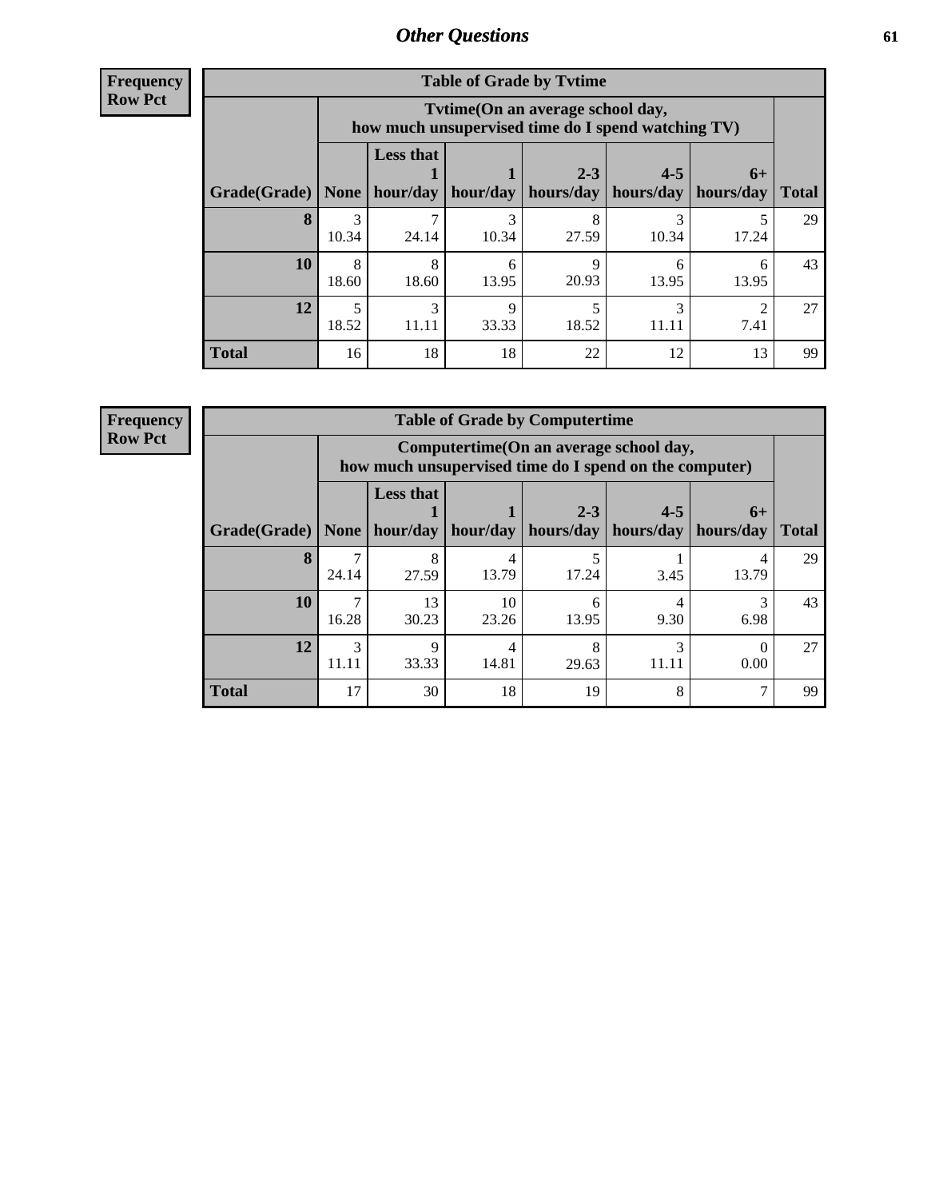**Frequency**
**Row Pct**

| Table of Grade by Tvtime | | | | | | | |
|---|---|---|---|---|---|---|---|
| | Tvtime(On an average school day, how much unsupervised time do I spend watching TV) | | | | | | |
| Grade(Grade) | None | Less that 1 hour/day | 1 hour/day | 2-3 hours/day | 4-5 hours/day | 6+ hours/day | Total |
| **8** | 3<br>10.34 | 7<br>24.14 | 3<br>10.34 | 8<br>27.59 | 3<br>10.34 | 5<br>17.24 | 29 |
| **10** | 8<br>18.60 | 8<br>18.60 | 6<br>13.95 | 9<br>20.93 | 6<br>13.95 | 6<br>13.95 | 43 |
| **12** | 5<br>18.52 | 3<br>11.11 | 9<br>33.33 | 5<br>18.52 | 3<br>11.11 | 2<br>7.41 | 27 |
| **Total** | 16 | 18 | 18 | 22 | 12 | 13 | 99 |

**Frequency**
**Row Pct**

| Table of Grade by Computertime | | | | | | | |
|---|---|---|---|---|---|---|---|
| | Computertime(On an average school day, how much unsupervised time do I spend on the computer) | | | | | | |
| Grade(Grade) | None | Less that 1 hour/day | 1 hour/day | 2-3 hours/day | 4-5 hours/day | 6+ hours/day | Total |
| **8** | 7<br>24.14 | 8<br>27.59 | 4<br>13.79 | 5<br>17.24 | 1<br>3.45 | 4<br>13.79 | 29 |
| **10** | 7<br>16.28 | 13<br>30.23 | 10<br>23.26 | 6<br>13.95 | 4<br>9.30 | 3<br>6.98 | 43 |
| **12** | 3<br>11.11 | 9<br>33.33 | 4<br>14.81 | 8<br>29.63 | 3<br>11.11 | 0<br>0.00 | 27 |
| **Total** | 17 | 30 | 18 | 19 | 8 | 7 | 99 |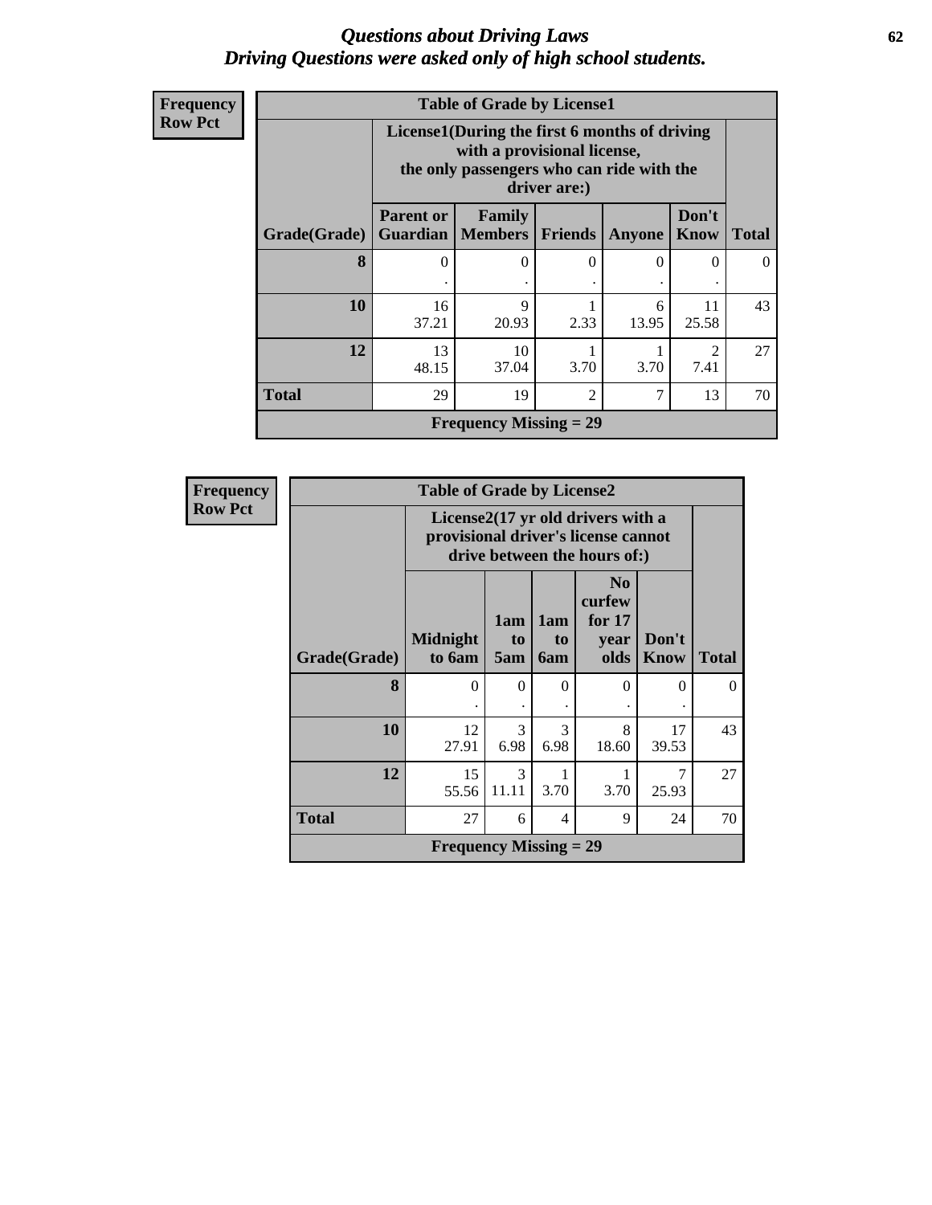# Questions about Driving Laws
## Driving Questions were asked only of high school students.

**Frequency**
**Row Pct**

| Table of Grade by License1 | | | | | | |
|---|---|---|---|---|---|---|
| | License1(During the first 6 months of driving with a provisional license, the only passengers who can ride with the driver are:) | | | | | |
| Grade(Grade) | Parent or Guardian | Family Members | Friends | Anyone | Don't Know | Total |
| 8 | 0<br>. | 0<br>. | 0<br>. | 0<br>. | 0<br>. | 0 |
| 10 | 16<br>37.21 | 9<br>20.93 | 1<br>2.33 | 6<br>13.95 | 11<br>25.58 | 43 |
| 12 | 13<br>48.15 | 10<br>37.04 | 1<br>3.70 | 1<br>3.70 | 2<br>7.41 | 27 |
| Total | 29 | 19 | 2 | 7 | 13 | 70 |
| Frequency Missing = 29 | | | | | | |

**Frequency**
**Row Pct**

| Table of Grade by License2 | | | | | | |
|---|---|---|---|---|---|---|
| | License2(17 yr old drivers with a provisional driver's license cannot drive between the hours of:) | | | | | |
| Grade(Grade) | Midnight to 6am | 1am to 5am | 1am to 6am | No curfew for 17 year olds | Don't Know | Total |
| 8 | 0<br>. | 0<br>. | 0<br>. | 0<br>. | 0<br>. | 0 |
| 10 | 12<br>27.91 | 3<br>6.98 | 3<br>6.98 | 8<br>18.60 | 17<br>39.53 | 43 |
| 12 | 15<br>55.56 | 3<br>11.11 | 1<br>3.70 | 1<br>3.70 | 7<br>25.93 | 27 |
| Total | 27 | 6 | 4 | 9 | 24 | 70 |
| Frequency Missing = 29 | | | | | | |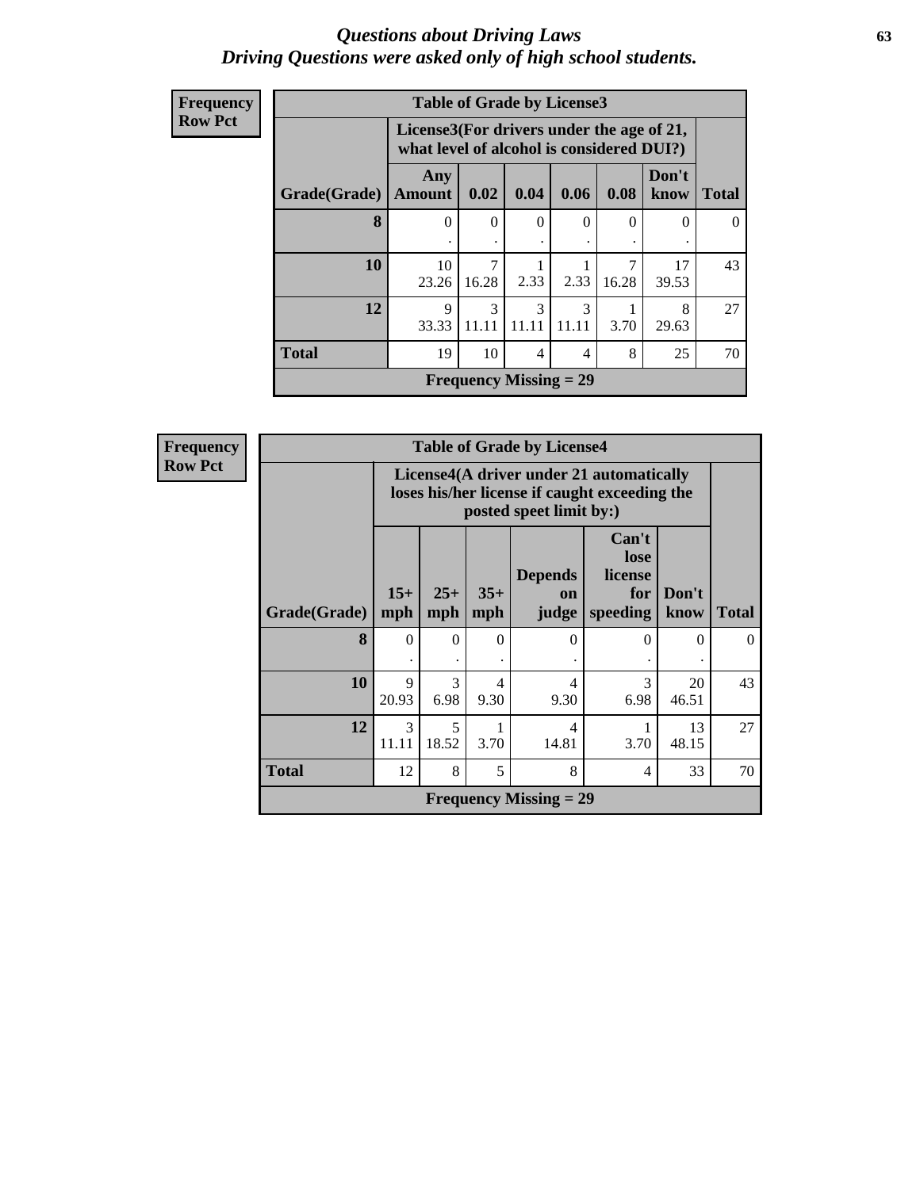# Questions about Driving Laws
## Driving Questions were asked only of high school students.

| Frequency Row Pct | Table of Grade by License3 | | | | | | |
|---|---|---|---|---|---|---|---|
| | License3(For drivers under the age of 21, what level of alcohol is considered DUI?) | | | | | | |
| Grade(Grade) | Any Amount | 0.02 | 0.04 | 0.06 | 0.08 | Don't know | Total |
| 8 | 0<br>. | 0<br>. | 0<br>. | 0<br>. | 0<br>. | 0<br>. | 0 |
| 10 | 10<br>23.26 | 7<br>16.28 | 1<br>2.33 | 1<br>2.33 | 7<br>16.28 | 17<br>39.53 | 43 |
| 12 | 9<br>33.33 | 3<br>11.11 | 3<br>11.11 | 3<br>11.11 | 1<br>3.70 | 8<br>29.63 | 27 |
| Total | 19 | 10 | 4 | 4 | 8 | 25 | 70 |
| Frequency Missing = 29 | | | | | | | |

| Frequency Row Pct | Table of Grade by License4 | | | | | | |
|---|---|---|---|---|---|---|---|
| | License4(A driver under 21 automatically loses his/her license if caught exceeding the posted speet limit by:) | | | | | | |
| Grade(Grade) | 15+ mph | 25+ mph | 35+ mph | Depends on judge | Can't lose license for speeding | Don't know | Total |
| 8 | 0<br>. | 0<br>. | 0<br>. | 0<br>. | 0<br>. | 0<br>. | 0 |
| 10 | 9<br>20.93 | 3<br>6.98 | 4<br>9.30 | 4<br>9.30 | 3<br>6.98 | 20<br>46.51 | 43 |
| 12 | 3<br>11.11 | 5<br>18.52 | 1<br>3.70 | 4<br>14.81 | 1<br>3.70 | 13<br>48.15 | 27 |
| Total | 12 | 8 | 5 | 8 | 4 | 33 | 70 |
| Frequency Missing = 29 | | | | | | | |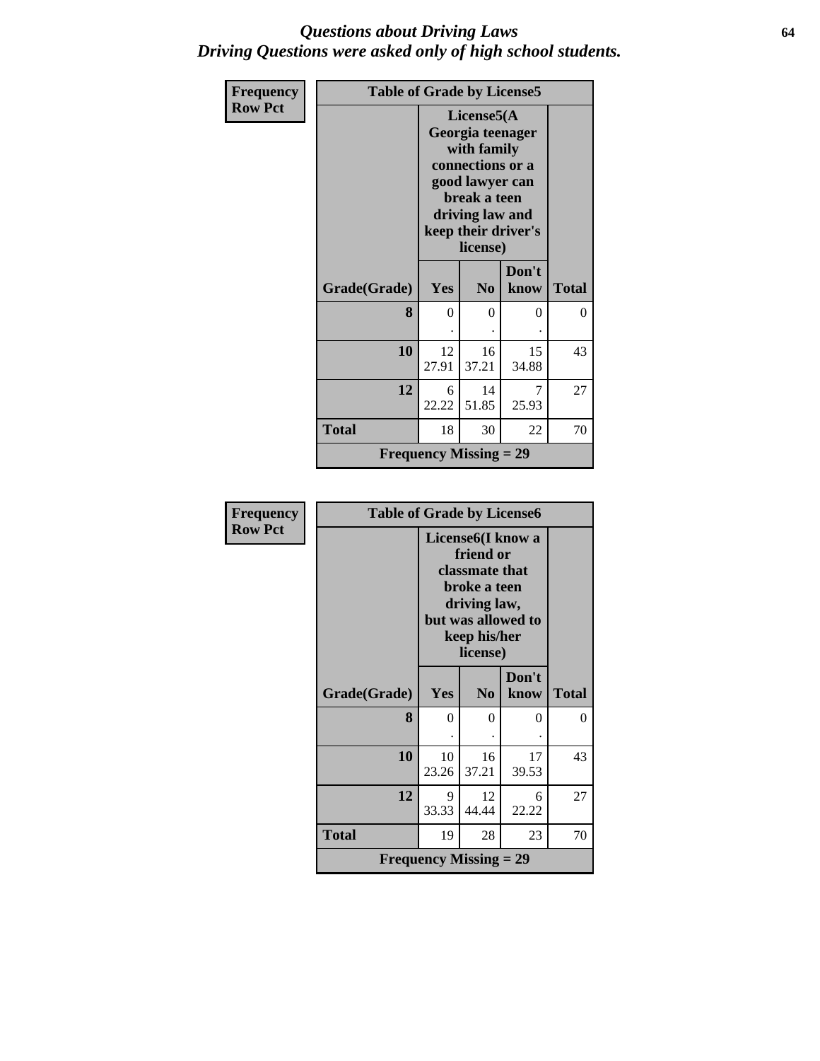# Questions about Driving Laws
## Driving Questions were asked only of high school students.

**Frequency**
**Row Pct**

| Table of Grade by License5 | | | | |
|---|---|---|---|---|
| | License5(A Georgia teenager with family connections or a good lawyer can break a teen driving law and keep their driver's license) | | | |
| Grade(Grade) | Yes | No | Don't know | Total |
| **8** | 0<br>. | 0<br>. | 0<br>. | 0 |
| **10** | 12<br>27.91 | 16<br>37.21 | 15<br>34.88 | 43 |
| **12** | 6<br>22.22 | 14<br>51.85 | 7<br>25.93 | 27 |
| **Total** | 18 | 30 | 22 | 70 |
| **Frequency Missing = 29** | | | | |

**Frequency**
**Row Pct**

| Table of Grade by License6 | | | | |
|---|---|---|---|---|
| | License6(I know a friend or classmate that broke a teen driving law, but was allowed to keep his/her license) | | | |
| Grade(Grade) | Yes | No | Don't know | Total |
| **8** | 0<br>. | 0<br>. | 0<br>. | 0 |
| **10** | 10<br>23.26 | 16<br>37.21 | 17<br>39.53 | 43 |
| **12** | 9<br>33.33 | 12<br>44.44 | 6<br>22.22 | 27 |
| **Total** | 19 | 28 | 23 | 70 |
| **Frequency Missing = 29** | | | | |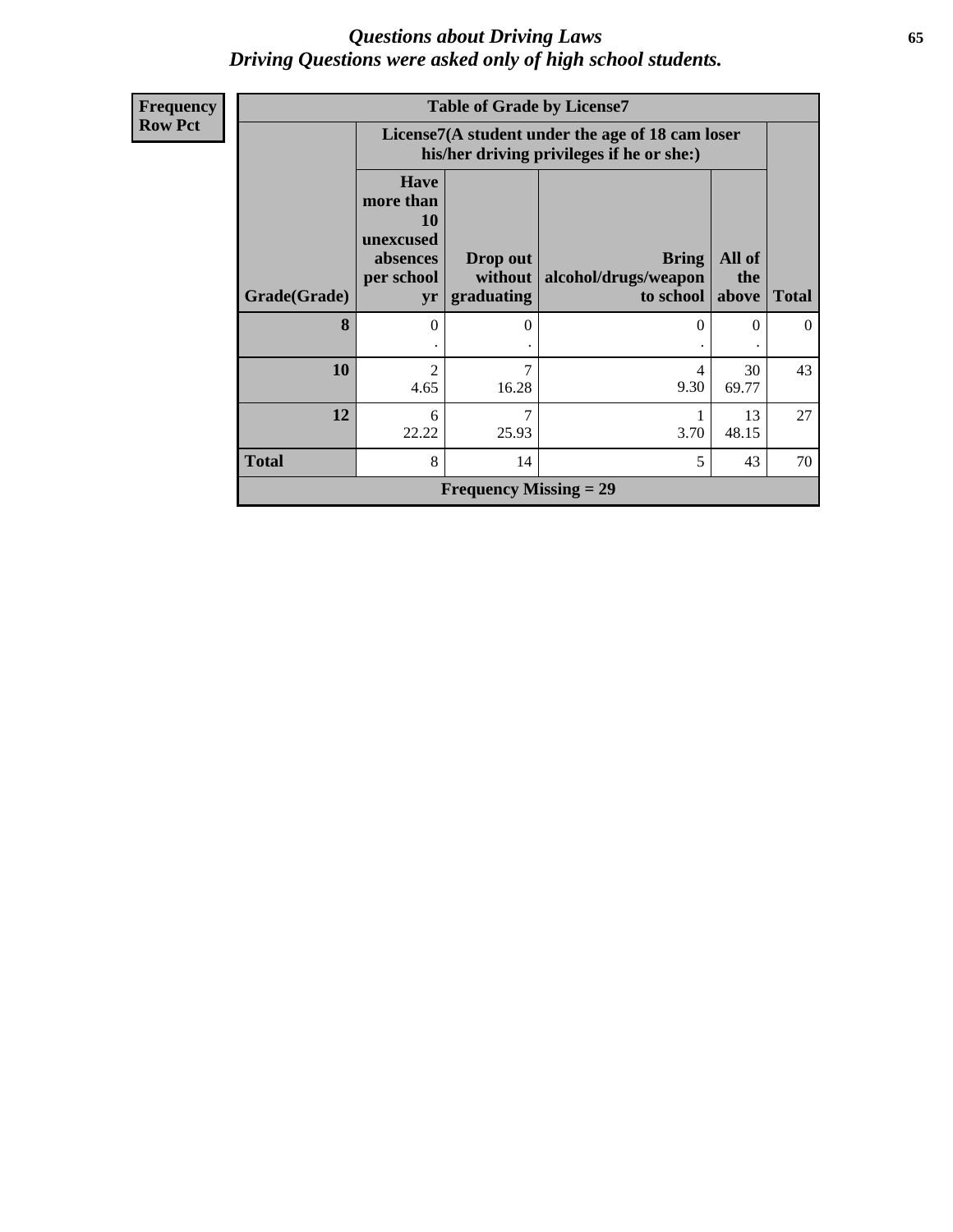# *Questions about Driving Laws*
## *Driving Questions were asked only of high school students.*

**Frequency**
**Row Pct**

| Table of Grade by License7 | | | | | |
|---|---|---|---|---|---|
| | License7(A student under the age of 18 cam loser his/her driving privileges if he or she:) | | | | |
| Grade(Grade) | Have more than 10 unexcused absences per school yr | Drop out without graduating | Bring alcohol/drugs/weapon to school | All of the above | Total |
| 8 | 0<br>. | 0<br>. | 0<br>. | 0<br>. | 0 |
| 10 | 2<br>4.65 | 7<br>16.28 | 4<br>9.30 | 30<br>69.77 | 43 |
| 12 | 6<br>22.22 | 7<br>25.93 | 1<br>3.70 | 13<br>48.15 | 27 |
| Total | 8 | 14 | 5 | 43 | 70 |
| Frequency Missing = 29 | | | | | |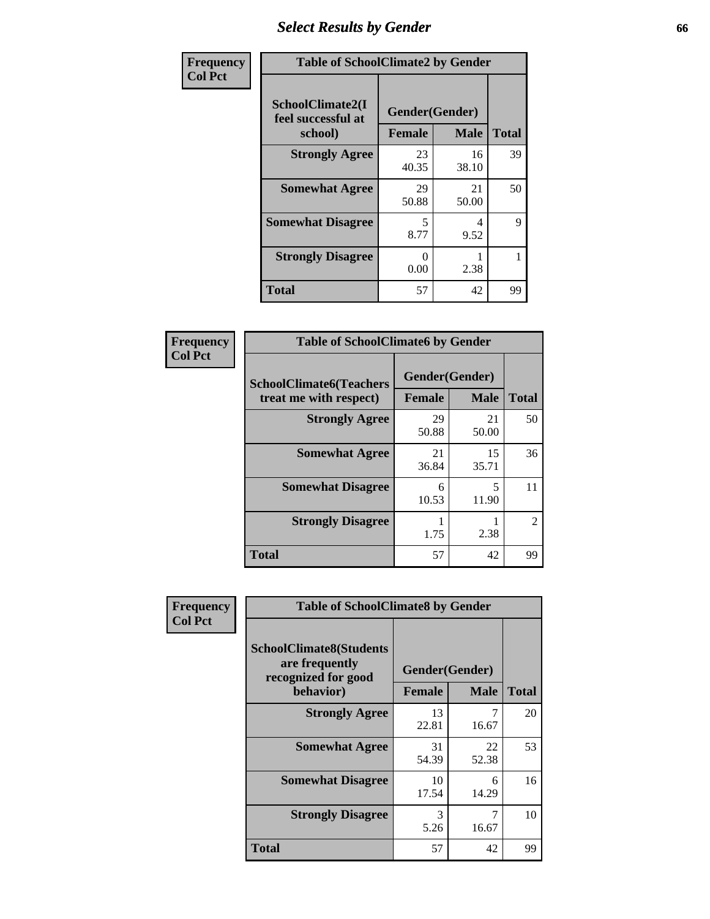# Select Results by Gender

**Frequency**
**Col Pct**

**Table of SchoolClimate2 by Gender**

| SchoolClimate2(I feel successful at school) | Gender(Gender) | | Total |
|---|---|---|---|
| | Female | Male | |
| Strongly Agree | 23<br>40.35 | 16<br>38.10 | 39 |
| Somewhat Agree | 29<br>50.88 | 21<br>50.00 | 50 |
| Somewhat Disagree | 5<br>8.77 | 4<br>9.52 | 9 |
| Strongly Disagree | 0<br>0.00 | 1<br>2.38 | 1 |
| Total | 57 | 42 | 99 |

**Frequency**
**Col Pct**

**Table of SchoolClimate6 by Gender**

| SchoolClimate6(Teachers treat me with respect) | Gender(Gender) | | Total |
|---|---|---|---|
| | Female | Male | |
| Strongly Agree | 29<br>50.88 | 21<br>50.00 | 50 |
| Somewhat Agree | 21<br>36.84 | 15<br>35.71 | 36 |
| Somewhat Disagree | 6<br>10.53 | 5<br>11.90 | 11 |
| Strongly Disagree | 1<br>1.75 | 1<br>2.38 | 2 |
| Total | 57 | 42 | 99 |

**Frequency**
**Col Pct**

**Table of SchoolClimate8 by Gender**

| SchoolClimate8(Students are frequently recognized for good behavior) | Gender(Gender) | | Total |
|---|---|---|---|
| | Female | Male | |
| Strongly Agree | 13<br>22.81 | 7<br>16.67 | 20 |
| Somewhat Agree | 31<br>54.39 | 22<br>52.38 | 53 |
| Somewhat Disagree | 10<br>17.54 | 6<br>14.29 | 16 |
| Strongly Disagree | 3<br>5.26 | 7<br>16.67 | 10 |
| Total | 57 | 42 | 99 |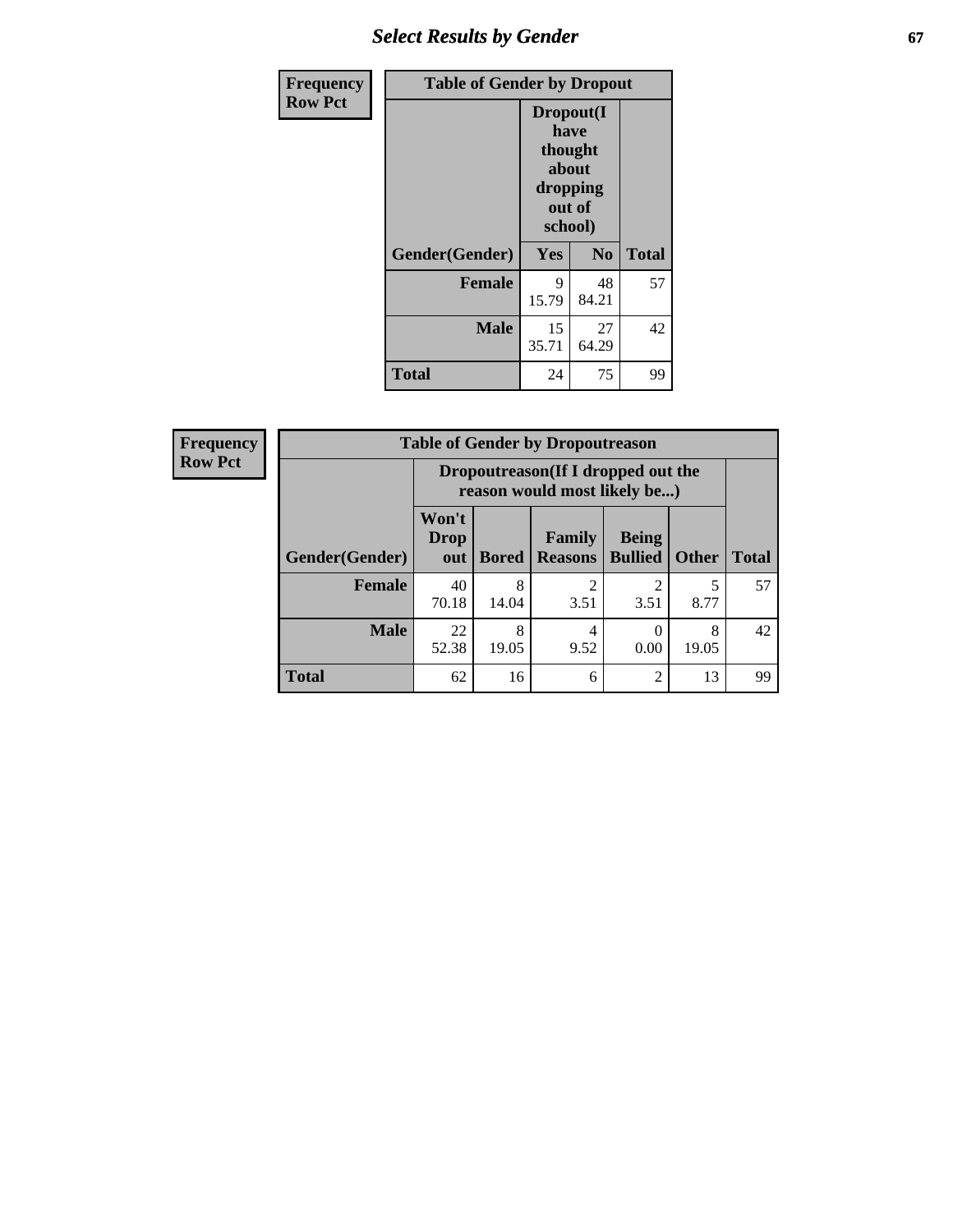| Frequency Row Pct | Table of Gender by Dropout | | |
|---|---|---|---|
| | Dropout(I have thought about dropping out of school) | | |
| Gender(Gender) | Yes | No | Total |
| **Female** | 9<br>15.79 | 48<br>84.21 | 57 |
| **Male** | 15<br>35.71 | 27<br>64.29 | 42 |
| **Total** | 24 | 75 | 99 |

| Frequency Row Pct | Table of Gender by Dropoutreason | | | | | |
|---|---|---|---|---|---|---|
| | Dropoutreason(If I dropped out the reason would most likely be...) | | | | | |
| Gender(Gender) | Won't Drop out | Bored | Family Reasons | Being Bullied | Other | Total |
| **Female** | 40<br>70.18 | 8<br>14.04 | 2<br>3.51 | 2<br>3.51 | 5<br>8.77 | 57 |
| **Male** | 22<br>52.38 | 8<br>19.05 | 4<br>9.52 | 0<br>0.00 | 8<br>19.05 | 42 |
| **Total** | 62 | 16 | 6 | 2 | 13 | 99 |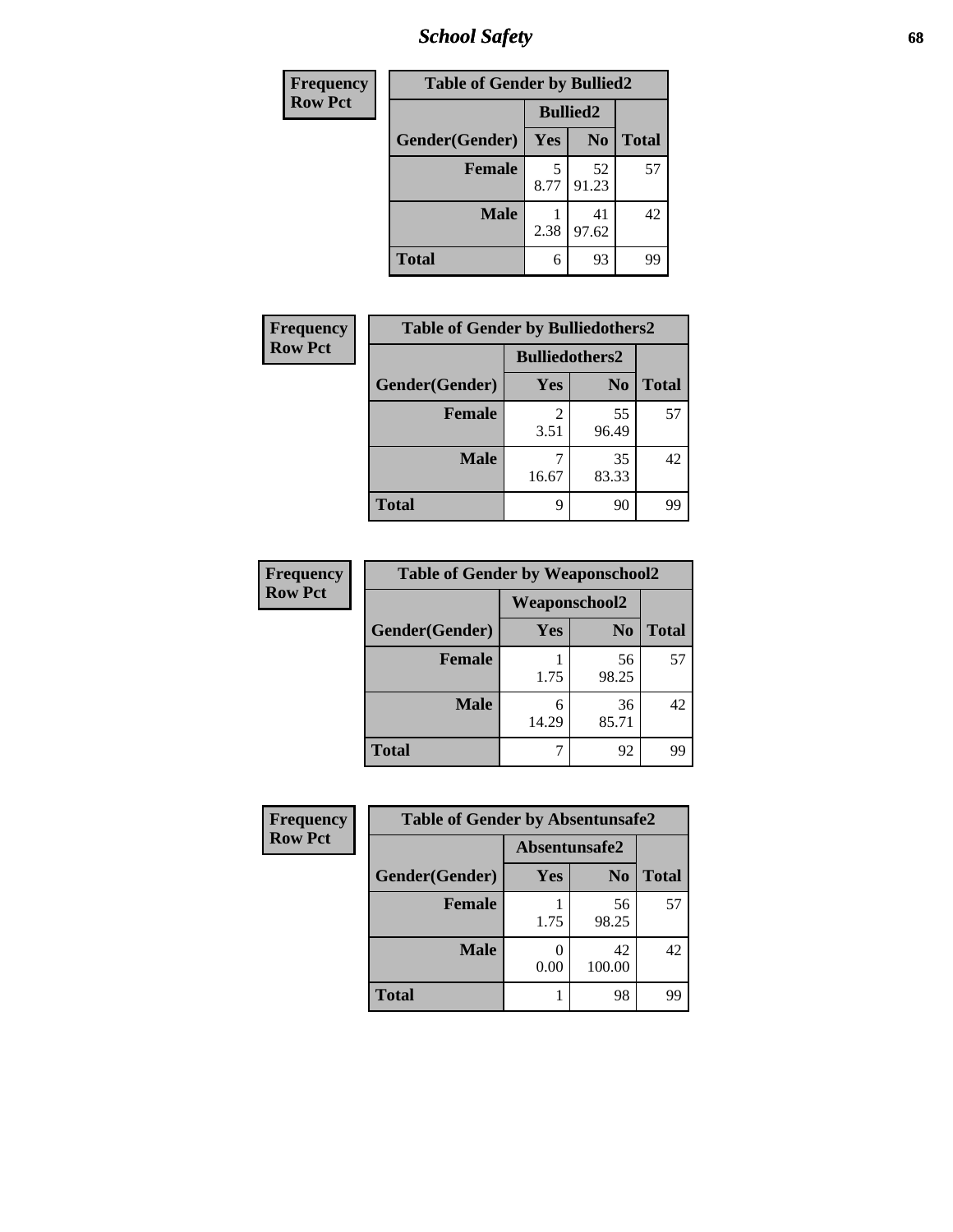## School Safety

| Frequency<br>Row Pct |
|---|

**Table of Gender by Bullied2**

| Gender(Gender) | Bullied2 Yes | Bullied2 No | Total |
|---|---|---|---|
| Female | 5<br>8.77 | 52<br>91.23 | 57 |
| Male | 1<br>2.38 | 41<br>97.62 | 42 |
| Total | 6 | 93 | 99 |

| Frequency<br>Row Pct |
|---|

**Table of Gender by Bulliedothers2**

| Gender(Gender) | Bulliedothers2 Yes | Bulliedothers2 No | Total |
|---|---|---|---|
| Female | 2<br>3.51 | 55<br>96.49 | 57 |
| Male | 7<br>16.67 | 35<br>83.33 | 42 |
| Total | 9 | 90 | 99 |

| Frequency<br>Row Pct |
|---|

**Table of Gender by Weaponschool2**

| Gender(Gender) | Weaponschool2 Yes | Weaponschool2 No | Total |
|---|---|---|---|
| Female | 1<br>1.75 | 56<br>98.25 | 57 |
| Male | 6<br>14.29 | 36<br>85.71 | 42 |
| Total | 7 | 92 | 99 |

| Frequency<br>Row Pct |
|---|

**Table of Gender by Absentunsafe2**

| Gender(Gender) | Absentunsafe2 Yes | Absentunsafe2 No | Total |
|---|---|---|---|
| Female | 1<br>1.75 | 56<br>98.25 | 57 |
| Male | 0<br>0.00 | 42<br>100.00 | 42 |
| Total | 1 | 98 | 99 |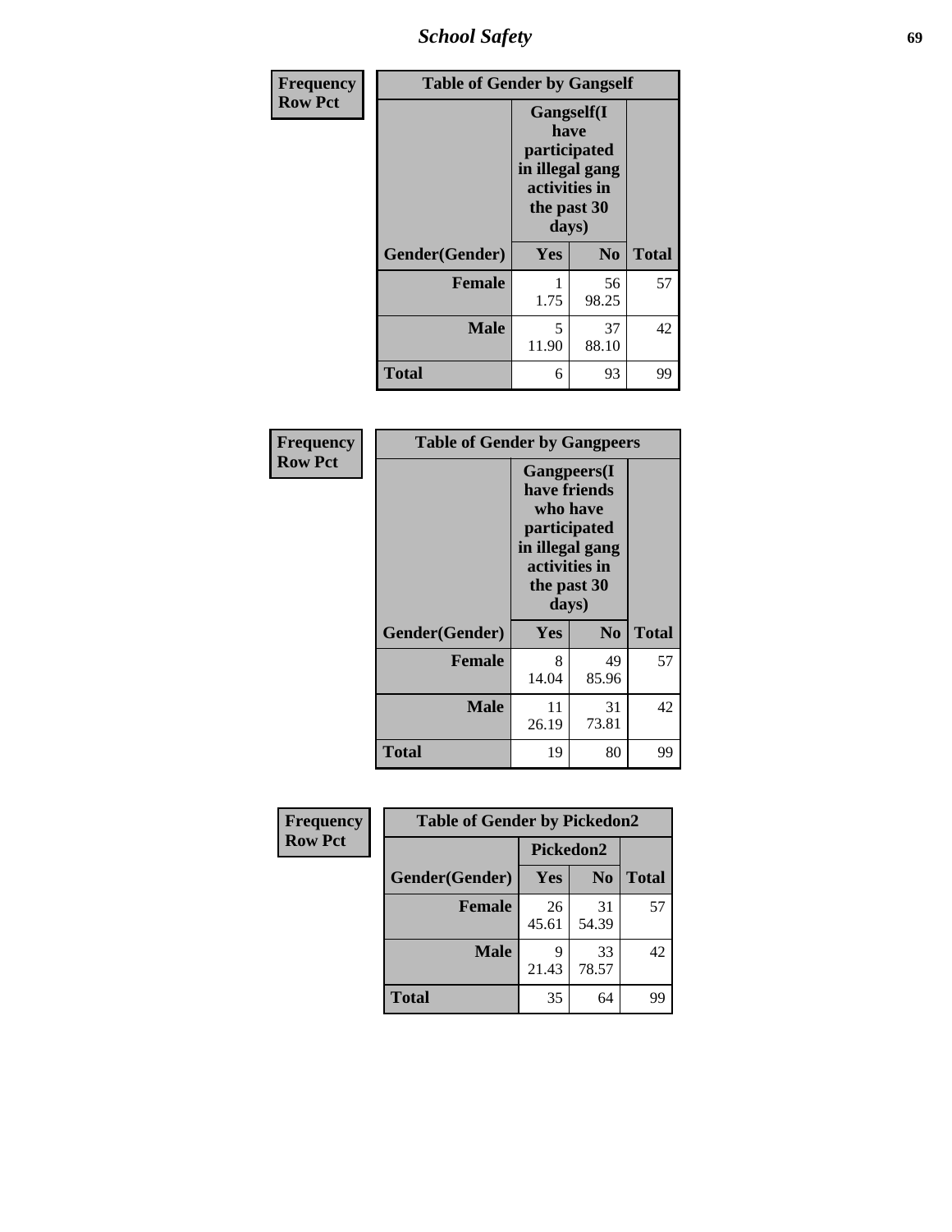| Frequency Row Pct | Table of Gender by Gangself | | |
|---|---|---|---|
| | Gangself(I have participated in illegal gang activities in the past 30 days) | | |
| Gender(Gender) | Yes | No | Total |
| Female | 1<br>1.75 | 56<br>98.25 | 57 |
| Male | 5<br>11.90 | 37<br>88.10 | 42 |
| Total | 6 | 93 | 99 |

| Frequency Row Pct | Table of Gender by Gangpeers | | |
|---|---|---|---|
| | Gangpeers(I have friends who have participated in illegal gang activities in the past 30 days) | | |
| Gender(Gender) | Yes | No | Total |
| Female | 8<br>14.04 | 49<br>85.96 | 57 |
| Male | 11<br>26.19 | 31<br>73.81 | 42 |
| Total | 19 | 80 | 99 |

| Frequency Row Pct | Table of Gender by Pickedon2 | | |
|---|---|---|---|
| | Pickedon2 | | |
| Gender(Gender) | Yes | No | Total |
| Female | 26<br>45.61 | 31<br>54.39 | 57 |
| Male | 9<br>21.43 | 33<br>78.57 | 42 |
| Total | 35 | 64 | 99 |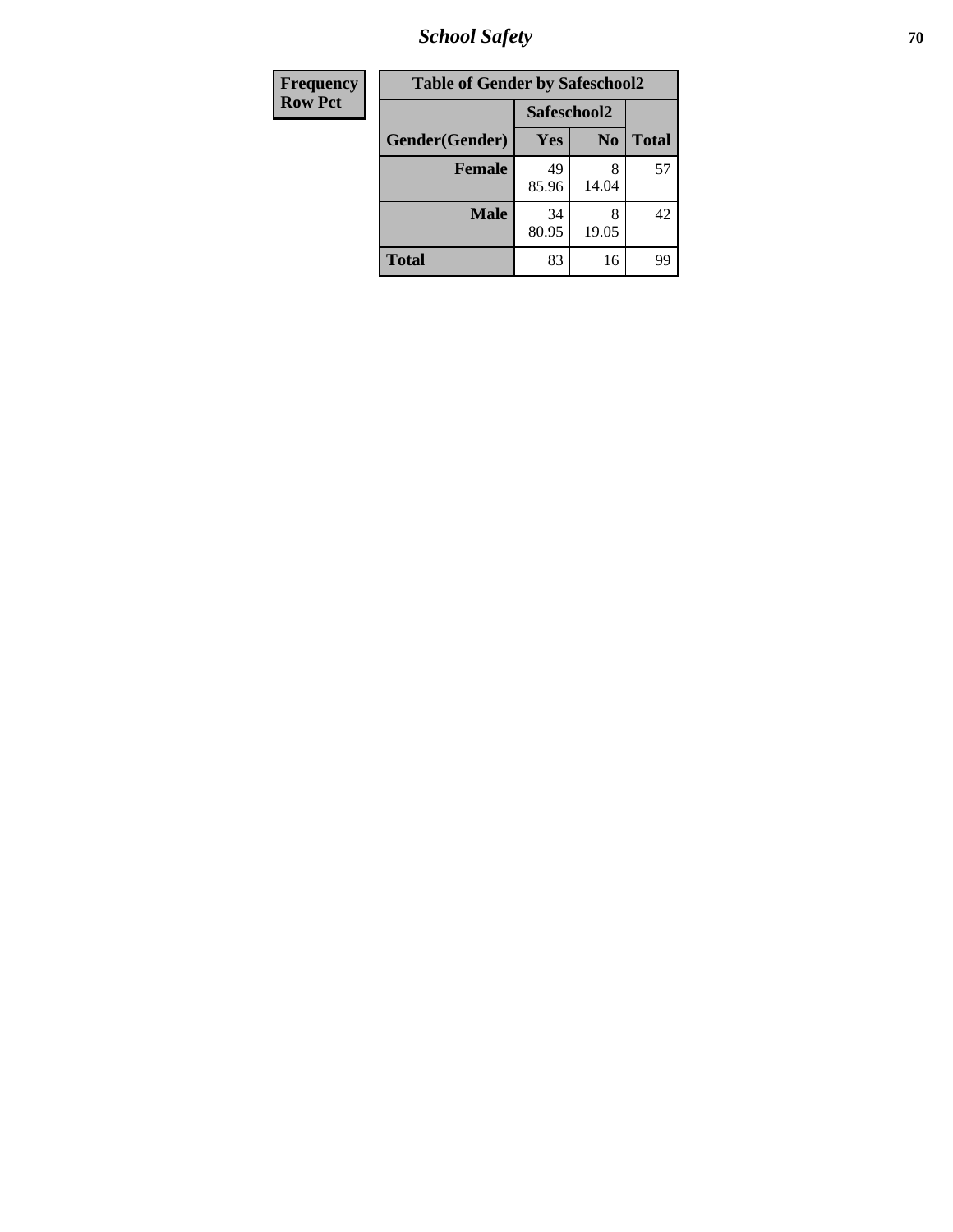| Frequency<br>Row Pct |
|---|

**Table of Gender by Safeschool2**

| Gender(Gender) | Safeschool2 | | Total |
|---|---|---|---|
| | Yes | No | |
| **Female** | 49<br>85.96 | 8<br>14.04 | 57 |
| **Male** | 34<br>80.95 | 8<br>19.05 | 42 |
| **Total** | 83 | 16 | 99 |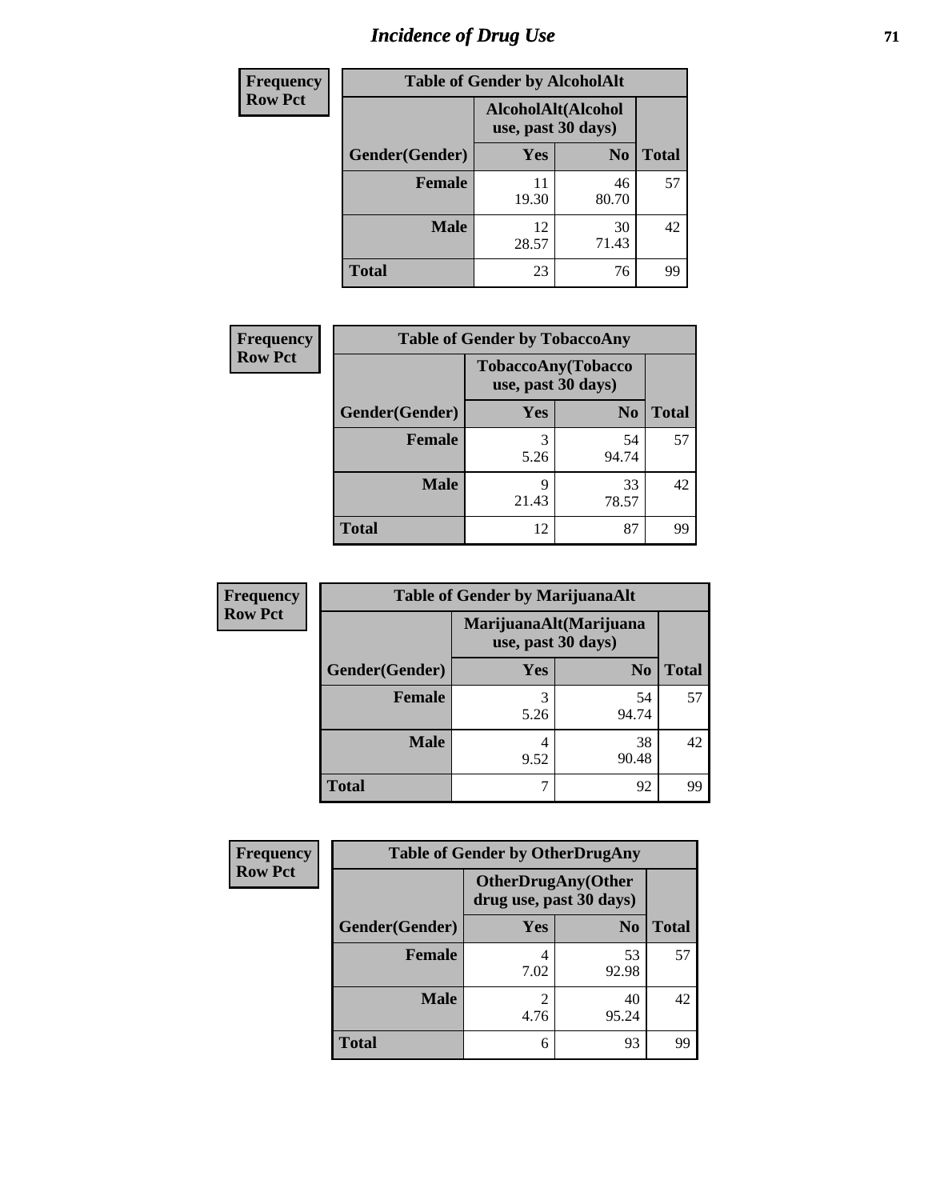# Incidence of Drug Use

Frequency
Row Pct

| Table of Gender by AlcoholAlt | | | |
|---|---|---|---|
| | AlcoholAlt(Alcohol use, past 30 days) | | |
| Gender(Gender) | Yes | No | Total |
| Female | 11<br>19.30 | 46<br>80.70 | 57 |
| Male | 12<br>28.57 | 30<br>71.43 | 42 |
| Total | 23 | 76 | 99 |

Frequency
Row Pct

| Table of Gender by TobaccoAny | | | |
|---|---|---|---|
| | TobaccoAny(Tobacco use, past 30 days) | | |
| Gender(Gender) | Yes | No | Total |
| Female | 3<br>5.26 | 54<br>94.74 | 57 |
| Male | 9<br>21.43 | 33<br>78.57 | 42 |
| Total | 12 | 87 | 99 |

Frequency
Row Pct

| Table of Gender by MarijuanaAlt | | | |
|---|---|---|---|
| | MarijuanaAlt(Marijuana use, past 30 days) | | |
| Gender(Gender) | Yes | No | Total |
| Female | 3<br>5.26 | 54<br>94.74 | 57 |
| Male | 4<br>9.52 | 38<br>90.48 | 42 |
| Total | 7 | 92 | 99 |

Frequency
Row Pct

| Table of Gender by OtherDrugAny | | | |
|---|---|---|---|
| | OtherDrugAny(Other drug use, past 30 days) | | |
| Gender(Gender) | Yes | No | Total |
| Female | 4<br>7.02 | 53<br>92.98 | 57 |
| Male | 2<br>4.76 | 40<br>95.24 | 42 |
| Total | 6 | 93 | 99 |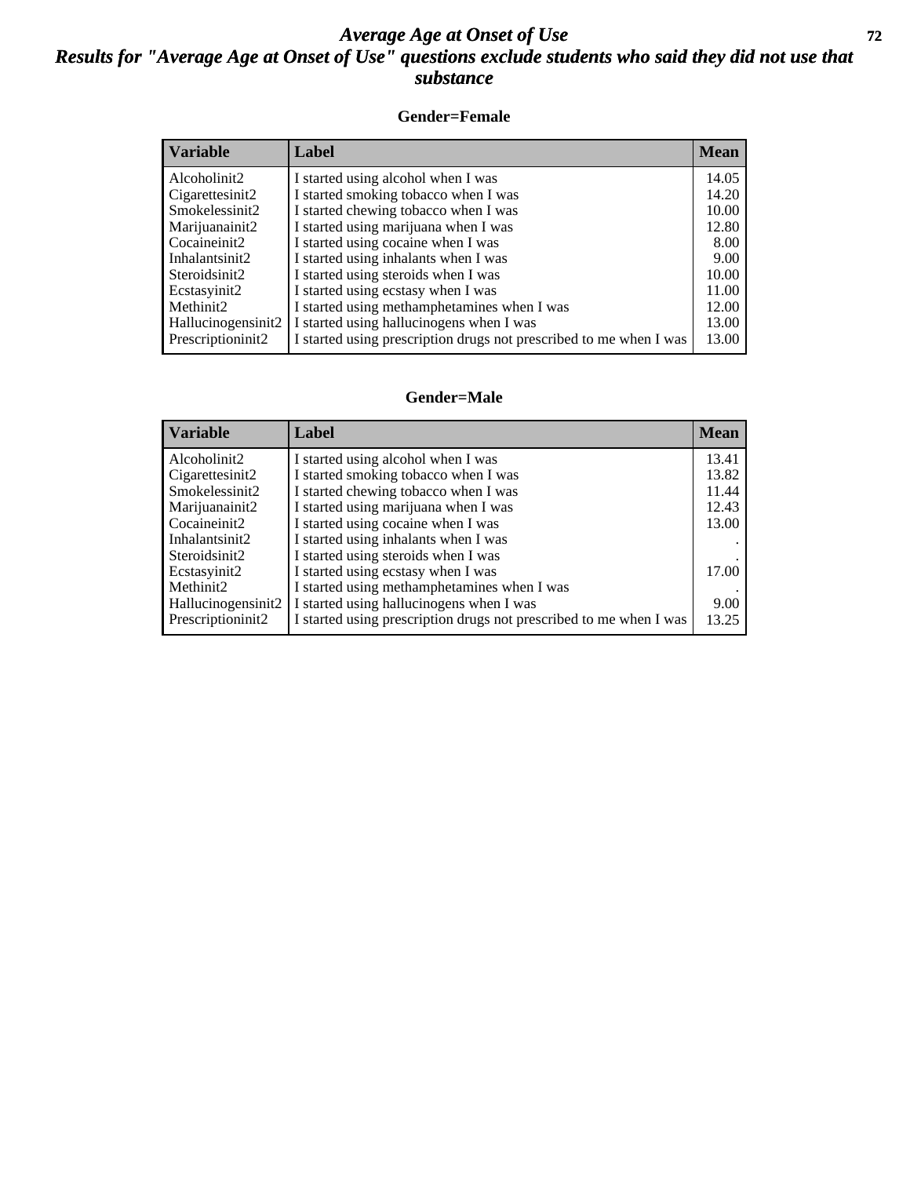# *Average Age at Onset of Use*

## *Results for "Average Age at Onset of Use" questions exclude students who said they did not use that substance*

### Gender=Female

| Variable | Label | Mean |
|---|---|---|
| Alcoholinit2 | I started using alcohol when I was | 14.05 |
| Cigarettesinit2 | I started smoking tobacco when I was | 14.20 |
| Smokelessinit2 | I started chewing tobacco when I was | 10.00 |
| Marijuanainit2 | I started using marijuana when I was | 12.80 |
| Cocaineinit2 | I started using cocaine when I was | 8.00 |
| Inhalantsinit2 | I started using inhalants when I was | 9.00 |
| Steroidsinit2 | I started using steroids when I was | 10.00 |
| Ecstasyinit2 | I started using ecstasy when I was | 11.00 |
| Methinit2 | I started using methamphetamines when I was | 12.00 |
| Hallucinogensinit2 | I started using hallucinogens when I was | 13.00 |
| Prescriptioninit2 | I started using prescription drugs not prescribed to me when I was | 13.00 |

### Gender=Male

| Variable | Label | Mean |
|---|---|---|
| Alcoholinit2 | I started using alcohol when I was | 13.41 |
| Cigarettesinit2 | I started smoking tobacco when I was | 13.82 |
| Smokelessinit2 | I started chewing tobacco when I was | 11.44 |
| Marijuanainit2 | I started using marijuana when I was | 12.43 |
| Cocaineinit2 | I started using cocaine when I was | 13.00 |
| Inhalantsinit2 | I started using inhalants when I was | . |
| Steroidsinit2 | I started using steroids when I was | . |
| Ecstasyinit2 | I started using ecstasy when I was | 17.00 |
| Methinit2 | I started using methamphetamines when I was | . |
| Hallucinogensinit2 | I started using hallucinogens when I was | 9.00 |
| Prescriptioninit2 | I started using prescription drugs not prescribed to me when I was | 13.25 |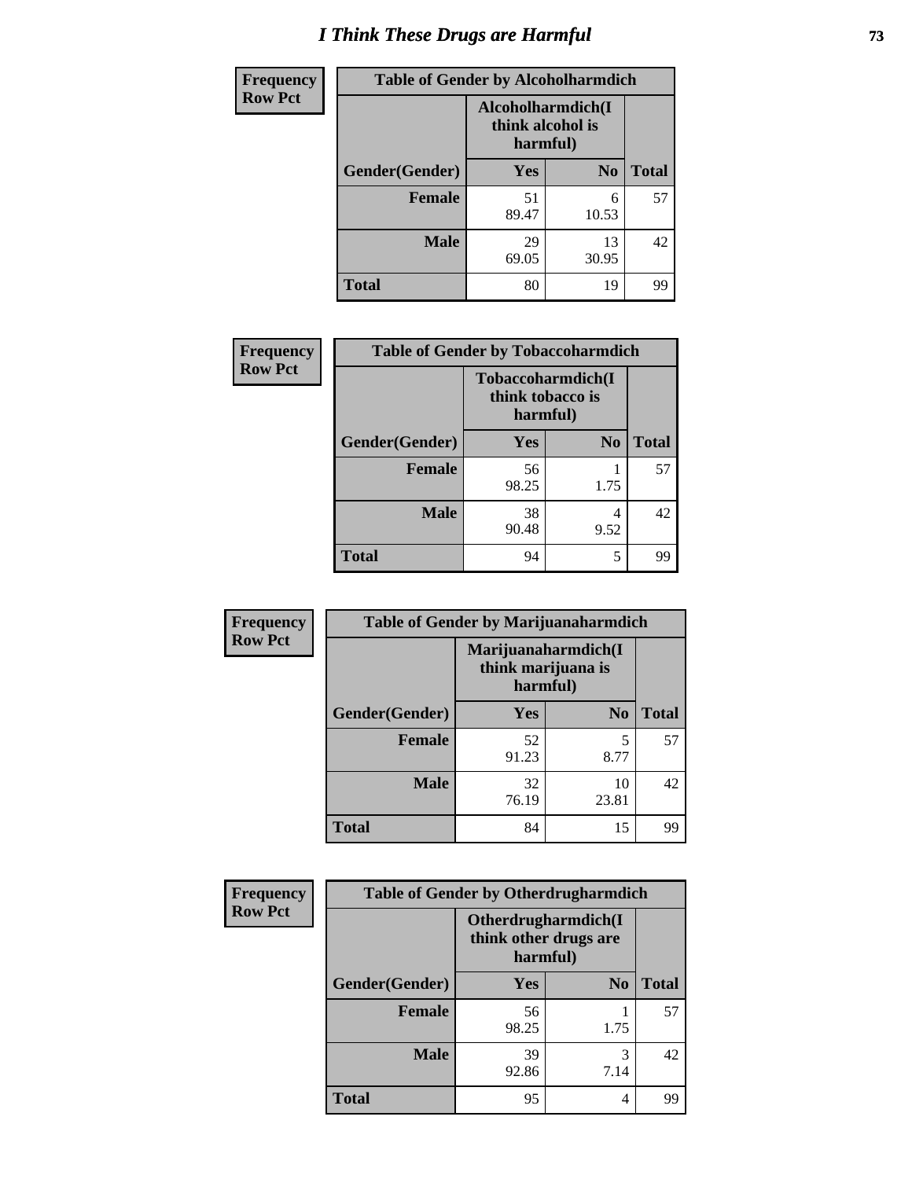# I Think These Drugs are Harmful

**Frequency**
**Row Pct**

| Table of Gender by Alcoholharmdich | | | |
|---|---|---|---|
| | Alcoholharmdich(I think alcohol is harmful) | | |
| Gender(Gender) | Yes | No | Total |
| Female | 51<br>89.47 | 6<br>10.53 | 57 |
| Male | 29<br>69.05 | 13<br>30.95 | 42 |
| Total | 80 | 19 | 99 |

**Frequency**
**Row Pct**

| Table of Gender by Tobaccoharmdich | | | |
|---|---|---|---|
| | Tobaccoharmdich(I think tobacco is harmful) | | |
| Gender(Gender) | Yes | No | Total |
| Female | 56<br>98.25 | 1<br>1.75 | 57 |
| Male | 38<br>90.48 | 4<br>9.52 | 42 |
| Total | 94 | 5 | 99 |

**Frequency**
**Row Pct**

| Table of Gender by Marijuanaharmdich | | | |
|---|---|---|---|
| | Marijuanaharmdich(I think marijuana is harmful) | | |
| Gender(Gender) | Yes | No | Total |
| Female | 52<br>91.23 | 5<br>8.77 | 57 |
| Male | 32<br>76.19 | 10<br>23.81 | 42 |
| Total | 84 | 15 | 99 |

**Frequency**
**Row Pct**

| Table of Gender by Otherdrugharmdich | | | |
|---|---|---|---|
| | Otherdrugharmdich(I think other drugs are harmful) | | |
| Gender(Gender) | Yes | No | Total |
| Female | 56<br>98.25 | 1<br>1.75 | 57 |
| Male | 39<br>92.86 | 3<br>7.14 | 42 |
| Total | 95 | 4 | 99 |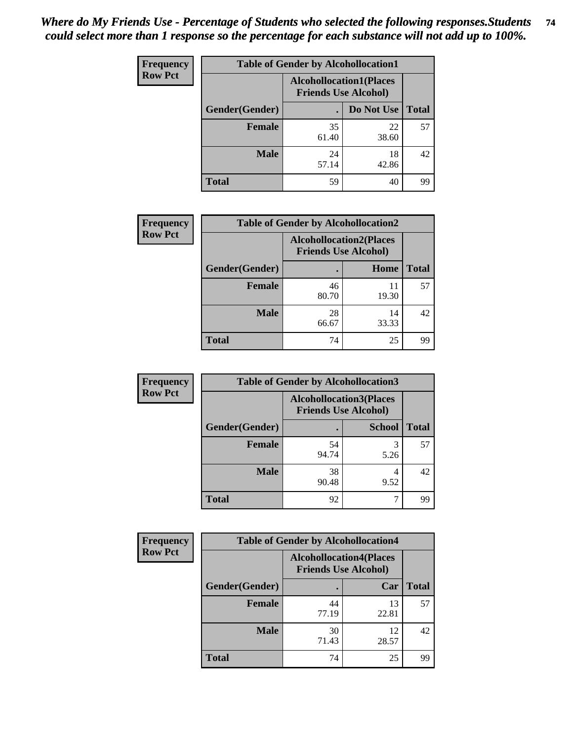*Where do My Friends Use - Percentage of Students who selected the following responses.Students could select more than 1 response so the percentage for each substance will not add up to 100%.*

**Frequency**
**Row Pct**

| Table of Gender by Alcohollocation1 | | | |
|---|---|---|---|
| | Alcohollocation1(Places Friends Use Alcohol) | | |
| Gender(Gender) | . | Do Not Use | Total |
| **Female** | 35<br>61.40 | 22<br>38.60 | 57 |
| **Male** | 24<br>57.14 | 18<br>42.86 | 42 |
| **Total** | 59 | 40 | 99 |

**Frequency**
**Row Pct**

| Table of Gender by Alcohollocation2 | | | |
|---|---|---|---|
| | Alcohollocation2(Places Friends Use Alcohol) | | |
| Gender(Gender) | . | Home | Total |
| **Female** | 46<br>80.70 | 11<br>19.30 | 57 |
| **Male** | 28<br>66.67 | 14<br>33.33 | 42 |
| **Total** | 74 | 25 | 99 |

**Frequency**
**Row Pct**

| Table of Gender by Alcohollocation3 | | | |
|---|---|---|---|
| | Alcohollocation3(Places Friends Use Alcohol) | | |
| Gender(Gender) | . | School | Total |
| **Female** | 54<br>94.74 | 3<br>5.26 | 57 |
| **Male** | 38<br>90.48 | 4<br>9.52 | 42 |
| **Total** | 92 | 7 | 99 |

**Frequency**
**Row Pct**

| Table of Gender by Alcohollocation4 | | | |
|---|---|---|---|
| | Alcohollocation4(Places Friends Use Alcohol) | | |
| Gender(Gender) | . | Car | Total |
| **Female** | 44<br>77.19 | 13<br>22.81 | 57 |
| **Male** | 30<br>71.43 | 12<br>28.57 | 42 |
| **Total** | 74 | 25 | 99 |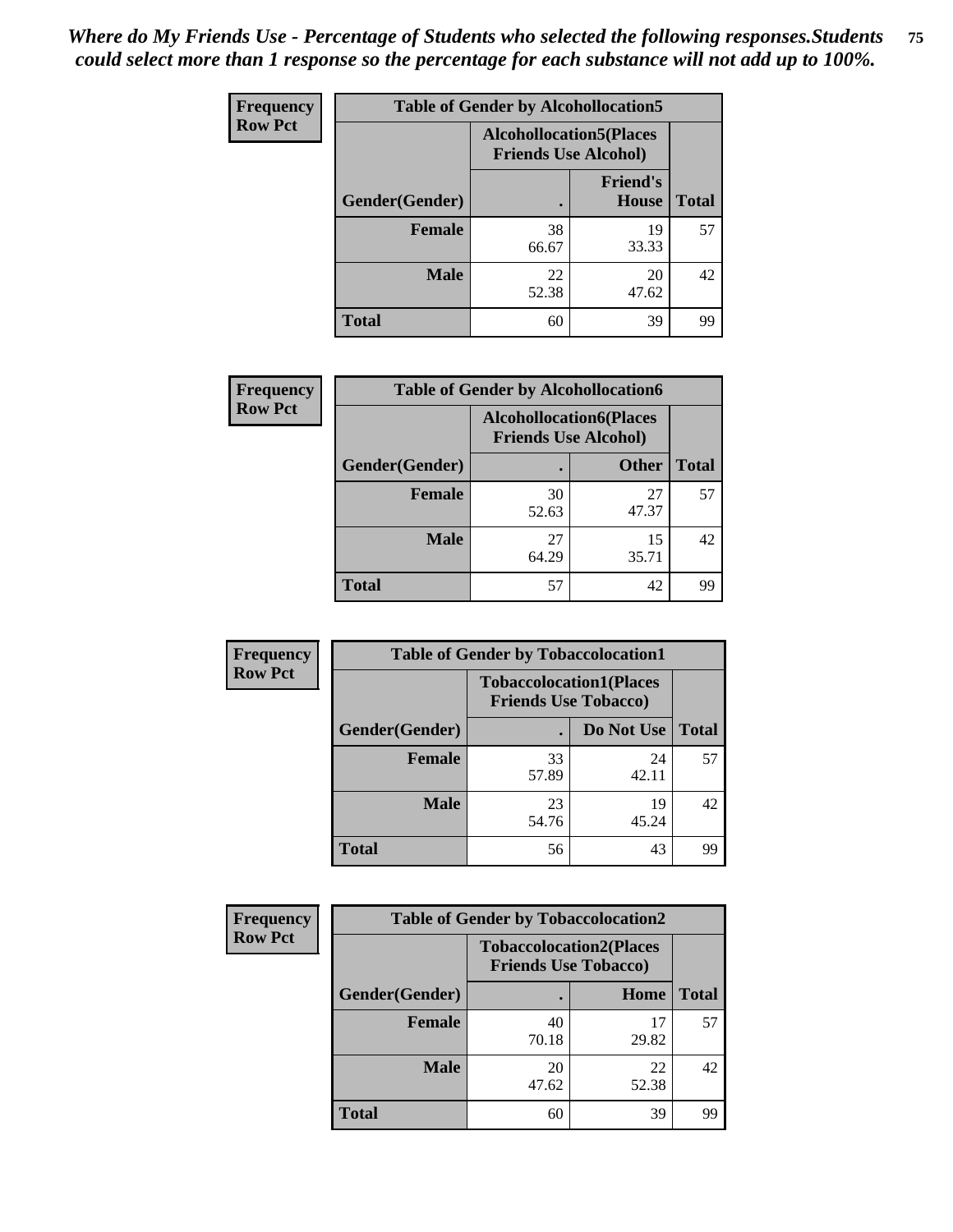*Where do My Friends Use - Percentage of Students who selected the following responses.Students could select more than 1 response so the percentage for each substance will not add up to 100%.*

**Frequency**
**Row Pct**

| Table of Gender by Alcohollocation5 | | | |
|---|---|---|---|
| | Alcohollocation5(Places Friends Use Alcohol) | | |
| Gender(Gender) | . | Friend's House | Total |
| **Female** | 38<br>66.67 | 19<br>33.33 | 57 |
| **Male** | 22<br>52.38 | 20<br>47.62 | 42 |
| **Total** | 60 | 39 | 99 |

**Frequency**
**Row Pct**

| Table of Gender by Alcohollocation6 | | | |
|---|---|---|---|
| | Alcohollocation6(Places Friends Use Alcohol) | | |
| Gender(Gender) | . | Other | Total |
| **Female** | 30<br>52.63 | 27<br>47.37 | 57 |
| **Male** | 27<br>64.29 | 15<br>35.71 | 42 |
| **Total** | 57 | 42 | 99 |

**Frequency**
**Row Pct**

| Table of Gender by Tobaccolocation1 | | | |
|---|---|---|---|
| | Tobaccolocation1(Places Friends Use Tobacco) | | |
| Gender(Gender) | . | Do Not Use | Total |
| **Female** | 33<br>57.89 | 24<br>42.11 | 57 |
| **Male** | 23<br>54.76 | 19<br>45.24 | 42 |
| **Total** | 56 | 43 | 99 |

**Frequency**
**Row Pct**

| Table of Gender by Tobaccolocation2 | | | |
|---|---|---|---|
| | Tobaccolocation2(Places Friends Use Tobacco) | | |
| Gender(Gender) | . | Home | Total |
| **Female** | 40<br>70.18 | 17<br>29.82 | 57 |
| **Male** | 20<br>47.62 | 22<br>52.38 | 42 |
| **Total** | 60 | 39 | 99 |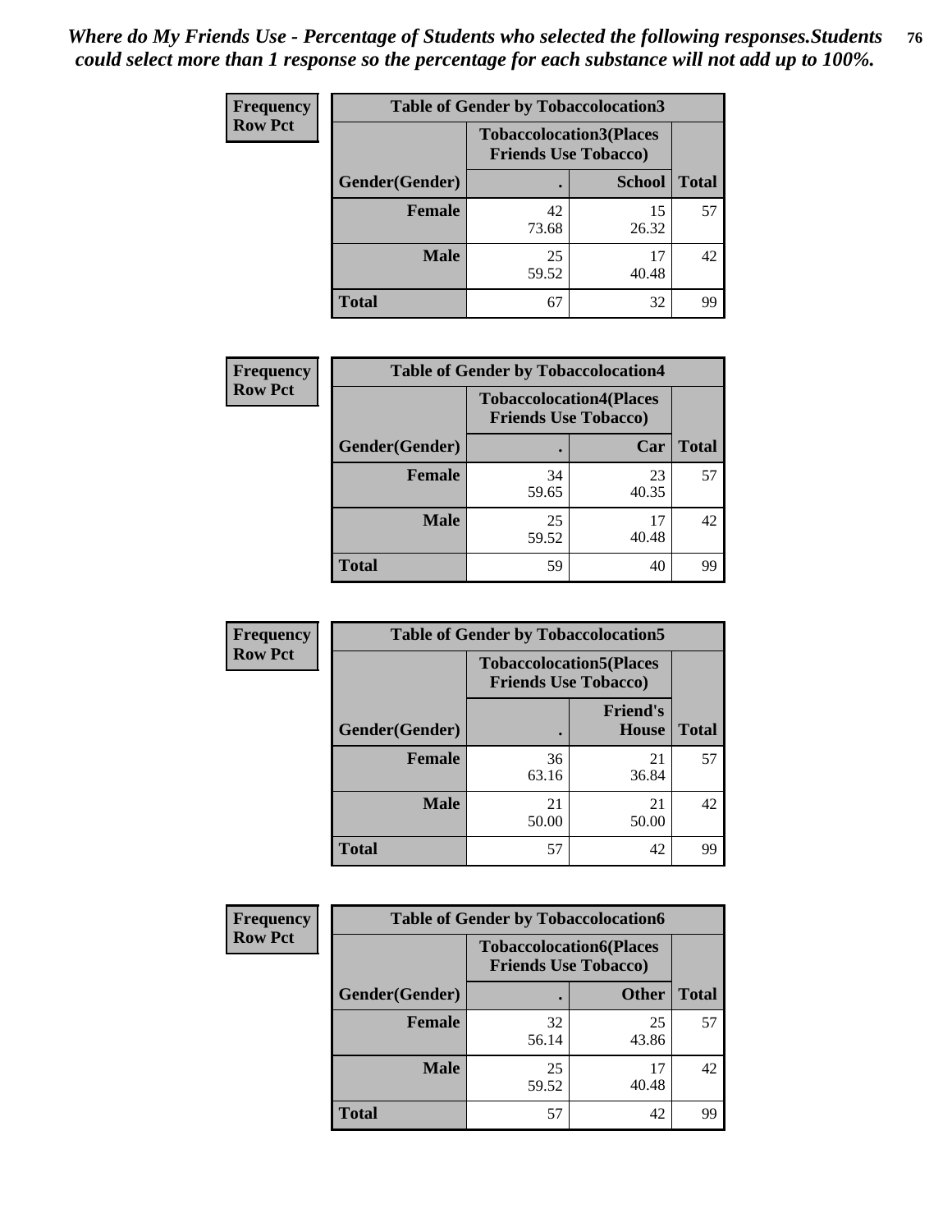*Where do My Friends Use - Percentage of Students who selected the following responses.Students could select more than 1 response so the percentage for each substance will not add up to 100%.*

**Frequency Row Pct**

| Table of Gender by Tobaccolocation3 | | | |
|---|---|---|---|
| | Tobaccolocation3(Places Friends Use Tobacco) | | |
| Gender(Gender) | . | School | Total |
| Female | 42<br>73.68 | 15<br>26.32 | 57 |
| Male | 25<br>59.52 | 17<br>40.48 | 42 |
| Total | 67 | 32 | 99 |

**Frequency Row Pct**

| Table of Gender by Tobaccolocation4 | | | |
|---|---|---|---|
| | Tobaccolocation4(Places Friends Use Tobacco) | | |
| Gender(Gender) | . | Car | Total |
| Female | 34<br>59.65 | 23<br>40.35 | 57 |
| Male | 25<br>59.52 | 17<br>40.48 | 42 |
| Total | 59 | 40 | 99 |

**Frequency Row Pct**

| Table of Gender by Tobaccolocation5 | | | |
|---|---|---|---|
| | Tobaccolocation5(Places Friends Use Tobacco) | | |
| Gender(Gender) | . | Friend's House | Total |
| Female | 36<br>63.16 | 21<br>36.84 | 57 |
| Male | 21<br>50.00 | 21<br>50.00 | 42 |
| Total | 57 | 42 | 99 |

**Frequency Row Pct**

| Table of Gender by Tobaccolocation6 | | | |
|---|---|---|---|
| | Tobaccolocation6(Places Friends Use Tobacco) | | |
| Gender(Gender) | . | Other | Total |
| Female | 32<br>56.14 | 25<br>43.86 | 57 |
| Male | 25<br>59.52 | 17<br>40.48 | 42 |
| Total | 57 | 42 | 99 |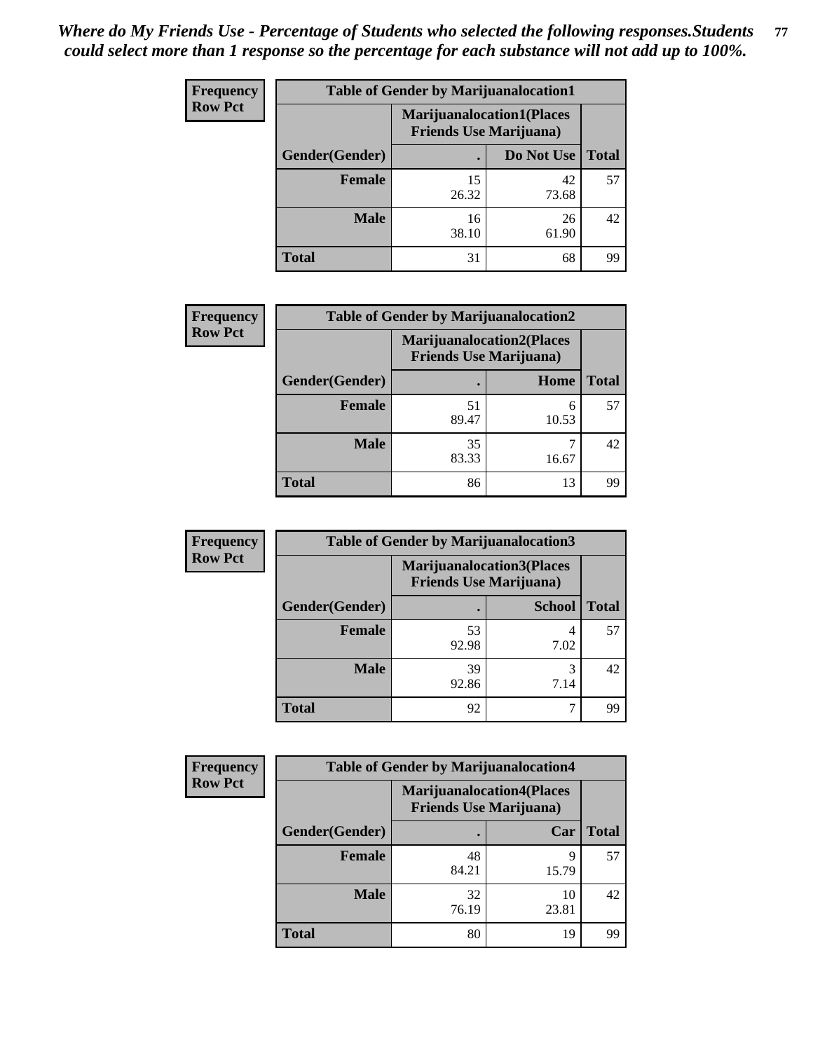*Where do My Friends Use - Percentage of Students who selected the following responses.Students could select more than 1 response so the percentage for each substance will not add up to 100%.*

**Frequency**
**Row Pct**

| Table of Gender by Marijuanalocation1 | | | |
|---|---|---|---|
| | Marijuanalocation1(Places Friends Use Marijuana) | | |
| Gender(Gender) | . | Do Not Use | Total |
| **Female** | 15<br>26.32 | 42<br>73.68 | 57 |
| **Male** | 16<br>38.10 | 26<br>61.90 | 42 |
| **Total** | 31 | 68 | 99 |

**Frequency**
**Row Pct**

| Table of Gender by Marijuanalocation2 | | | |
|---|---|---|---|
| | Marijuanalocation2(Places Friends Use Marijuana) | | |
| Gender(Gender) | . | Home | Total |
| **Female** | 51<br>89.47 | 6<br>10.53 | 57 |
| **Male** | 35<br>83.33 | 7<br>16.67 | 42 |
| **Total** | 86 | 13 | 99 |

**Frequency**
**Row Pct**

| Table of Gender by Marijuanalocation3 | | | |
|---|---|---|---|
| | Marijuanalocation3(Places Friends Use Marijuana) | | |
| Gender(Gender) | . | School | Total |
| **Female** | 53<br>92.98 | 4<br>7.02 | 57 |
| **Male** | 39<br>92.86 | 3<br>7.14 | 42 |
| **Total** | 92 | 7 | 99 |

**Frequency**
**Row Pct**

| Table of Gender by Marijuanalocation4 | | | |
|---|---|---|---|
| | Marijuanalocation4(Places Friends Use Marijuana) | | |
| Gender(Gender) | . | Car | Total |
| **Female** | 48<br>84.21 | 9<br>15.79 | 57 |
| **Male** | 32<br>76.19 | 10<br>23.81 | 42 |
| **Total** | 80 | 19 | 99 |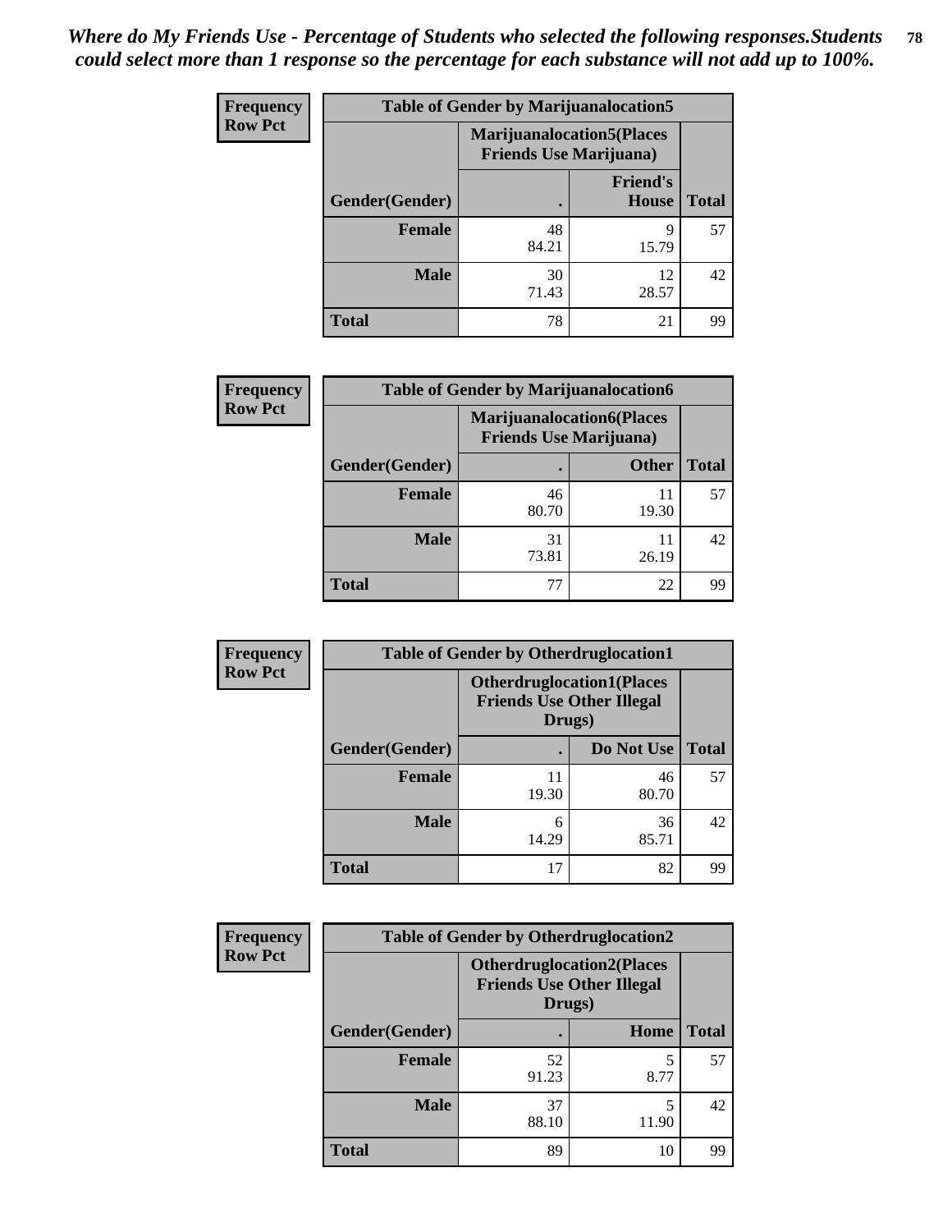*Where do My Friends Use - Percentage of Students who selected the following responses.Students could select more than 1 response so the percentage for each substance will not add up to 100%.*

**Frequency Row Pct**

| Table of Gender by Marijuanalocation5 | | | |
|---|---|---|---|
| | Marijuanalocation5(Places Friends Use Marijuana) | | |
| Gender(Gender) | . | Friend's House | Total |
| Female | 48<br>84.21 | 9<br>15.79 | 57 |
| Male | 30<br>71.43 | 12<br>28.57 | 42 |
| Total | 78 | 21 | 99 |

**Frequency Row Pct**

| Table of Gender by Marijuanalocation6 | | | |
|---|---|---|---|
| | Marijuanalocation6(Places Friends Use Marijuana) | | |
| Gender(Gender) | . | Other | Total |
| Female | 46<br>80.70 | 11<br>19.30 | 57 |
| Male | 31<br>73.81 | 11<br>26.19 | 42 |
| Total | 77 | 22 | 99 |

**Frequency Row Pct**

| Table of Gender by Otherdruglocation1 | | | |
|---|---|---|---|
| | Otherdruglocation1(Places Friends Use Other Illegal Drugs) | | |
| Gender(Gender) | . | Do Not Use | Total |
| Female | 11<br>19.30 | 46<br>80.70 | 57 |
| Male | 6<br>14.29 | 36<br>85.71 | 42 |
| Total | 17 | 82 | 99 |

**Frequency Row Pct**

| Table of Gender by Otherdruglocation2 | | | |
|---|---|---|---|
| | Otherdruglocation2(Places Friends Use Other Illegal Drugs) | | |
| Gender(Gender) | . | Home | Total |
| Female | 52<br>91.23 | 5<br>8.77 | 57 |
| Male | 37<br>88.10 | 5<br>11.90 | 42 |
| Total | 89 | 10 | 99 |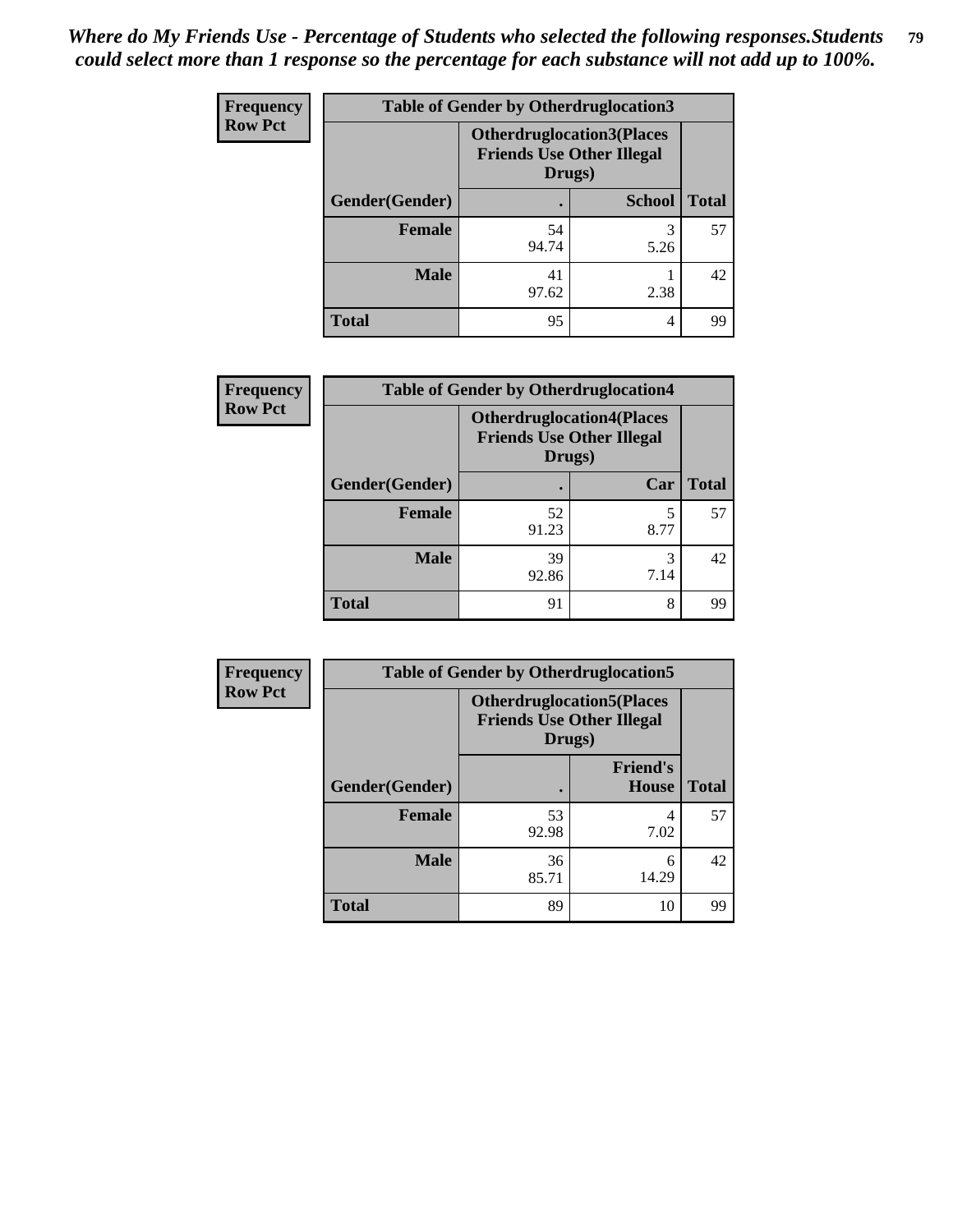*Where do My Friends Use - Percentage of Students who selected the following responses.Students could select more than 1 response so the percentage for each substance will not add up to 100%.*

**Frequency**
**Row Pct**

| Table of Gender by Otherdruglocation3 | | | |
|---|---|---|---|
| | Otherdruglocation3(Places Friends Use Other Illegal Drugs) | | |
| Gender(Gender) | . | School | Total |
| Female | 54<br>94.74 | 3<br>5.26 | 57 |
| Male | 41<br>97.62 | 1<br>2.38 | 42 |
| Total | 95 | 4 | 99 |

**Frequency**
**Row Pct**

| Table of Gender by Otherdruglocation4 | | | |
|---|---|---|---|
| | Otherdruglocation4(Places Friends Use Other Illegal Drugs) | | |
| Gender(Gender) | . | Car | Total |
| Female | 52<br>91.23 | 5<br>8.77 | 57 |
| Male | 39<br>92.86 | 3<br>7.14 | 42 |
| Total | 91 | 8 | 99 |

**Frequency**
**Row Pct**

| Table of Gender by Otherdruglocation5 | | | |
|---|---|---|---|
| | Otherdruglocation5(Places Friends Use Other Illegal Drugs) | | |
| Gender(Gender) | . | Friend's House | Total |
| Female | 53<br>92.98 | 4<br>7.02 | 57 |
| Male | 36<br>85.71 | 6<br>14.29 | 42 |
| Total | 89 | 10 | 99 |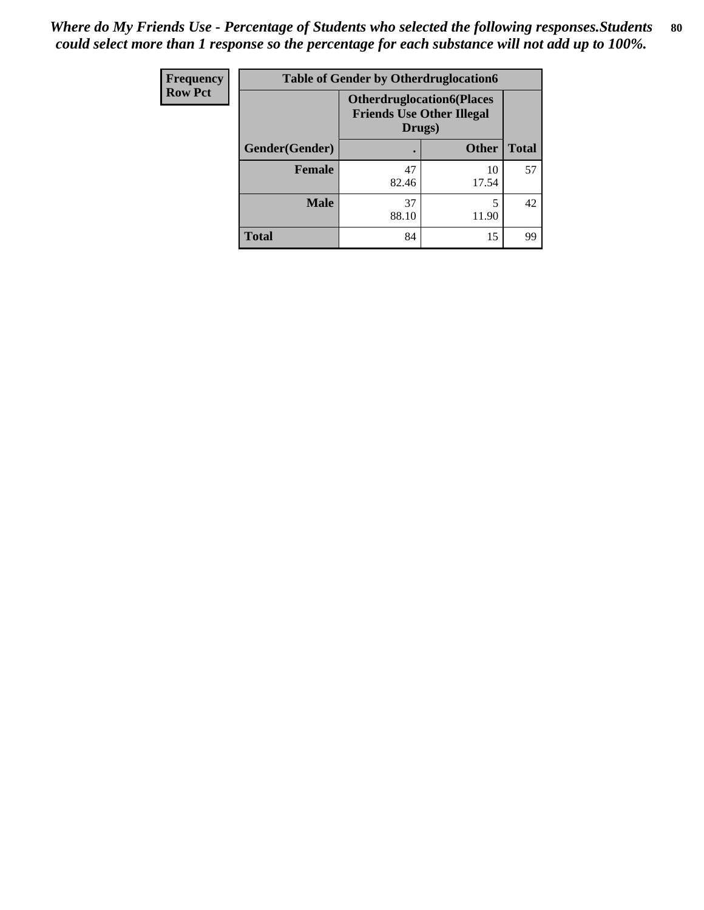*Where do My Friends Use - Percentage of Students who selected the following responses.Students could select more than 1 response so the percentage for each substance will not add up to 100%.*

| Frequency<br>Row Pct | Table of Gender by Otherdruglocation6 | | |
|---|---|---|---|
| | **Otherdruglocation6(Places Friends Use Other Illegal Drugs)** | | |
| **Gender(Gender)** | **.** | **Other** | **Total** |
| **Female** | 47<br>82.46 | 10<br>17.54 | 57 |
| **Male** | 37<br>88.10 | 5<br>11.90 | 42 |
| **Total** | 84 | 15 | 99 |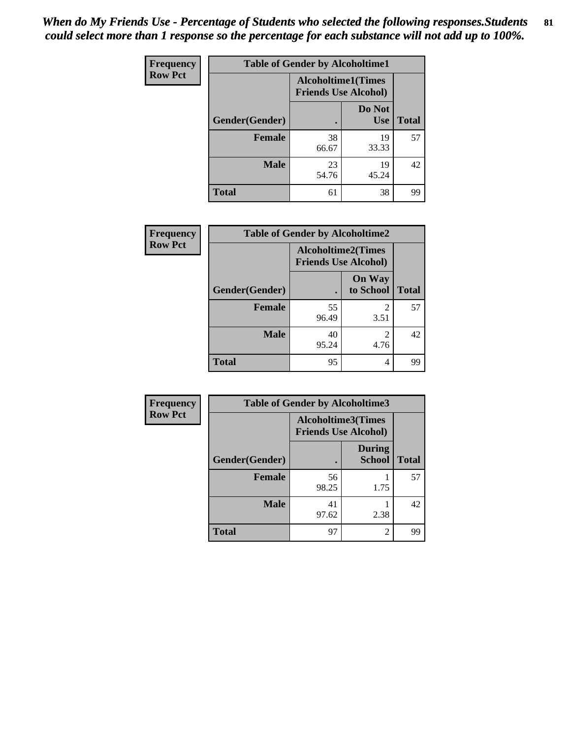*When do My Friends Use - Percentage of Students who selected the following responses.Students could select more than 1 response so the percentage for each substance will not add up to 100%.*

**Frequency**
**Row Pct**

| Table of Gender by Alcoholtime1 | | | |
|---|---|---|---|
| | Alcoholtime1(Times Friends Use Alcohol) | | |
| Gender(Gender) | . | Do Not Use | Total |
| Female | 38<br>66.67 | 19<br>33.33 | 57 |
| Male | 23<br>54.76 | 19<br>45.24 | 42 |
| Total | 61 | 38 | 99 |

**Frequency**
**Row Pct**

| Table of Gender by Alcoholtime2 | | | |
|---|---|---|---|
| | Alcoholtime2(Times Friends Use Alcohol) | | |
| Gender(Gender) | . | On Way to School | Total |
| Female | 55<br>96.49 | 2<br>3.51 | 57 |
| Male | 40<br>95.24 | 2<br>4.76 | 42 |
| Total | 95 | 4 | 99 |

**Frequency**
**Row Pct**

| Table of Gender by Alcoholtime3 | | | |
|---|---|---|---|
| | Alcoholtime3(Times Friends Use Alcohol) | | |
| Gender(Gender) | . | During School | Total |
| Female | 56<br>98.25 | 1<br>1.75 | 57 |
| Male | 41<br>97.62 | 1<br>2.38 | 42 |
| Total | 97 | 2 | 99 |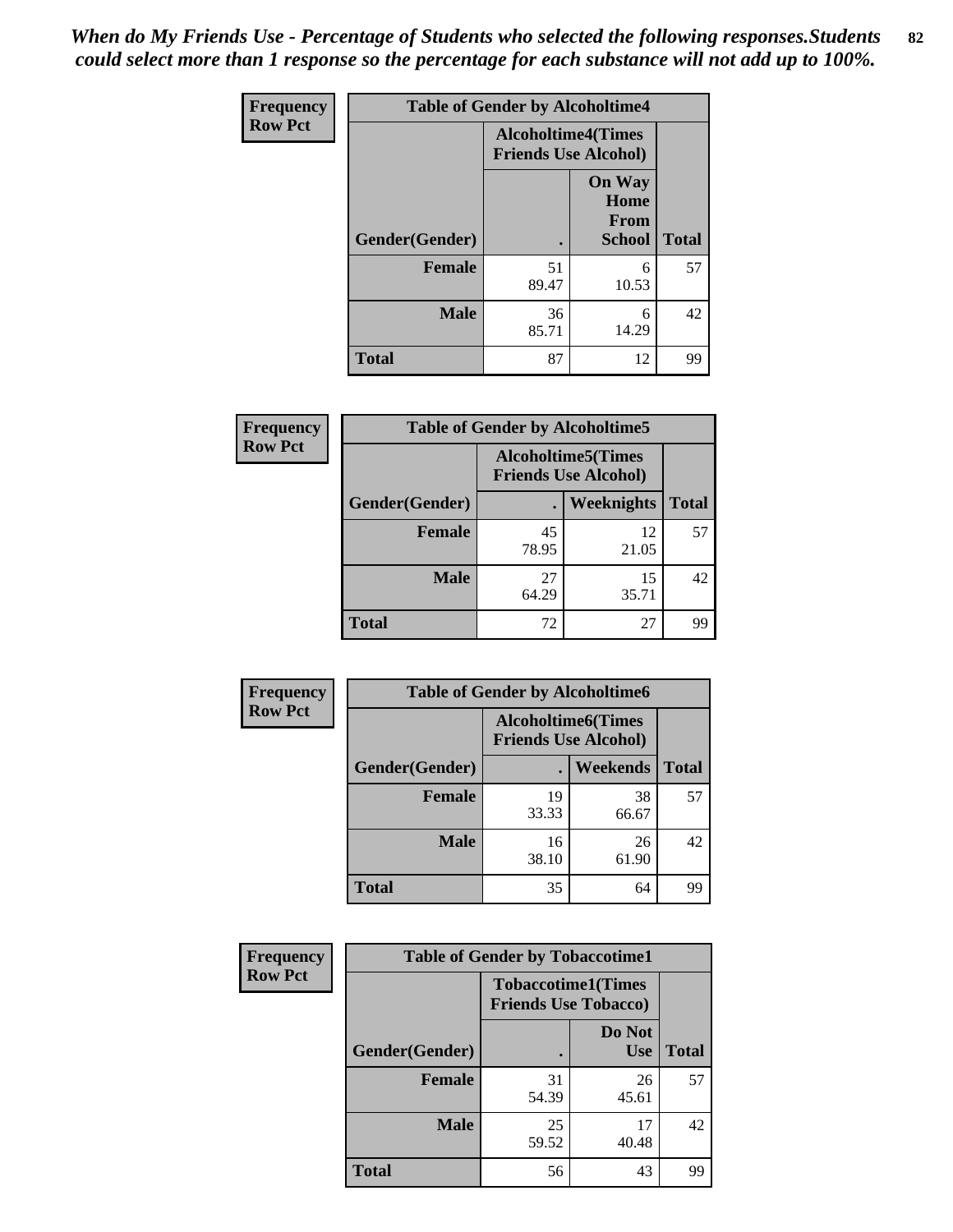*When do My Friends Use - Percentage of Students who selected the following responses.Students could select more than 1 response so the percentage for each substance will not add up to 100%.*

**Frequency**
**Row Pct**

| Table of Gender by Alcoholtime4 | | | |
|---|---|---|---|
| | Alcoholtime4(Times Friends Use Alcohol) | | |
| Gender(Gender) | . | On Way Home From School | Total |
| **Female** | 51<br>89.47 | 6<br>10.53 | 57 |
| **Male** | 36<br>85.71 | 6<br>14.29 | 42 |
| **Total** | 87 | 12 | 99 |

**Frequency**
**Row Pct**

| Table of Gender by Alcoholtime5 | | | |
|---|---|---|---|
| | Alcoholtime5(Times Friends Use Alcohol) | | |
| Gender(Gender) | . | Weeknights | Total |
| **Female** | 45<br>78.95 | 12<br>21.05 | 57 |
| **Male** | 27<br>64.29 | 15<br>35.71 | 42 |
| **Total** | 72 | 27 | 99 |

**Frequency**
**Row Pct**

| Table of Gender by Alcoholtime6 | | | |
|---|---|---|---|
| | Alcoholtime6(Times Friends Use Alcohol) | | |
| Gender(Gender) | . | Weekends | Total |
| **Female** | 19<br>33.33 | 38<br>66.67 | 57 |
| **Male** | 16<br>38.10 | 26<br>61.90 | 42 |
| **Total** | 35 | 64 | 99 |

**Frequency**
**Row Pct**

| Table of Gender by Tobaccotime1 | | | |
|---|---|---|---|
| | Tobaccotime1(Times Friends Use Tobacco) | | |
| Gender(Gender) | . | Do Not Use | Total |
| **Female** | 31<br>54.39 | 26<br>45.61 | 57 |
| **Male** | 25<br>59.52 | 17<br>40.48 | 42 |
| **Total** | 56 | 43 | 99 |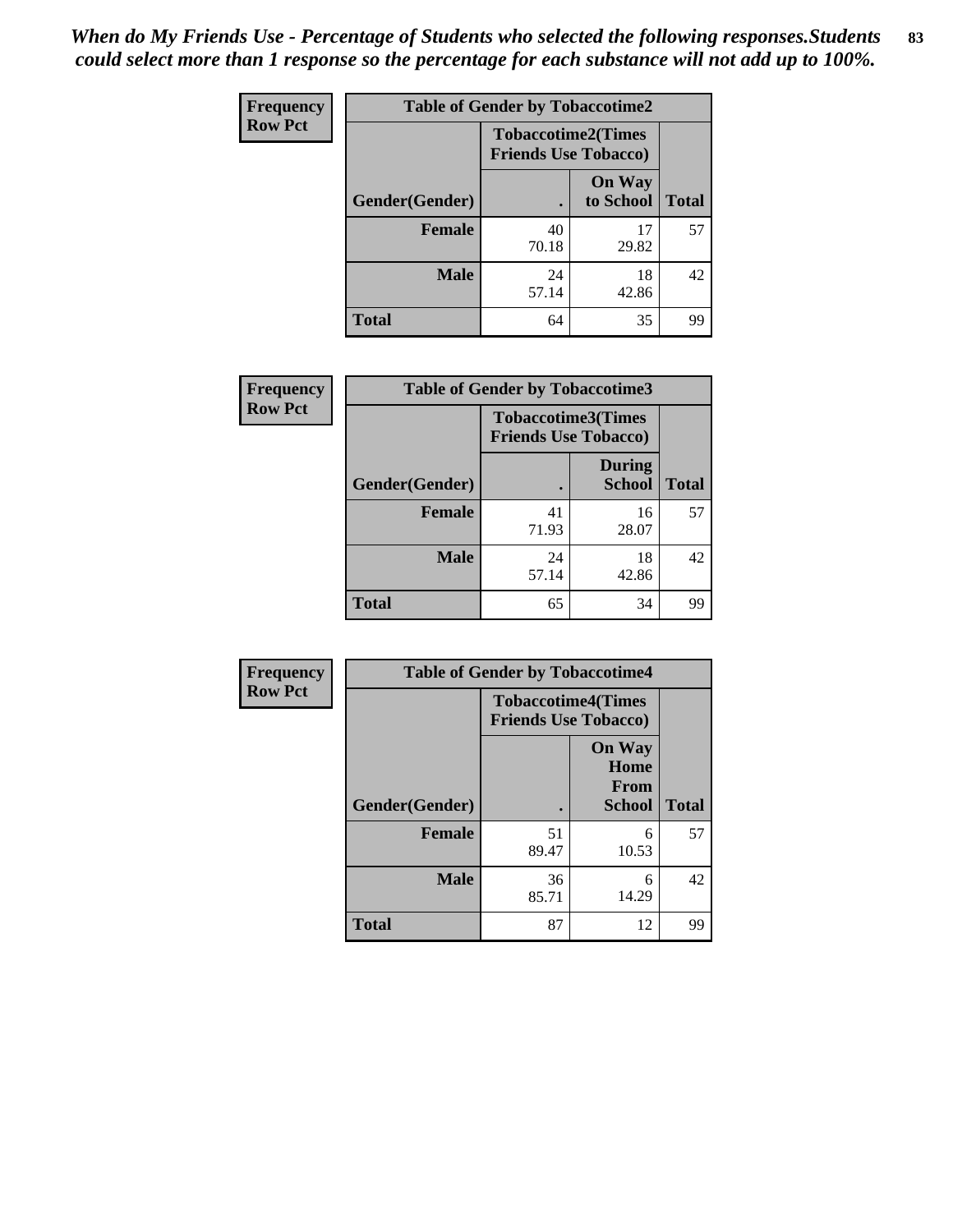*When do My Friends Use - Percentage of Students who selected the following responses.Students could select more than 1 response so the percentage for each substance will not add up to 100%.*

**Frequency**
**Row Pct**

| Table of Gender by Tobaccotime2 | | | |
|---|---|---|---|
| | Tobaccotime2(Times Friends Use Tobacco) | | |
| Gender(Gender) | . | On Way to School | Total |
| **Female** | 40<br>70.18 | 17<br>29.82 | 57 |
| **Male** | 24<br>57.14 | 18<br>42.86 | 42 |
| **Total** | 64 | 35 | 99 |

**Frequency**
**Row Pct**

| Table of Gender by Tobaccotime3 | | | |
|---|---|---|---|
| | Tobaccotime3(Times Friends Use Tobacco) | | |
| Gender(Gender) | . | During School | Total |
| **Female** | 41<br>71.93 | 16<br>28.07 | 57 |
| **Male** | 24<br>57.14 | 18<br>42.86 | 42 |
| **Total** | 65 | 34 | 99 |

**Frequency**
**Row Pct**

| Table of Gender by Tobaccotime4 | | | |
|---|---|---|---|
| | Tobaccotime4(Times Friends Use Tobacco) | | |
| Gender(Gender) | . | On Way Home From School | Total |
| **Female** | 51<br>89.47 | 6<br>10.53 | 57 |
| **Male** | 36<br>85.71 | 6<br>14.29 | 42 |
| **Total** | 87 | 12 | 99 |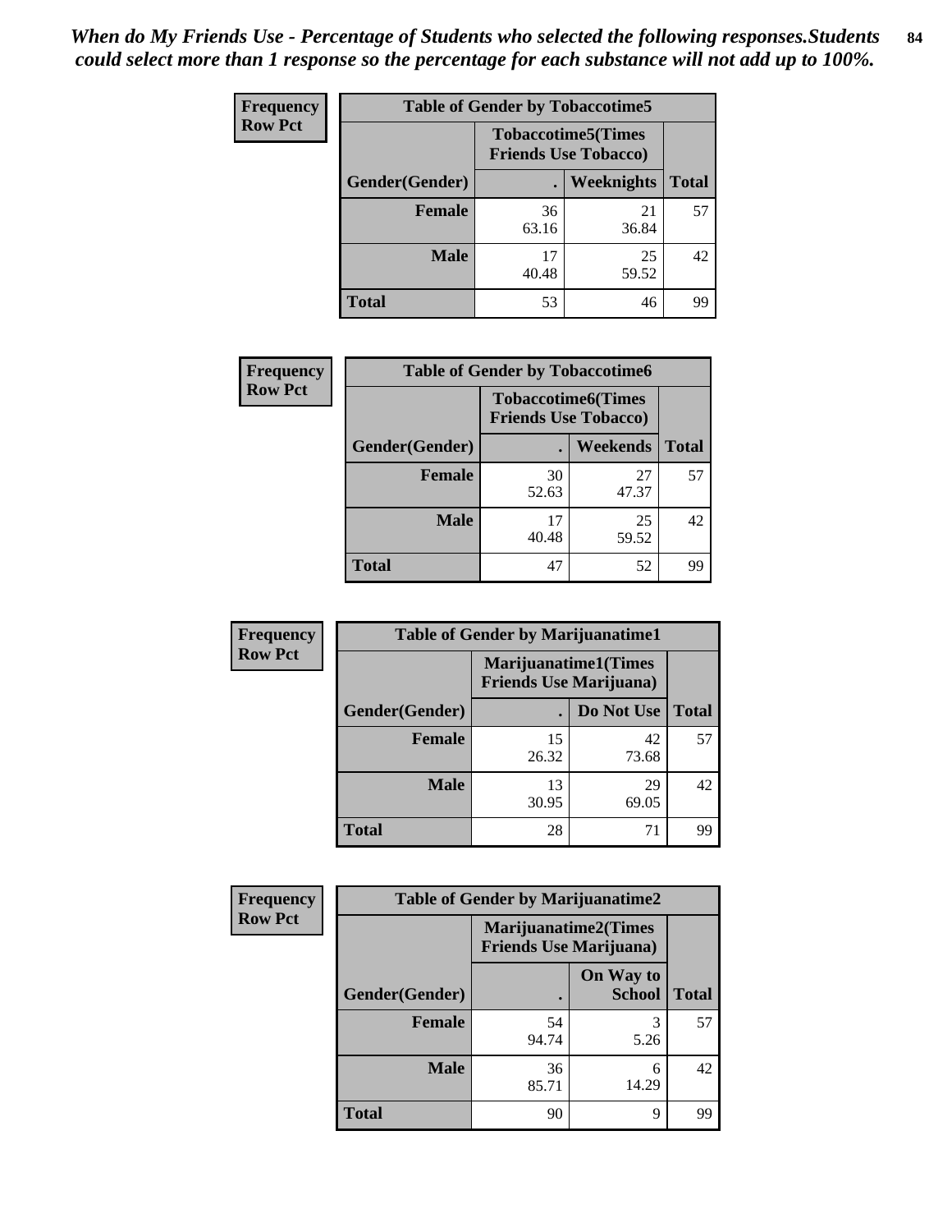*When do My Friends Use - Percentage of Students who selected the following responses.Students could select more than 1 response so the percentage for each substance will not add up to 100%.*

**Frequency**
**Row Pct**

| Table of Gender by Tobaccotime5 | | | |
|---|---|---|---|
| | Tobaccotime5(Times Friends Use Tobacco) | | |
| Gender(Gender) | . | Weeknights | Total |
| Female | 36<br>63.16 | 21<br>36.84 | 57 |
| Male | 17<br>40.48 | 25<br>59.52 | 42 |
| Total | 53 | 46 | 99 |

**Frequency**
**Row Pct**

| Table of Gender by Tobaccotime6 | | | |
|---|---|---|---|
| | Tobaccotime6(Times Friends Use Tobacco) | | |
| Gender(Gender) | . | Weekends | Total |
| Female | 30<br>52.63 | 27<br>47.37 | 57 |
| Male | 17<br>40.48 | 25<br>59.52 | 42 |
| Total | 47 | 52 | 99 |

**Frequency**
**Row Pct**

| Table of Gender by Marijuanatime1 | | | |
|---|---|---|---|
| | Marijuanatime1(Times Friends Use Marijuana) | | |
| Gender(Gender) | . | Do Not Use | Total |
| Female | 15<br>26.32 | 42<br>73.68 | 57 |
| Male | 13<br>30.95 | 29<br>69.05 | 42 |
| Total | 28 | 71 | 99 |

**Frequency**
**Row Pct**

| Table of Gender by Marijuanatime2 | | | |
|---|---|---|---|
| | Marijuanatime2(Times Friends Use Marijuana) | | |
| Gender(Gender) | . | On Way to School | Total |
| Female | 54<br>94.74 | 3<br>5.26 | 57 |
| Male | 36<br>85.71 | 6<br>14.29 | 42 |
| Total | 90 | 9 | 99 |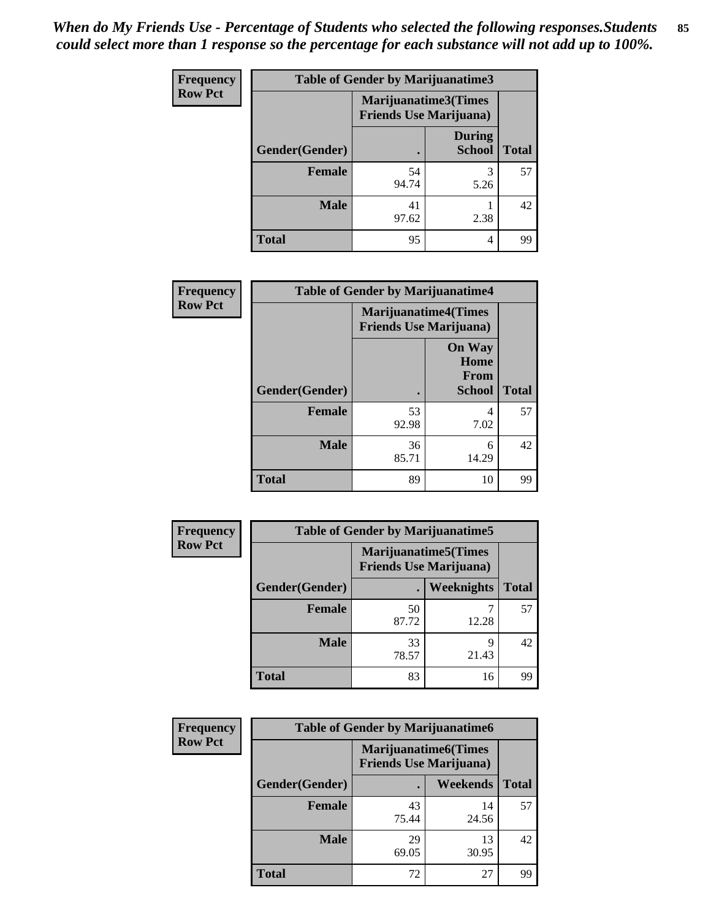*When do My Friends Use - Percentage of Students who selected the following responses.Students could select more than 1 response so the percentage for each substance will not add up to 100%.*

**Frequency**
**Row Pct**

| Table of Gender by Marijuanatime3 | | | |
|---|---|---|---|
| | Marijuanatime3(Times Friends Use Marijuana) | | |
| Gender(Gender) | . | During School | Total |
| Female | 54<br>94.74 | 3<br>5.26 | 57 |
| Male | 41<br>97.62 | 1<br>2.38 | 42 |
| Total | 95 | 4 | 99 |

**Frequency**
**Row Pct**

| Table of Gender by Marijuanatime4 | | | |
|---|---|---|---|
| | Marijuanatime4(Times Friends Use Marijuana) | | |
| Gender(Gender) | . | On Way Home From School | Total |
| Female | 53<br>92.98 | 4<br>7.02 | 57 |
| Male | 36<br>85.71 | 6<br>14.29 | 42 |
| Total | 89 | 10 | 99 |

**Frequency**
**Row Pct**

| Table of Gender by Marijuanatime5 | | | |
|---|---|---|---|
| | Marijuanatime5(Times Friends Use Marijuana) | | |
| Gender(Gender) | . | Weeknights | Total |
| Female | 50<br>87.72 | 7<br>12.28 | 57 |
| Male | 33<br>78.57 | 9<br>21.43 | 42 |
| Total | 83 | 16 | 99 |

**Frequency**
**Row Pct**

| Table of Gender by Marijuanatime6 | | | |
|---|---|---|---|
| | Marijuanatime6(Times Friends Use Marijuana) | | |
| Gender(Gender) | . | Weekends | Total |
| Female | 43<br>75.44 | 14<br>24.56 | 57 |
| Male | 29<br>69.05 | 13<br>30.95 | 42 |
| Total | 72 | 27 | 99 |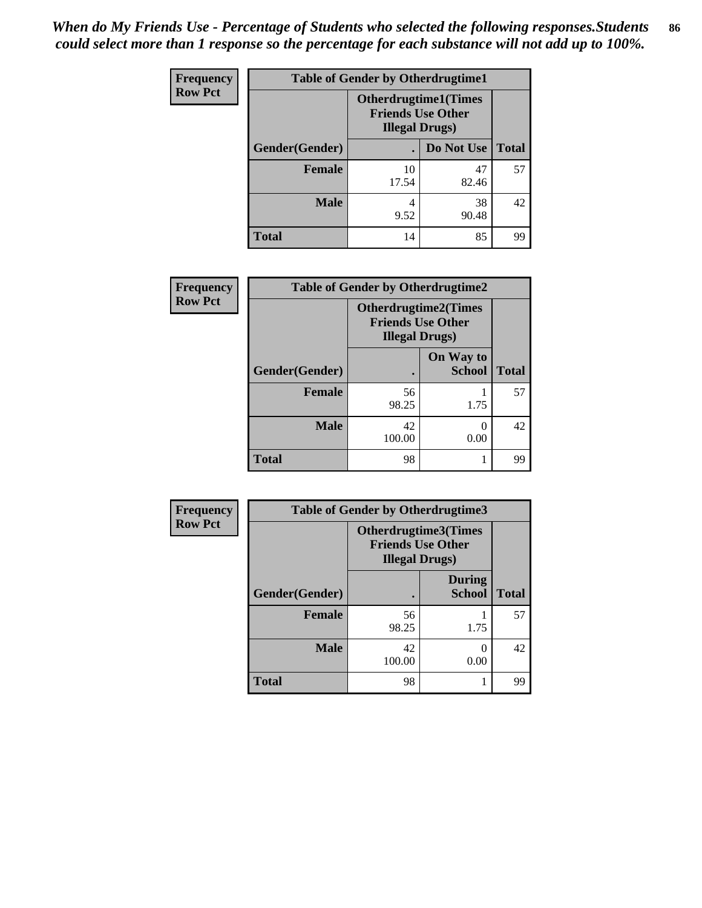*When do My Friends Use - Percentage of Students who selected the following responses.Students could select more than 1 response so the percentage for each substance will not add up to 100%.*

**Frequency**
**Row Pct**

| Table of Gender by Otherdrugtime1 | | | |
|---|---|---|---|
| | Otherdrugtime1(Times Friends Use Other Illegal Drugs) | | |
| Gender(Gender) | . | Do Not Use | Total |
| Female | 10<br>17.54 | 47<br>82.46 | 57 |
| Male | 4<br>9.52 | 38<br>90.48 | 42 |
| Total | 14 | 85 | 99 |

**Frequency**
**Row Pct**

| Table of Gender by Otherdrugtime2 | | | |
|---|---|---|---|
| | Otherdrugtime2(Times Friends Use Other Illegal Drugs) | | |
| Gender(Gender) | . | On Way to School | Total |
| Female | 56<br>98.25 | 1<br>1.75 | 57 |
| Male | 42<br>100.00 | 0<br>0.00 | 42 |
| Total | 98 | 1 | 99 |

**Frequency**
**Row Pct**

| Table of Gender by Otherdrugtime3 | | | |
|---|---|---|---|
| | Otherdrugtime3(Times Friends Use Other Illegal Drugs) | | |
| Gender(Gender) | . | During School | Total |
| Female | 56<br>98.25 | 1<br>1.75 | 57 |
| Male | 42<br>100.00 | 0<br>0.00 | 42 |
| Total | 98 | 1 | 99 |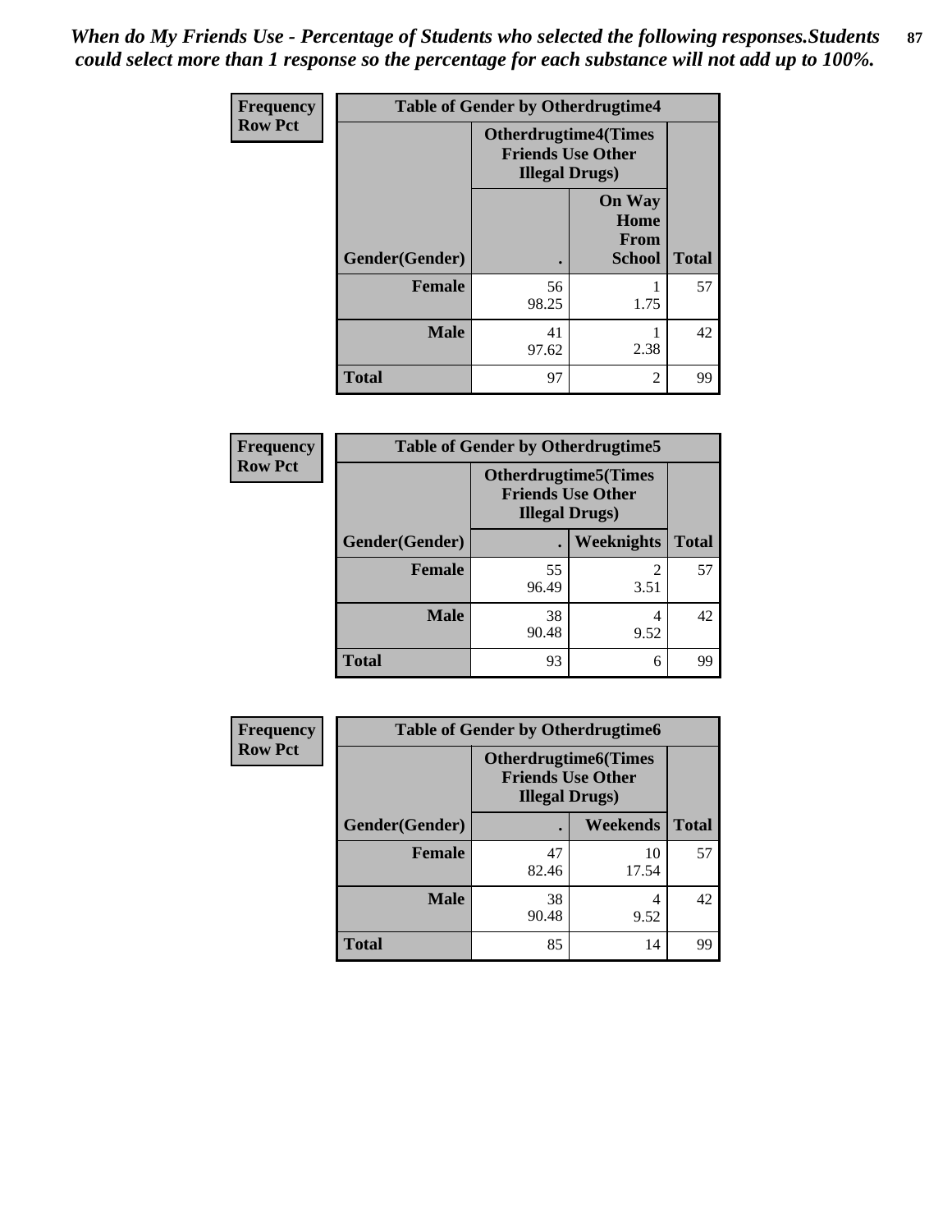*When do My Friends Use - Percentage of Students who selected the following responses.Students could select more than 1 response so the percentage for each substance will not add up to 100%.*

**Frequency Row Pct**

| Table of Gender by Otherdrugtime4 | | | |
|---|---|---|---|
| | Otherdrugtime4(Times Friends Use Other Illegal Drugs) | | |
| Gender(Gender) | . | On Way Home From School | Total |
| Female | 56<br>98.25 | 1<br>1.75 | 57 |
| Male | 41<br>97.62 | 1<br>2.38 | 42 |
| Total | 97 | 2 | 99 |

**Frequency Row Pct**

| Table of Gender by Otherdrugtime5 | | | |
|---|---|---|---|
| | Otherdrugtime5(Times Friends Use Other Illegal Drugs) | | |
| Gender(Gender) | . | Weeknights | Total |
| Female | 55<br>96.49 | 2<br>3.51 | 57 |
| Male | 38<br>90.48 | 4<br>9.52 | 42 |
| Total | 93 | 6 | 99 |

**Frequency Row Pct**

| Table of Gender by Otherdrugtime6 | | | |
|---|---|---|---|
| | Otherdrugtime6(Times Friends Use Other Illegal Drugs) | | |
| Gender(Gender) | . | Weekends | Total |
| Female | 47<br>82.46 | 10<br>17.54 | 57 |
| Male | 38<br>90.48 | 4<br>9.52 | 42 |
| Total | 85 | 14 | 99 |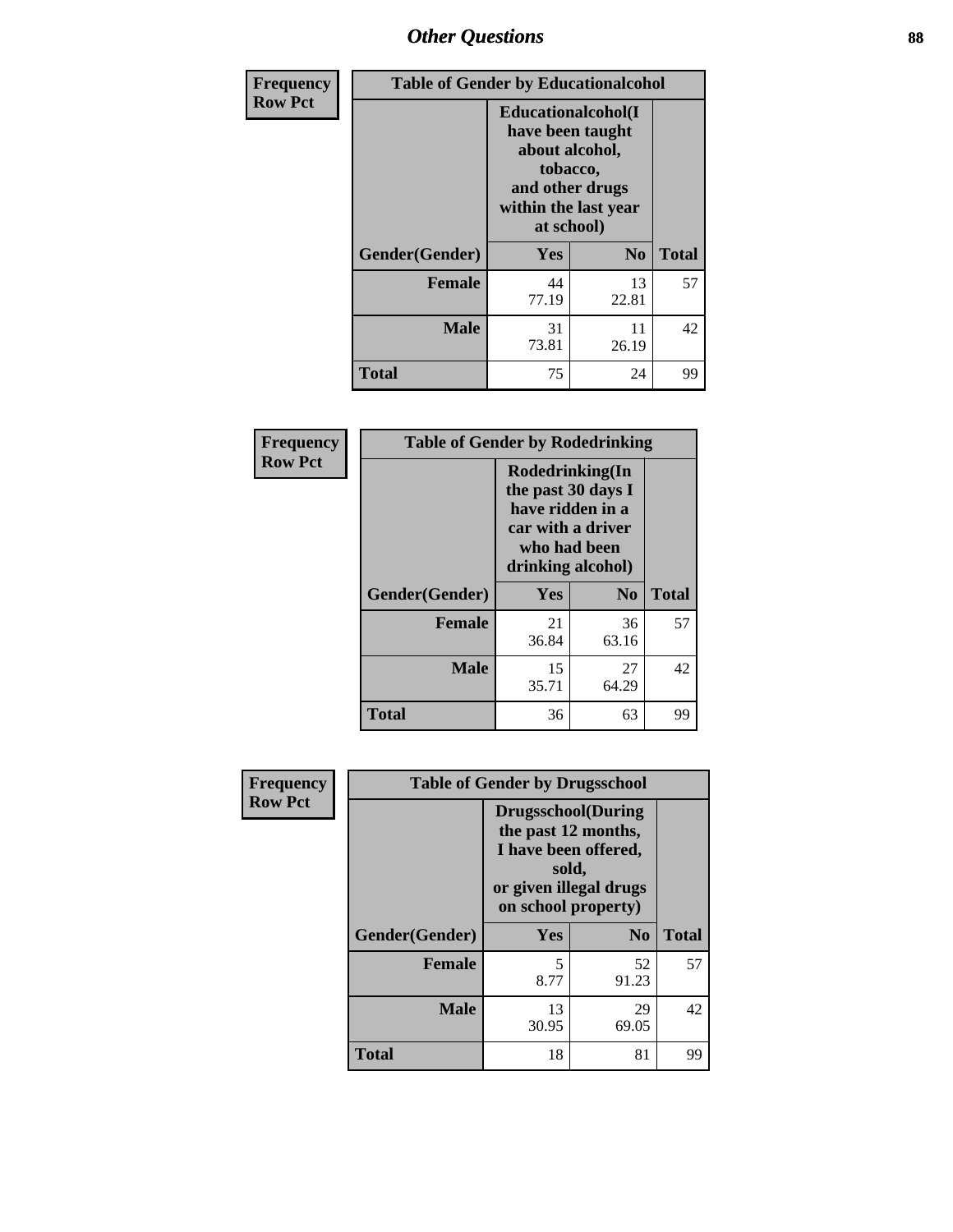## Other Questions

**Frequency**
**Row Pct**

| Table of Gender by Educationalcohol | | | |
|---|---|---|---|
| | Educationalcohol(I have been taught about alcohol, tobacco, and other drugs within the last year at school) | | |
| Gender(Gender) | Yes | No | Total |
| **Female** | 44<br>77.19 | 13<br>22.81 | 57 |
| **Male** | 31<br>73.81 | 11<br>26.19 | 42 |
| **Total** | 75 | 24 | 99 |

**Frequency**
**Row Pct**

| Table of Gender by Rodedrinking | | | |
|---|---|---|---|
| | Rodedrinking(In the past 30 days I have ridden in a car with a driver who had been drinking alcohol) | | |
| Gender(Gender) | Yes | No | Total |
| **Female** | 21<br>36.84 | 36<br>63.16 | 57 |
| **Male** | 15<br>35.71 | 27<br>64.29 | 42 |
| **Total** | 36 | 63 | 99 |

**Frequency**
**Row Pct**

| Table of Gender by Drugsschool | | | |
|---|---|---|---|
| | Drugsschool(During the past 12 months, I have been offered, sold, or given illegal drugs on school property) | | |
| Gender(Gender) | Yes | No | Total |
| **Female** | 5<br>8.77 | 52<br>91.23 | 57 |
| **Male** | 13<br>30.95 | 29<br>69.05 | 42 |
| **Total** | 18 | 81 | 99 |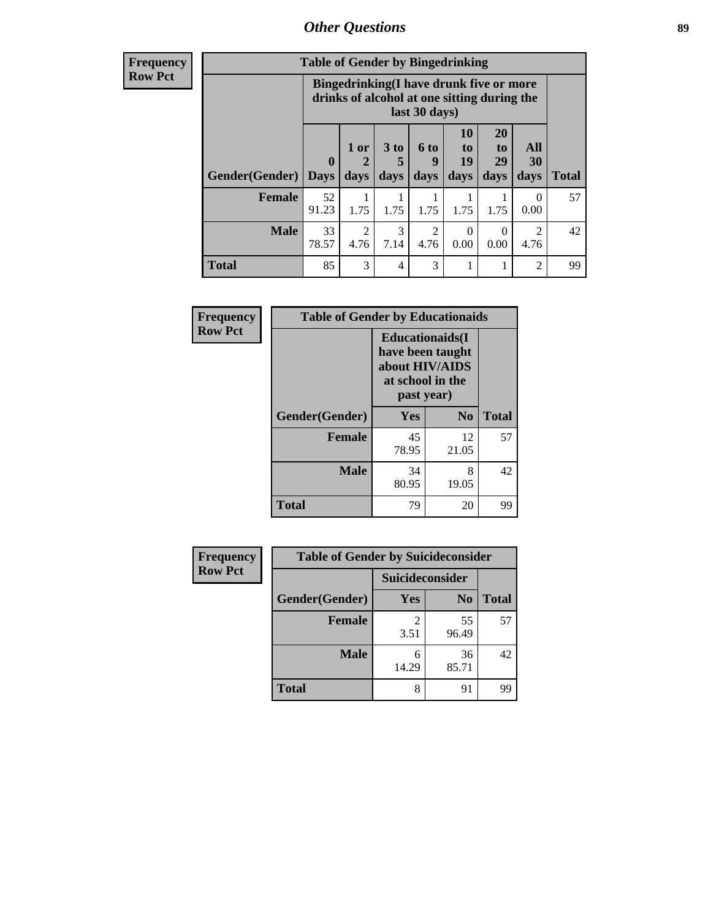| Frequency Row Pct | Table of Gender by Bingedrinking | | | | | | | |
|---|---|---|---|---|---|---|---|---|
| | Bingedrinking(I have drunk five or more drinks of alcohol at one sitting during the last 30 days) | | | | | | | |
| Gender(Gender) | 0 Days | 1 or 2 days | 3 to 5 days | 6 to 9 days | 10 to 19 days | 20 to 29 days | All 30 days | Total |
| Female | 52 91.23 | 1 1.75 | 1 1.75 | 1 1.75 | 1 1.75 | 1 1.75 | 0 0.00 | 57 |
| Male | 33 78.57 | 2 4.76 | 3 7.14 | 2 4.76 | 0 0.00 | 0 0.00 | 2 4.76 | 42 |
| Total | 85 | 3 | 4 | 3 | 1 | 1 | 2 | 99 |

| Frequency Row Pct | Table of Gender by Educationaids | | |
|---|---|---|---|
| | Educationaids(I have been taught about HIV/AIDS at school in the past year) | | |
| Gender(Gender) | Yes | No | Total |
| Female | 45 78.95 | 12 21.05 | 57 |
| Male | 34 80.95 | 8 19.05 | 42 |
| Total | 79 | 20 | 99 |

| Frequency Row Pct | Table of Gender by Suicideconsider | | |
|---|---|---|---|
| | Suicideconsider | | |
| Gender(Gender) | Yes | No | Total |
| Female | 2 3.51 | 55 96.49 | 57 |
| Male | 6 14.29 | 36 85.71 | 42 |
| Total | 8 | 91 | 99 |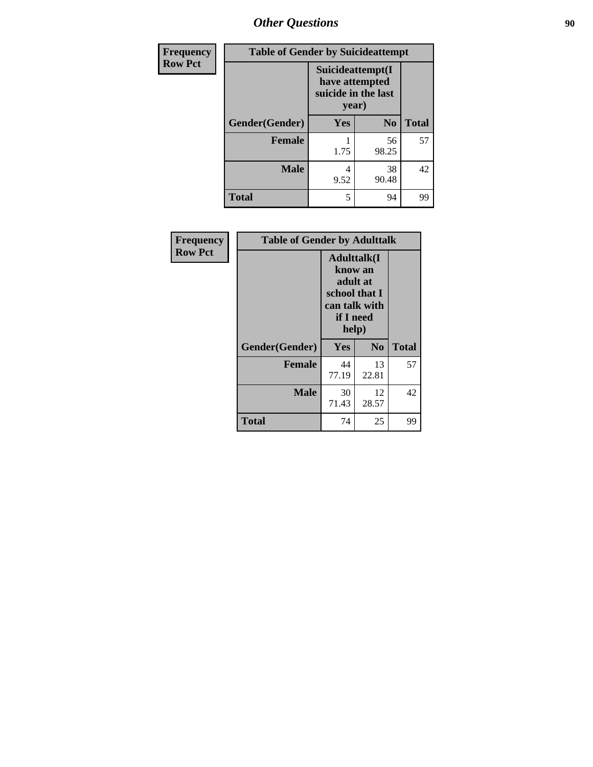## Other Questions

| Frequency Row Pct | Table of Gender by Suicideattempt | | |
|---|---|---|---|
| | Suicideattempt(I have attempted suicide in the last year) | | |
| Gender(Gender) | Yes | No | Total |
| Female | 1<br>1.75 | 56<br>98.25 | 57 |
| Male | 4<br>9.52 | 38<br>90.48 | 42 |
| Total | 5 | 94 | 99 |

| Frequency Row Pct | Table of Gender by Adulttalk | | |
|---|---|---|---|
| | Adulttalk(I know an adult at school that I can talk with if I need help) | | |
| Gender(Gender) | Yes | No | Total |
| Female | 44<br>77.19 | 13<br>22.81 | 57 |
| Male | 30<br>71.43 | 12<br>28.57 | 42 |
| Total | 74 | 25 | 99 |